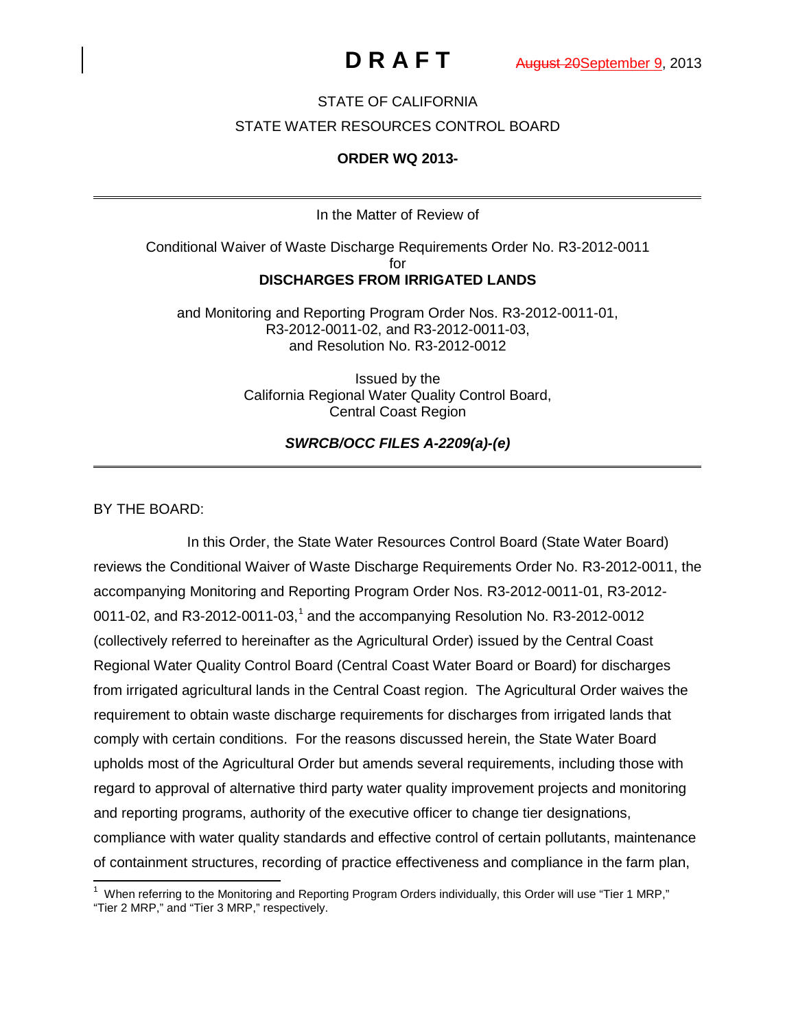# D R A F T

~~August 20~~September 9, 2013

STATE OF CALIFORNIA

STATE WATER RESOURCES CONTROL BOARD

**ORDER WQ 2013-**

---

In the Matter of Review of

Conditional Waiver of Waste Discharge Requirements Order No. R3-2012-0011
for
**DISCHARGES FROM IRRIGATED LANDS**

and Monitoring and Reporting Program Order Nos. R3-2012-0011-01, R3-2012-0011-02, and R3-2012-0011-03, and Resolution No. R3-2012-0012

Issued by the
California Regional Water Quality Control Board,
Central Coast Region

***SWRCB/OCC FILES A-2209(a)-(e)***

---

BY THE BOARD:

In this Order, the State Water Resources Control Board (State Water Board) reviews the Conditional Waiver of Waste Discharge Requirements Order No. R3-2012-0011, the accompanying Monitoring and Reporting Program Order Nos. R3-2012-0011-01, R3-2012-0011-02, and R3-2012-0011-03,[1] and the accompanying Resolution No. R3-2012-0012 (collectively referred to hereinafter as the Agricultural Order) issued by the Central Coast Regional Water Quality Control Board (Central Coast Water Board or Board) for discharges from irrigated agricultural lands in the Central Coast region. The Agricultural Order waives the requirement to obtain waste discharge requirements for discharges from irrigated lands that comply with certain conditions. For the reasons discussed herein, the State Water Board upholds most of the Agricultural Order but amends several requirements, including those with regard to approval of alternative third party water quality improvement projects and monitoring and reporting programs, authority of the executive officer to change tier designations, compliance with water quality standards and effective control of certain pollutants, maintenance of containment structures, recording of practice effectiveness and compliance in the farm plan,

---

[1] When referring to the Monitoring and Reporting Program Orders individually, this Order will use "Tier 1 MRP," "Tier 2 MRP," and "Tier 3 MRP," respectively.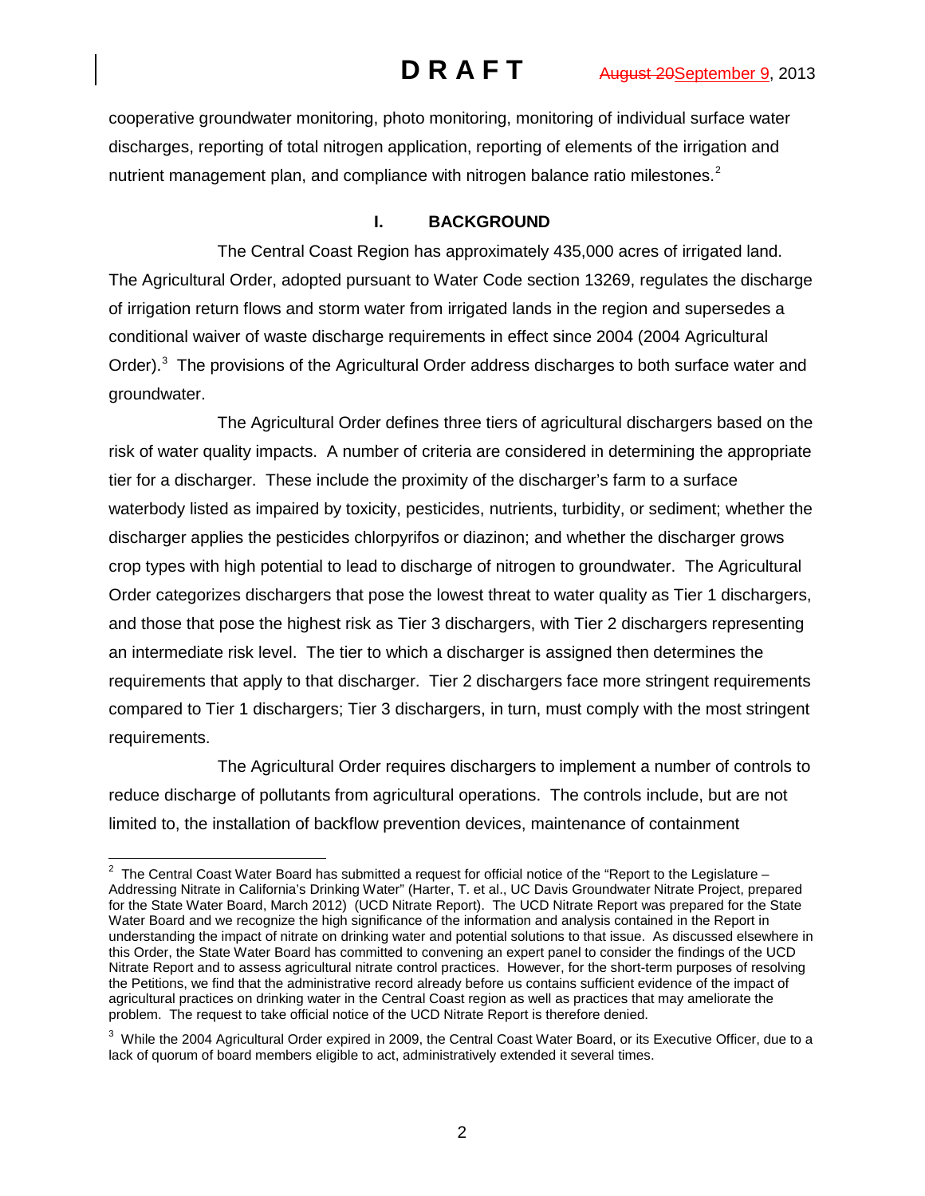cooperative groundwater monitoring, photo monitoring, monitoring of individual surface water discharges, reporting of total nitrogen application, reporting of elements of the irrigation and nutrient management plan, and compliance with nitrogen balance ratio milestones.[2]

## I. BACKGROUND

The Central Coast Region has approximately 435,000 acres of irrigated land. The Agricultural Order, adopted pursuant to Water Code section 13269, regulates the discharge of irrigation return flows and storm water from irrigated lands in the region and supersedes a conditional waiver of waste discharge requirements in effect since 2004 (2004 Agricultural Order).[3] The provisions of the Agricultural Order address discharges to both surface water and groundwater.

The Agricultural Order defines three tiers of agricultural dischargers based on the risk of water quality impacts. A number of criteria are considered in determining the appropriate tier for a discharger. These include the proximity of the discharger's farm to a surface waterbody listed as impaired by toxicity, pesticides, nutrients, turbidity, or sediment; whether the discharger applies the pesticides chlorpyrifos or diazinon; and whether the discharger grows crop types with high potential to lead to discharge of nitrogen to groundwater. The Agricultural Order categorizes dischargers that pose the lowest threat to water quality as Tier 1 dischargers, and those that pose the highest risk as Tier 3 dischargers, with Tier 2 dischargers representing an intermediate risk level. The tier to which a discharger is assigned then determines the requirements that apply to that discharger. Tier 2 dischargers face more stringent requirements compared to Tier 1 dischargers; Tier 3 dischargers, in turn, must comply with the most stringent requirements.

The Agricultural Order requires dischargers to implement a number of controls to reduce discharge of pollutants from agricultural operations. The controls include, but are not limited to, the installation of backflow prevention devices, maintenance of containment

---

[2] The Central Coast Water Board has submitted a request for official notice of the "Report to the Legislature – Addressing Nitrate in California's Drinking Water" (Harter, T. et al., UC Davis Groundwater Nitrate Project, prepared for the State Water Board, March 2012) (UCD Nitrate Report). The UCD Nitrate Report was prepared for the State Water Board and we recognize the high significance of the information and analysis contained in the Report in understanding the impact of nitrate on drinking water and potential solutions to that issue. As discussed elsewhere in this Order, the State Water Board has committed to convening an expert panel to consider the findings of the UCD Nitrate Report and to assess agricultural nitrate control practices. However, for the short-term purposes of resolving the Petitions, we find that the administrative record already before us contains sufficient evidence of the impact of agricultural practices on drinking water in the Central Coast region as well as practices that may ameliorate the problem. The request to take official notice of the UCD Nitrate Report is therefore denied.

[3] While the 2004 Agricultural Order expired in 2009, the Central Coast Water Board, or its Executive Officer, due to a lack of quorum of board members eligible to act, administratively extended it several times.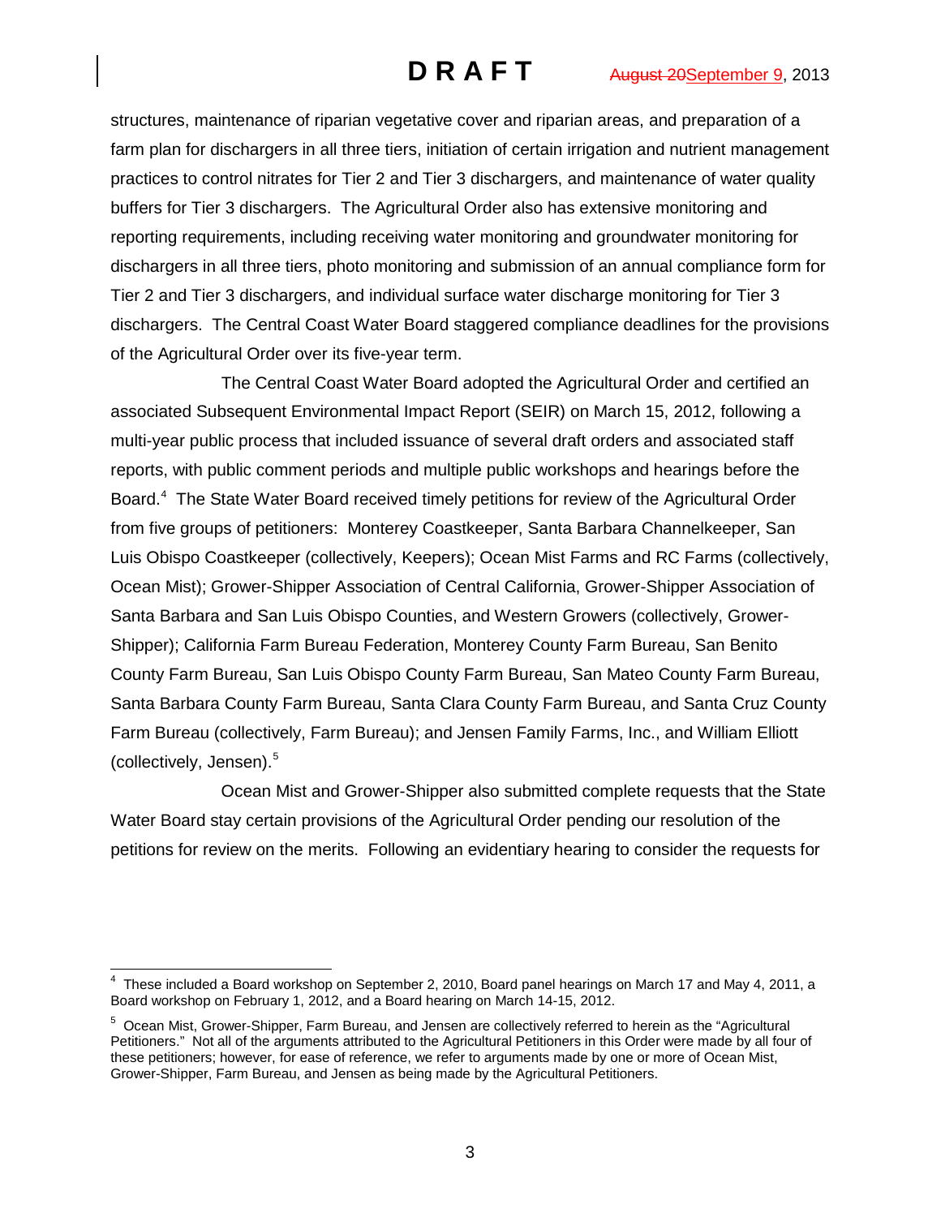structures, maintenance of riparian vegetative cover and riparian areas, and preparation of a farm plan for dischargers in all three tiers, initiation of certain irrigation and nutrient management practices to control nitrates for Tier 2 and Tier 3 dischargers, and maintenance of water quality buffers for Tier 3 dischargers. The Agricultural Order also has extensive monitoring and reporting requirements, including receiving water monitoring and groundwater monitoring for dischargers in all three tiers, photo monitoring and submission of an annual compliance form for Tier 2 and Tier 3 dischargers, and individual surface water discharge monitoring for Tier 3 dischargers. The Central Coast Water Board staggered compliance deadlines for the provisions of the Agricultural Order over its five-year term.

The Central Coast Water Board adopted the Agricultural Order and certified an associated Subsequent Environmental Impact Report (SEIR) on March 15, 2012, following a multi-year public process that included issuance of several draft orders and associated staff reports, with public comment periods and multiple public workshops and hearings before the Board.[4] The State Water Board received timely petitions for review of the Agricultural Order from five groups of petitioners: Monterey Coastkeeper, Santa Barbara Channelkeeper, San Luis Obispo Coastkeeper (collectively, Keepers); Ocean Mist Farms and RC Farms (collectively, Ocean Mist); Grower-Shipper Association of Central California, Grower-Shipper Association of Santa Barbara and San Luis Obispo Counties, and Western Growers (collectively, Grower-Shipper); California Farm Bureau Federation, Monterey County Farm Bureau, San Benito County Farm Bureau, San Luis Obispo County Farm Bureau, San Mateo County Farm Bureau, Santa Barbara County Farm Bureau, Santa Clara County Farm Bureau, and Santa Cruz County Farm Bureau (collectively, Farm Bureau); and Jensen Family Farms, Inc., and William Elliott (collectively, Jensen).[5]

Ocean Mist and Grower-Shipper also submitted complete requests that the State Water Board stay certain provisions of the Agricultural Order pending our resolution of the petitions for review on the merits. Following an evidentiary hearing to consider the requests for

---

[4] These included a Board workshop on September 2, 2010, Board panel hearings on March 17 and May 4, 2011, a Board workshop on February 1, 2012, and a Board hearing on March 14-15, 2012.

[5] Ocean Mist, Grower-Shipper, Farm Bureau, and Jensen are collectively referred to herein as the "Agricultural Petitioners." Not all of the arguments attributed to the Agricultural Petitioners in this Order were made by all four of these petitioners; however, for ease of reference, we refer to arguments made by one or more of Ocean Mist, Grower-Shipper, Farm Bureau, and Jensen as being made by the Agricultural Petitioners.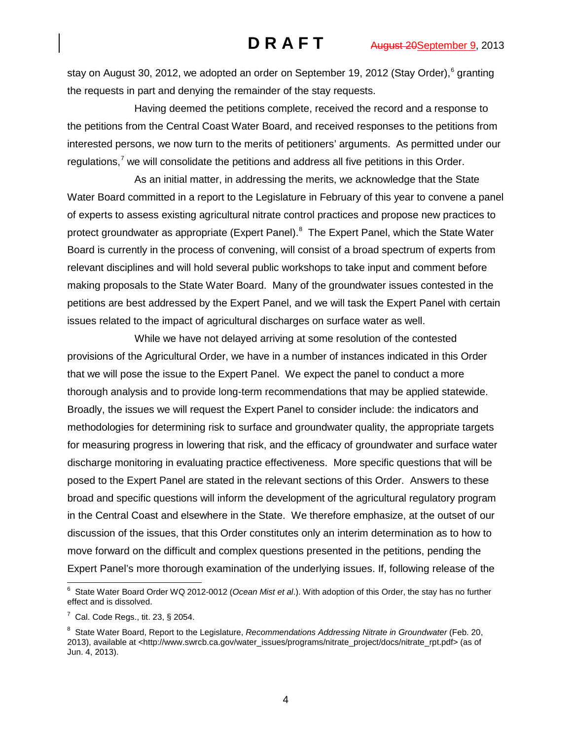stay on August 30, 2012, we adopted an order on September 19, 2012 (Stay Order),[6] granting the requests in part and denying the remainder of the stay requests.

Having deemed the petitions complete, received the record and a response to the petitions from the Central Coast Water Board, and received responses to the petitions from interested persons, we now turn to the merits of petitioners' arguments. As permitted under our regulations,[7] we will consolidate the petitions and address all five petitions in this Order.

As an initial matter, in addressing the merits, we acknowledge that the State Water Board committed in a report to the Legislature in February of this year to convene a panel of experts to assess existing agricultural nitrate control practices and propose new practices to protect groundwater as appropriate (Expert Panel).[8] The Expert Panel, which the State Water Board is currently in the process of convening, will consist of a broad spectrum of experts from relevant disciplines and will hold several public workshops to take input and comment before making proposals to the State Water Board. Many of the groundwater issues contested in the petitions are best addressed by the Expert Panel, and we will task the Expert Panel with certain issues related to the impact of agricultural discharges on surface water as well.

While we have not delayed arriving at some resolution of the contested provisions of the Agricultural Order, we have in a number of instances indicated in this Order that we will pose the issue to the Expert Panel. We expect the panel to conduct a more thorough analysis and to provide long-term recommendations that may be applied statewide. Broadly, the issues we will request the Expert Panel to consider include: the indicators and methodologies for determining risk to surface and groundwater quality, the appropriate targets for measuring progress in lowering that risk, and the efficacy of groundwater and surface water discharge monitoring in evaluating practice effectiveness. More specific questions that will be posed to the Expert Panel are stated in the relevant sections of this Order. Answers to these broad and specific questions will inform the development of the agricultural regulatory program in the Central Coast and elsewhere in the State. We therefore emphasize, at the outset of our discussion of the issues, that this Order constitutes only an interim determination as to how to move forward on the difficult and complex questions presented in the petitions, pending the Expert Panel's more thorough examination of the underlying issues. If, following release of the

---

[6] State Water Board Order WQ 2012-0012 (*Ocean Mist et al*.). With adoption of this Order, the stay has no further effect and is dissolved.

[7] Cal. Code Regs., tit. 23, § 2054.

[8] State Water Board, Report to the Legislature, *Recommendations Addressing Nitrate in Groundwater* (Feb. 20, 2013), available at <http://www.swrcb.ca.gov/water_issues/programs/nitrate_project/docs/nitrate_rpt.pdf> (as of Jun. 4, 2013).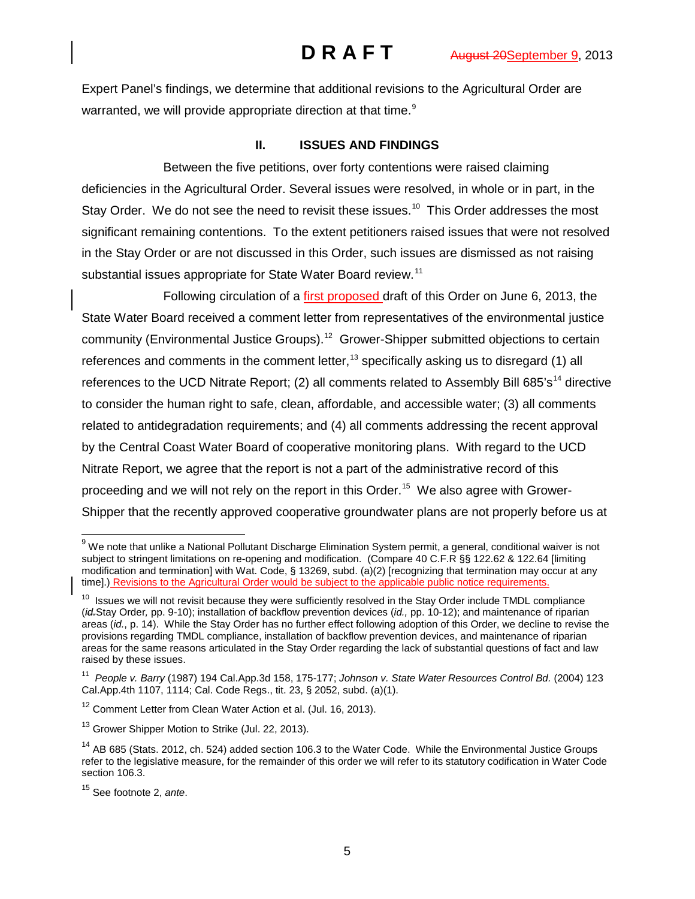Expert Panel's findings, we determine that additional revisions to the Agricultural Order are warranted, we will provide appropriate direction at that time.[9]

## II. ISSUES AND FINDINGS

Between the five petitions, over forty contentions were raised claiming deficiencies in the Agricultural Order. Several issues were resolved, in whole or in part, in the Stay Order. We do not see the need to revisit these issues.[10] This Order addresses the most significant remaining contentions. To the extent petitioners raised issues that were not resolved in the Stay Order or are not discussed in this Order, such issues are dismissed as not raising substantial issues appropriate for State Water Board review.[11]

Following circulation of a first proposed draft of this Order on June 6, 2013, the State Water Board received a comment letter from representatives of the environmental justice community (Environmental Justice Groups).[12] Grower-Shipper submitted objections to certain references and comments in the comment letter,[13] specifically asking us to disregard (1) all references to the UCD Nitrate Report; (2) all comments related to Assembly Bill 685's[14] directive to consider the human right to safe, clean, affordable, and accessible water; (3) all comments related to antidegradation requirements; and (4) all comments addressing the recent approval by the Central Coast Water Board of cooperative monitoring plans. With regard to the UCD Nitrate Report, we agree that the report is not a part of the administrative record of this proceeding and we will not rely on the report in this Order.[15] We also agree with Grower-Shipper that the recently approved cooperative groundwater plans are not properly before us at

---

[9] We note that unlike a National Pollutant Discharge Elimination System permit, a general, conditional waiver is not subject to stringent limitations on re-opening and modification. (Compare 40 C.F.R §§ 122.62 & 122.64 [limiting modification and termination] with Wat. Code, § 13269, subd. (a)(2) [recognizing that termination may occur at any time].) Revisions to the Agricultural Order would be subject to the applicable public notice requirements.

[10] Issues we will not revisit because they were sufficiently resolved in the Stay Order include TMDL compliance (Stay Order, pp. 9-10); installation of backflow prevention devices (*id.,* pp. 10-12); and maintenance of riparian areas (*id.*, p. 14). While the Stay Order has no further effect following adoption of this Order, we decline to revise the provisions regarding TMDL compliance, installation of backflow prevention devices, and maintenance of riparian areas for the same reasons articulated in the Stay Order regarding the lack of substantial questions of fact and law raised by these issues.

[11] *People v. Barry* (1987) 194 Cal.App.3d 158, 175-177; *Johnson v. State Water Resources Control Bd.* (2004) 123 Cal.App.4th 1107, 1114; Cal. Code Regs., tit. 23, § 2052, subd. (a)(1).

[12] Comment Letter from Clean Water Action et al. (Jul. 16, 2013).

[13] Grower Shipper Motion to Strike (Jul. 22, 2013).

[14] AB 685 (Stats. 2012, ch. 524) added section 106.3 to the Water Code. While the Environmental Justice Groups refer to the legislative measure, for the remainder of this order we will refer to its statutory codification in Water Code section 106.3.

[15] See footnote 2, *ante*.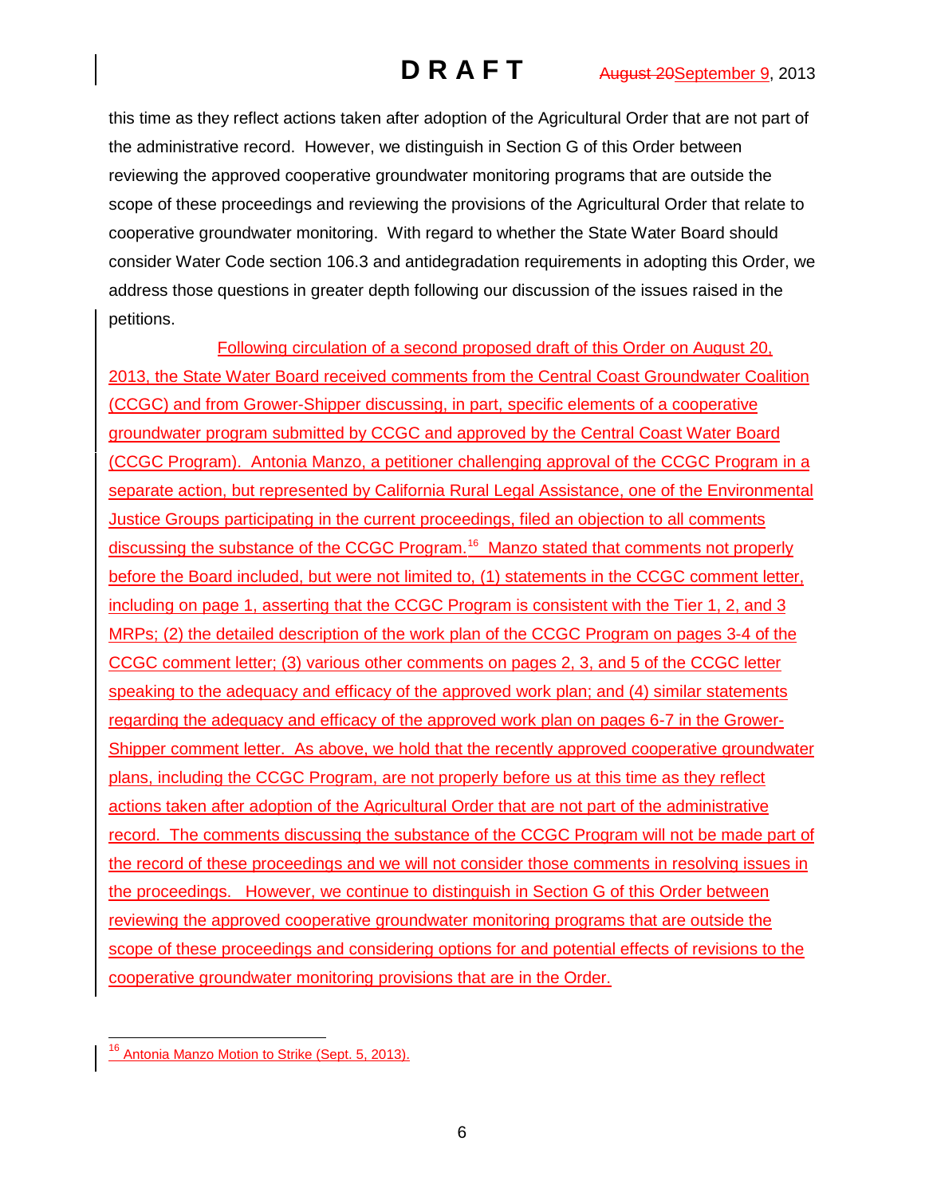this time as they reflect actions taken after adoption of the Agricultural Order that are not part of the administrative record. However, we distinguish in Section G of this Order between reviewing the approved cooperative groundwater monitoring programs that are outside the scope of these proceedings and reviewing the provisions of the Agricultural Order that relate to cooperative groundwater monitoring. With regard to whether the State Water Board should consider Water Code section 106.3 and antidegradation requirements in adopting this Order, we address those questions in greater depth following our discussion of the issues raised in the petitions.

Following circulation of a second proposed draft of this Order on August 20, 2013, the State Water Board received comments from the Central Coast Groundwater Coalition (CCGC) and from Grower-Shipper discussing, in part, specific elements of a cooperative groundwater program submitted by CCGC and approved by the Central Coast Water Board (CCGC Program). Antonia Manzo, a petitioner challenging approval of the CCGC Program in a separate action, but represented by California Rural Legal Assistance, one of the Environmental Justice Groups participating in the current proceedings, filed an objection to all comments discussing the substance of the CCGC Program.[16] Manzo stated that comments not properly before the Board included, but were not limited to, (1) statements in the CCGC comment letter, including on page 1, asserting that the CCGC Program is consistent with the Tier 1, 2, and 3 MRPs; (2) the detailed description of the work plan of the CCGC Program on pages 3-4 of the CCGC comment letter; (3) various other comments on pages 2, 3, and 5 of the CCGC letter speaking to the adequacy and efficacy of the approved work plan; and (4) similar statements regarding the adequacy and efficacy of the approved work plan on pages 6-7 in the Grower-Shipper comment letter. As above, we hold that the recently approved cooperative groundwater plans, including the CCGC Program, are not properly before us at this time as they reflect actions taken after adoption of the Agricultural Order that are not part of the administrative record. The comments discussing the substance of the CCGC Program will not be made part of the record of these proceedings and we will not consider those comments in resolving issues in the proceedings. However, we continue to distinguish in Section G of this Order between reviewing the approved cooperative groundwater monitoring programs that are outside the scope of these proceedings and considering options for and potential effects of revisions to the cooperative groundwater monitoring provisions that are in the Order.

[16] Antonia Manzo Motion to Strike (Sept. 5, 2013).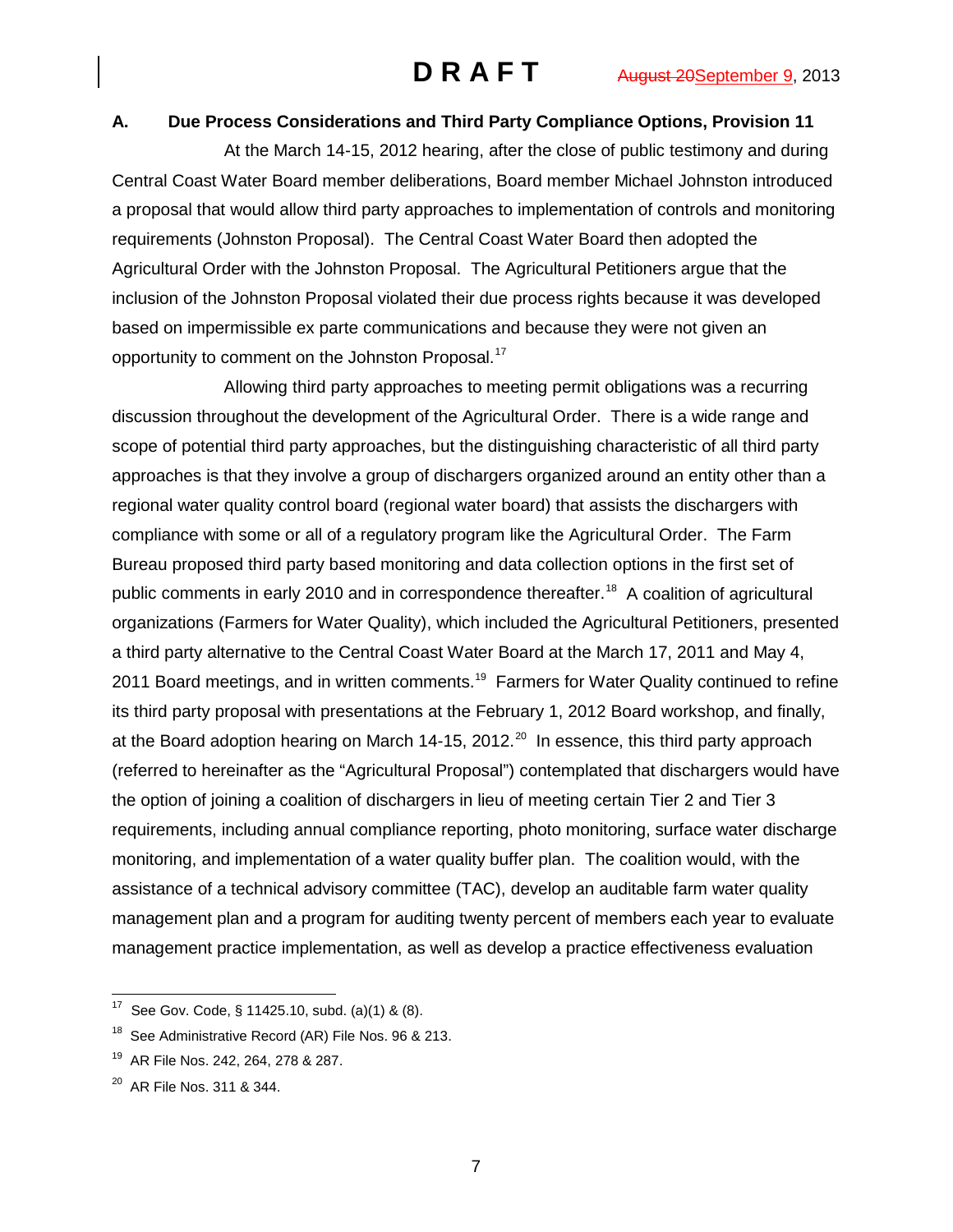### A. Due Process Considerations and Third Party Compliance Options, Provision 11

At the March 14-15, 2012 hearing, after the close of public testimony and during Central Coast Water Board member deliberations, Board member Michael Johnston introduced a proposal that would allow third party approaches to implementation of controls and monitoring requirements (Johnston Proposal). The Central Coast Water Board then adopted the Agricultural Order with the Johnston Proposal. The Agricultural Petitioners argue that the inclusion of the Johnston Proposal violated their due process rights because it was developed based on impermissible ex parte communications and because they were not given an opportunity to comment on the Johnston Proposal.[17]

Allowing third party approaches to meeting permit obligations was a recurring discussion throughout the development of the Agricultural Order. There is a wide range and scope of potential third party approaches, but the distinguishing characteristic of all third party approaches is that they involve a group of dischargers organized around an entity other than a regional water quality control board (regional water board) that assists the dischargers with compliance with some or all of a regulatory program like the Agricultural Order. The Farm Bureau proposed third party based monitoring and data collection options in the first set of public comments in early 2010 and in correspondence thereafter.[18] A coalition of agricultural organizations (Farmers for Water Quality), which included the Agricultural Petitioners, presented a third party alternative to the Central Coast Water Board at the March 17, 2011 and May 4, 2011 Board meetings, and in written comments.[19] Farmers for Water Quality continued to refine its third party proposal with presentations at the February 1, 2012 Board workshop, and finally, at the Board adoption hearing on March 14-15, 2012.[20] In essence, this third party approach (referred to hereinafter as the "Agricultural Proposal") contemplated that dischargers would have the option of joining a coalition of dischargers in lieu of meeting certain Tier 2 and Tier 3 requirements, including annual compliance reporting, photo monitoring, surface water discharge monitoring, and implementation of a water quality buffer plan. The coalition would, with the assistance of a technical advisory committee (TAC), develop an auditable farm water quality management plan and a program for auditing twenty percent of members each year to evaluate management practice implementation, as well as develop a practice effectiveness evaluation

---

[17] See Gov. Code, § 11425.10, subd. (a)(1) & (8).

[18] See Administrative Record (AR) File Nos. 96 & 213.

[19] AR File Nos. 242, 264, 278 & 287.

[20] AR File Nos. 311 & 344.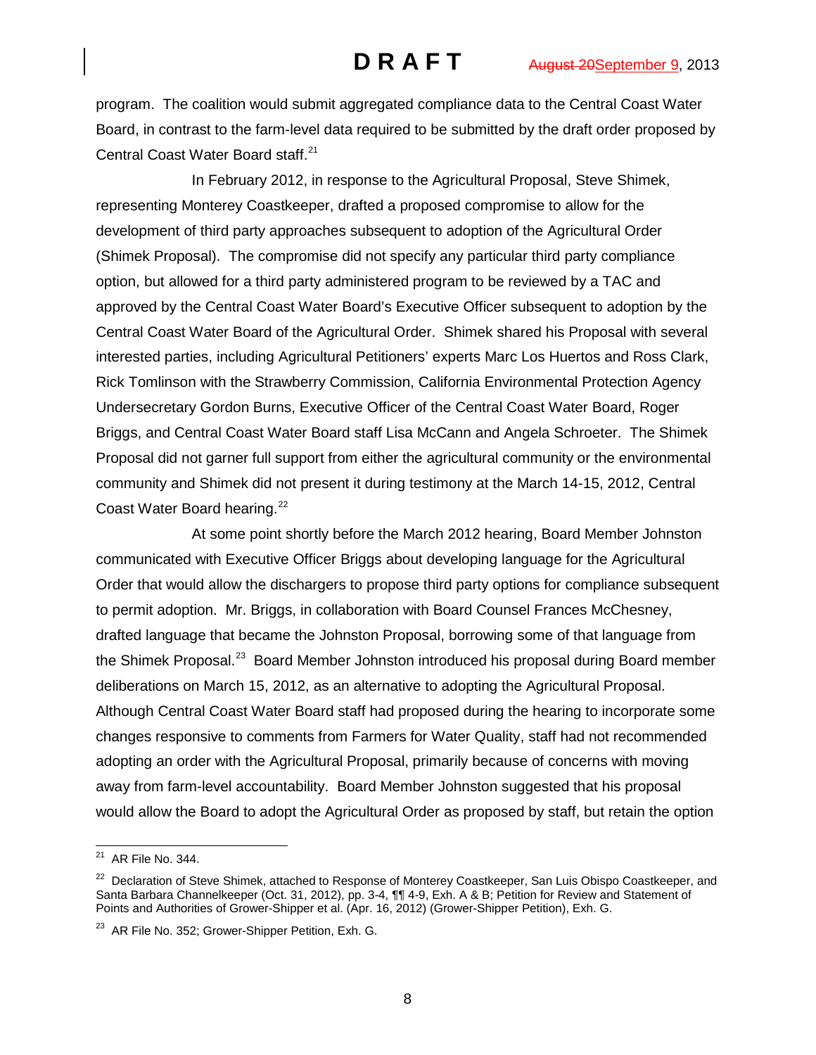program. The coalition would submit aggregated compliance data to the Central Coast Water Board, in contrast to the farm-level data required to be submitted by the draft order proposed by Central Coast Water Board staff.[21]

In February 2012, in response to the Agricultural Proposal, Steve Shimek, representing Monterey Coastkeeper, drafted a proposed compromise to allow for the development of third party approaches subsequent to adoption of the Agricultural Order (Shimek Proposal). The compromise did not specify any particular third party compliance option, but allowed for a third party administered program to be reviewed by a TAC and approved by the Central Coast Water Board's Executive Officer subsequent to adoption by the Central Coast Water Board of the Agricultural Order. Shimek shared his Proposal with several interested parties, including Agricultural Petitioners' experts Marc Los Huertos and Ross Clark, Rick Tomlinson with the Strawberry Commission, California Environmental Protection Agency Undersecretary Gordon Burns, Executive Officer of the Central Coast Water Board, Roger Briggs, and Central Coast Water Board staff Lisa McCann and Angela Schroeter. The Shimek Proposal did not garner full support from either the agricultural community or the environmental community and Shimek did not present it during testimony at the March 14-15, 2012, Central Coast Water Board hearing.[22]

At some point shortly before the March 2012 hearing, Board Member Johnston communicated with Executive Officer Briggs about developing language for the Agricultural Order that would allow the dischargers to propose third party options for compliance subsequent to permit adoption. Mr. Briggs, in collaboration with Board Counsel Frances McChesney, drafted language that became the Johnston Proposal, borrowing some of that language from the Shimek Proposal.[23] Board Member Johnston introduced his proposal during Board member deliberations on March 15, 2012, as an alternative to adopting the Agricultural Proposal. Although Central Coast Water Board staff had proposed during the hearing to incorporate some changes responsive to comments from Farmers for Water Quality, staff had not recommended adopting an order with the Agricultural Proposal, primarily because of concerns with moving away from farm-level accountability. Board Member Johnston suggested that his proposal would allow the Board to adopt the Agricultural Order as proposed by staff, but retain the option

---

[21] AR File No. 344.

[22] Declaration of Steve Shimek, attached to Response of Monterey Coastkeeper, San Luis Obispo Coastkeeper, and Santa Barbara Channelkeeper (Oct. 31, 2012), pp. 3-4, ¶¶ 4-9, Exh. A & B; Petition for Review and Statement of Points and Authorities of Grower-Shipper et al. (Apr. 16, 2012) (Grower-Shipper Petition), Exh. G.

[23] AR File No. 352; Grower-Shipper Petition, Exh. G.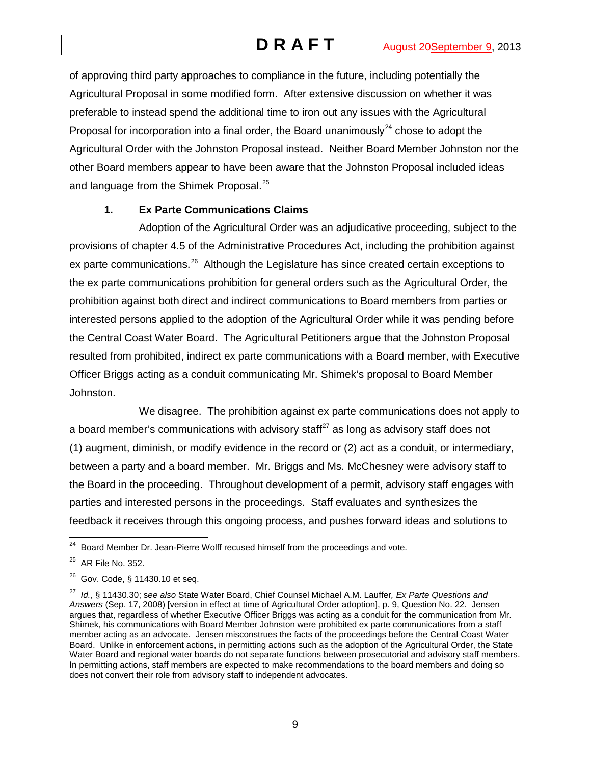of approving third party approaches to compliance in the future, including potentially the Agricultural Proposal in some modified form. After extensive discussion on whether it was preferable to instead spend the additional time to iron out any issues with the Agricultural Proposal for incorporation into a final order, the Board unanimously[24] chose to adopt the Agricultural Order with the Johnston Proposal instead. Neither Board Member Johnston nor the other Board members appear to have been aware that the Johnston Proposal included ideas and language from the Shimek Proposal.[25]

### 1. Ex Parte Communications Claims

Adoption of the Agricultural Order was an adjudicative proceeding, subject to the provisions of chapter 4.5 of the Administrative Procedures Act, including the prohibition against ex parte communications.[26] Although the Legislature has since created certain exceptions to the ex parte communications prohibition for general orders such as the Agricultural Order, the prohibition against both direct and indirect communications to Board members from parties or interested persons applied to the adoption of the Agricultural Order while it was pending before the Central Coast Water Board. The Agricultural Petitioners argue that the Johnston Proposal resulted from prohibited, indirect ex parte communications with a Board member, with Executive Officer Briggs acting as a conduit communicating Mr. Shimek's proposal to Board Member Johnston.

We disagree. The prohibition against ex parte communications does not apply to a board member's communications with advisory staff[27] as long as advisory staff does not (1) augment, diminish, or modify evidence in the record or (2) act as a conduit, or intermediary, between a party and a board member. Mr. Briggs and Ms. McChesney were advisory staff to the Board in the proceeding. Throughout development of a permit, advisory staff engages with parties and interested persons in the proceedings. Staff evaluates and synthesizes the feedback it receives through this ongoing process, and pushes forward ideas and solutions to

---

[24] Board Member Dr. Jean-Pierre Wolff recused himself from the proceedings and vote.

[25] AR File No. 352.

[26] Gov. Code, § 11430.10 et seq.

[27] *Id.*, § 11430.30; *see also* State Water Board, Chief Counsel Michael A.M. Lauffer, *Ex Parte Questions and Answers* (Sep. 17, 2008) [version in effect at time of Agricultural Order adoption], p. 9, Question No. 22. Jensen argues that, regardless of whether Executive Officer Briggs was acting as a conduit for the communication from Mr. Shimek, his communications with Board Member Johnston were prohibited ex parte communications from a staff member acting as an advocate. Jensen misconstrues the facts of the proceedings before the Central Coast Water Board. Unlike in enforcement actions, in permitting actions such as the adoption of the Agricultural Order, the State Water Board and regional water boards do not separate functions between prosecutorial and advisory staff members. In permitting actions, staff members are expected to make recommendations to the board members and doing so does not convert their role from advisory staff to independent advocates.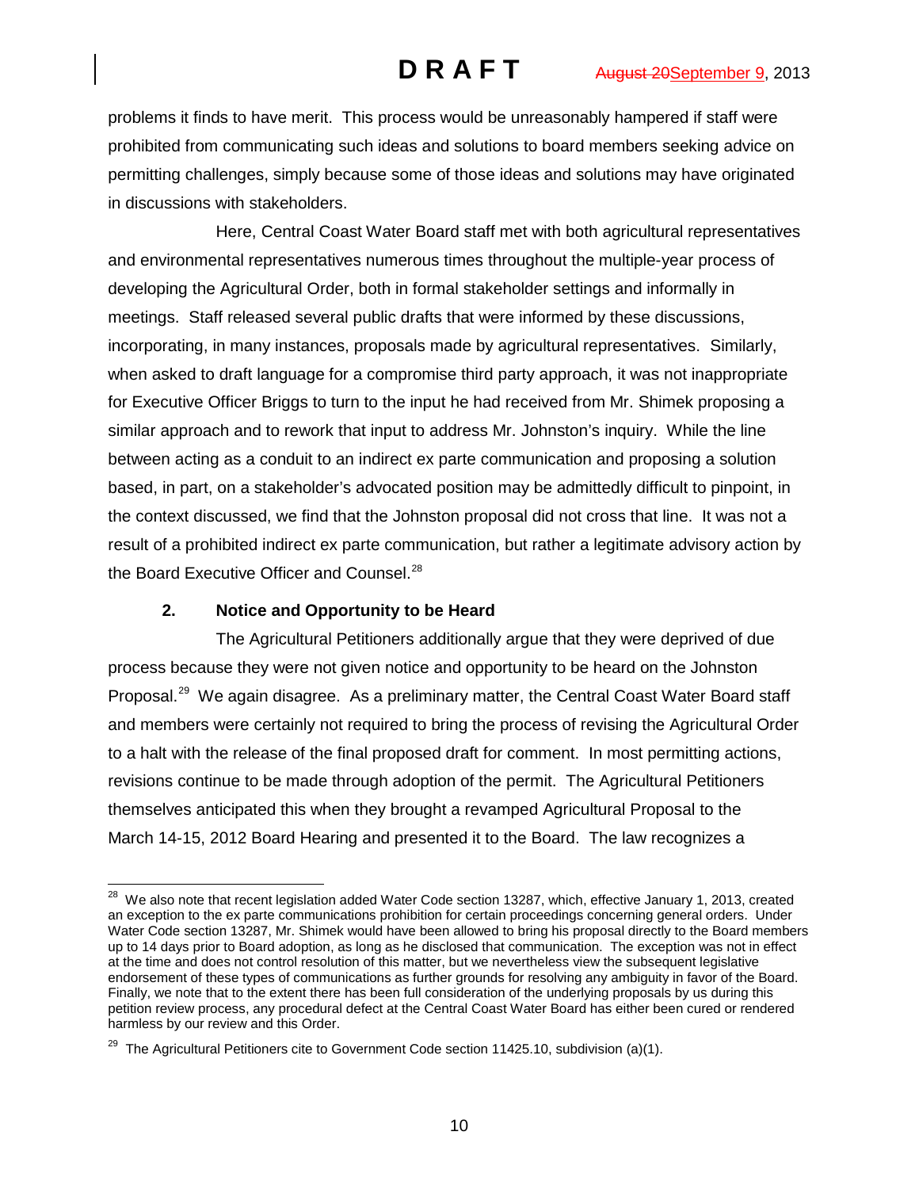problems it finds to have merit. This process would be unreasonably hampered if staff were prohibited from communicating such ideas and solutions to board members seeking advice on permitting challenges, simply because some of those ideas and solutions may have originated in discussions with stakeholders.

Here, Central Coast Water Board staff met with both agricultural representatives and environmental representatives numerous times throughout the multiple-year process of developing the Agricultural Order, both in formal stakeholder settings and informally in meetings. Staff released several public drafts that were informed by these discussions, incorporating, in many instances, proposals made by agricultural representatives. Similarly, when asked to draft language for a compromise third party approach, it was not inappropriate for Executive Officer Briggs to turn to the input he had received from Mr. Shimek proposing a similar approach and to rework that input to address Mr. Johnston's inquiry. While the line between acting as a conduit to an indirect ex parte communication and proposing a solution based, in part, on a stakeholder's advocated position may be admittedly difficult to pinpoint, in the context discussed, we find that the Johnston proposal did not cross that line. It was not a result of a prohibited indirect ex parte communication, but rather a legitimate advisory action by the Board Executive Officer and Counsel.[28]

### 2. Notice and Opportunity to be Heard

The Agricultural Petitioners additionally argue that they were deprived of due process because they were not given notice and opportunity to be heard on the Johnston Proposal.[29] We again disagree. As a preliminary matter, the Central Coast Water Board staff and members were certainly not required to bring the process of revising the Agricultural Order to a halt with the release of the final proposed draft for comment. In most permitting actions, revisions continue to be made through adoption of the permit. The Agricultural Petitioners themselves anticipated this when they brought a revamped Agricultural Proposal to the March 14-15, 2012 Board Hearing and presented it to the Board. The law recognizes a

---

[28] We also note that recent legislation added Water Code section 13287, which, effective January 1, 2013, created an exception to the ex parte communications prohibition for certain proceedings concerning general orders. Under Water Code section 13287, Mr. Shimek would have been allowed to bring his proposal directly to the Board members up to 14 days prior to Board adoption, as long as he disclosed that communication. The exception was not in effect at the time and does not control resolution of this matter, but we nevertheless view the subsequent legislative endorsement of these types of communications as further grounds for resolving any ambiguity in favor of the Board. Finally, we note that to the extent there has been full consideration of the underlying proposals by us during this petition review process, any procedural defect at the Central Coast Water Board has either been cured or rendered harmless by our review and this Order.

[29] The Agricultural Petitioners cite to Government Code section 11425.10, subdivision (a)(1).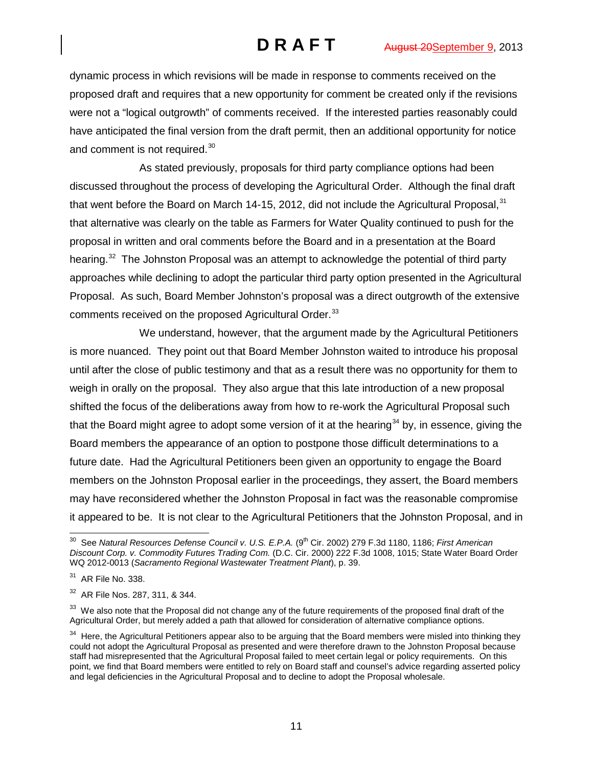dynamic process in which revisions will be made in response to comments received on the proposed draft and requires that a new opportunity for comment be created only if the revisions were not a "logical outgrowth" of comments received. If the interested parties reasonably could have anticipated the final version from the draft permit, then an additional opportunity for notice and comment is not required.[30]

As stated previously, proposals for third party compliance options had been discussed throughout the process of developing the Agricultural Order. Although the final draft that went before the Board on March 14-15, 2012, did not include the Agricultural Proposal,[31] that alternative was clearly on the table as Farmers for Water Quality continued to push for the proposal in written and oral comments before the Board and in a presentation at the Board hearing.[32] The Johnston Proposal was an attempt to acknowledge the potential of third party approaches while declining to adopt the particular third party option presented in the Agricultural Proposal. As such, Board Member Johnston's proposal was a direct outgrowth of the extensive comments received on the proposed Agricultural Order.[33]

We understand, however, that the argument made by the Agricultural Petitioners is more nuanced. They point out that Board Member Johnston waited to introduce his proposal until after the close of public testimony and that as a result there was no opportunity for them to weigh in orally on the proposal. They also argue that this late introduction of a new proposal shifted the focus of the deliberations away from how to re-work the Agricultural Proposal such that the Board might agree to adopt some version of it at the hearing[34] by, in essence, giving the Board members the appearance of an option to postpone those difficult determinations to a future date. Had the Agricultural Petitioners been given an opportunity to engage the Board members on the Johnston Proposal earlier in the proceedings, they assert, the Board members may have reconsidered whether the Johnston Proposal in fact was the reasonable compromise it appeared to be. It is not clear to the Agricultural Petitioners that the Johnston Proposal, and in

---

[30] See *Natural Resources Defense Council v. U.S. E.P.A.* (9th Cir. 2002) 279 F.3d 1180, 1186; *First American Discount Corp. v. Commodity Futures Trading Com.* (D.C. Cir. 2000) 222 F.3d 1008, 1015; State Water Board Order WQ 2012-0013 (*Sacramento Regional Wastewater Treatment Plant*), p. 39.

[31] AR File No. 338.

[32] AR File Nos. 287, 311, & 344.

[33] We also note that the Proposal did not change any of the future requirements of the proposed final draft of the Agricultural Order, but merely added a path that allowed for consideration of alternative compliance options.

[34] Here, the Agricultural Petitioners appear also to be arguing that the Board members were misled into thinking they could not adopt the Agricultural Proposal as presented and were therefore drawn to the Johnston Proposal because staff had misrepresented that the Agricultural Proposal failed to meet certain legal or policy requirements. On this point, we find that Board members were entitled to rely on Board staff and counsel's advice regarding asserted policy and legal deficiencies in the Agricultural Proposal and to decline to adopt the Proposal wholesale.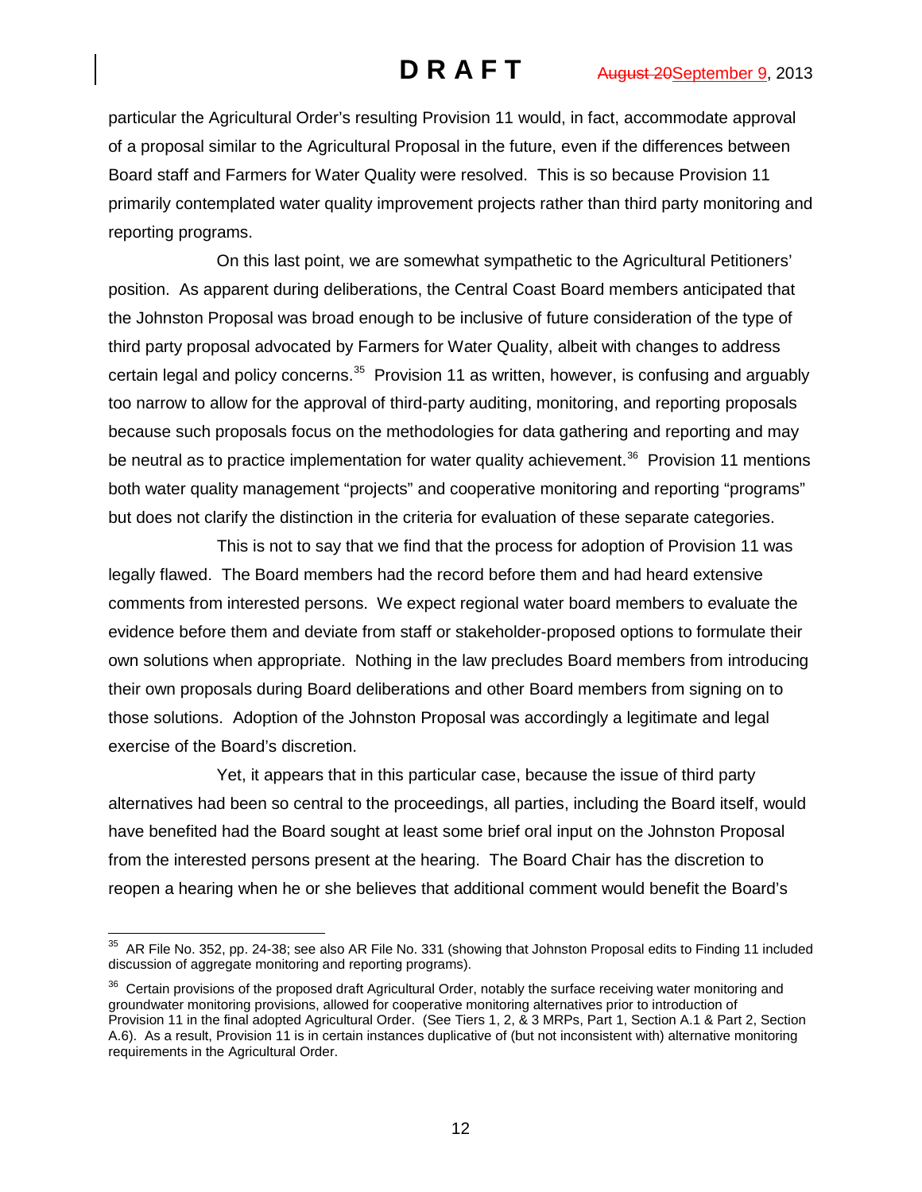particular the Agricultural Order's resulting Provision 11 would, in fact, accommodate approval of a proposal similar to the Agricultural Proposal in the future, even if the differences between Board staff and Farmers for Water Quality were resolved. This is so because Provision 11 primarily contemplated water quality improvement projects rather than third party monitoring and reporting programs.

On this last point, we are somewhat sympathetic to the Agricultural Petitioners' position. As apparent during deliberations, the Central Coast Board members anticipated that the Johnston Proposal was broad enough to be inclusive of future consideration of the type of third party proposal advocated by Farmers for Water Quality, albeit with changes to address certain legal and policy concerns.[35] Provision 11 as written, however, is confusing and arguably too narrow to allow for the approval of third-party auditing, monitoring, and reporting proposals because such proposals focus on the methodologies for data gathering and reporting and may be neutral as to practice implementation for water quality achievement.[36] Provision 11 mentions both water quality management "projects" and cooperative monitoring and reporting "programs" but does not clarify the distinction in the criteria for evaluation of these separate categories.

This is not to say that we find that the process for adoption of Provision 11 was legally flawed. The Board members had the record before them and had heard extensive comments from interested persons. We expect regional water board members to evaluate the evidence before them and deviate from staff or stakeholder-proposed options to formulate their own solutions when appropriate. Nothing in the law precludes Board members from introducing their own proposals during Board deliberations and other Board members from signing on to those solutions. Adoption of the Johnston Proposal was accordingly a legitimate and legal exercise of the Board's discretion.

Yet, it appears that in this particular case, because the issue of third party alternatives had been so central to the proceedings, all parties, including the Board itself, would have benefited had the Board sought at least some brief oral input on the Johnston Proposal from the interested persons present at the hearing. The Board Chair has the discretion to reopen a hearing when he or she believes that additional comment would benefit the Board's

---

[35] AR File No. 352, pp. 24-38; see also AR File No. 331 (showing that Johnston Proposal edits to Finding 11 included discussion of aggregate monitoring and reporting programs).

[36] Certain provisions of the proposed draft Agricultural Order, notably the surface receiving water monitoring and groundwater monitoring provisions, allowed for cooperative monitoring alternatives prior to introduction of Provision 11 in the final adopted Agricultural Order. (See Tiers 1, 2, & 3 MRPs, Part 1, Section A.1 & Part 2, Section A.6). As a result, Provision 11 is in certain instances duplicative of (but not inconsistent with) alternative monitoring requirements in the Agricultural Order.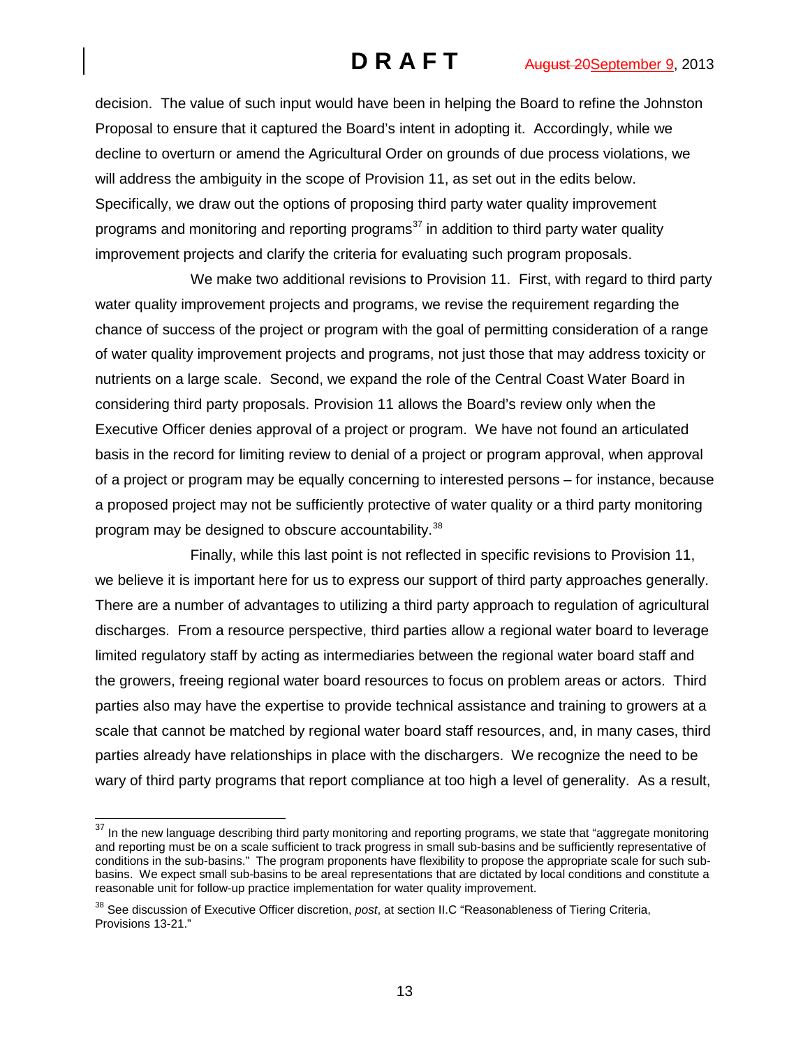decision. The value of such input would have been in helping the Board to refine the Johnston Proposal to ensure that it captured the Board's intent in adopting it. Accordingly, while we decline to overturn or amend the Agricultural Order on grounds of due process violations, we will address the ambiguity in the scope of Provision 11, as set out in the edits below. Specifically, we draw out the options of proposing third party water quality improvement programs and monitoring and reporting programs[37] in addition to third party water quality improvement projects and clarify the criteria for evaluating such program proposals.

We make two additional revisions to Provision 11. First, with regard to third party water quality improvement projects and programs, we revise the requirement regarding the chance of success of the project or program with the goal of permitting consideration of a range of water quality improvement projects and programs, not just those that may address toxicity or nutrients on a large scale. Second, we expand the role of the Central Coast Water Board in considering third party proposals. Provision 11 allows the Board's review only when the Executive Officer denies approval of a project or program. We have not found an articulated basis in the record for limiting review to denial of a project or program approval, when approval of a project or program may be equally concerning to interested persons – for instance, because a proposed project may not be sufficiently protective of water quality or a third party monitoring program may be designed to obscure accountability.[38]

Finally, while this last point is not reflected in specific revisions to Provision 11, we believe it is important here for us to express our support of third party approaches generally. There are a number of advantages to utilizing a third party approach to regulation of agricultural discharges. From a resource perspective, third parties allow a regional water board to leverage limited regulatory staff by acting as intermediaries between the regional water board staff and the growers, freeing regional water board resources to focus on problem areas or actors. Third parties also may have the expertise to provide technical assistance and training to growers at a scale that cannot be matched by regional water board staff resources, and, in many cases, third parties already have relationships in place with the dischargers. We recognize the need to be wary of third party programs that report compliance at too high a level of generality. As a result,

---

[37] In the new language describing third party monitoring and reporting programs, we state that "aggregate monitoring and reporting must be on a scale sufficient to track progress in small sub-basins and be sufficiently representative of conditions in the sub-basins." The program proponents have flexibility to propose the appropriate scale for such sub-basins. We expect small sub-basins to be areal representations that are dictated by local conditions and constitute a reasonable unit for follow-up practice implementation for water quality improvement.

[38] See discussion of Executive Officer discretion, *post*, at section II.C "Reasonableness of Tiering Criteria, Provisions 13-21."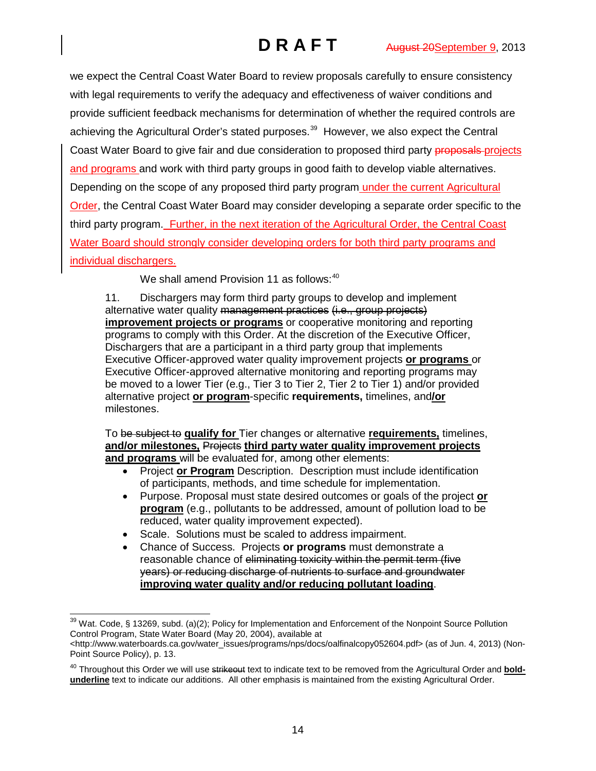we expect the Central Coast Water Board to review proposals carefully to ensure consistency with legal requirements to verify the adequacy and effectiveness of waiver conditions and provide sufficient feedback mechanisms for determination of whether the required controls are achieving the Agricultural Order's stated purposes.[39] However, we also expect the Central Coast Water Board to give fair and due consideration to proposed third party ~~proposals~~ projects and programs and work with third party groups in good faith to develop viable alternatives. Depending on the scope of any proposed third party program under the current Agricultural Order, the Central Coast Water Board may consider developing a separate order specific to the third party program. Further, in the next iteration of the Agricultural Order, the Central Coast Water Board should strongly consider developing orders for both third party programs and individual dischargers.

We shall amend Provision 11 as follows:[40]

> 11. Dischargers may form third party groups to develop and implement alternative water quality ~~management practices (i.e., group projects)~~ **<u>improvement projects or programs</u>** or cooperative monitoring and reporting programs to comply with this Order. At the discretion of the Executive Officer, Dischargers that are a participant in a third party group that implements Executive Officer-approved water quality improvement projects **<u>or programs</u>** or Executive Officer-approved alternative monitoring and reporting programs may be moved to a lower Tier (e.g., Tier 3 to Tier 2, Tier 2 to Tier 1) and/or provided alternative project **<u>or program</u>**-specific **requirements,** timelines, and**<u>/or</u>** milestones.
>
> To ~~be subject to~~ **<u>qualify for</u>** Tier changes or alternative **<u>requirements,</u>** timelines, **<u>and/or milestones,</u>** ~~Projects~~ **<u>third party water quality improvement projects and programs</u>** will be evaluated for, among other elements:
>
> - Project **<u>or Program</u>** Description. Description must include identification of participants, methods, and time schedule for implementation.
> - Purpose. Proposal must state desired outcomes or goals of the project **<u>or program</u>** (e.g., pollutants to be addressed, amount of pollution load to be reduced, water quality improvement expected).
> - Scale. Solutions must be scaled to address impairment.
> - Chance of Success. Projects **or programs** must demonstrate a reasonable chance of ~~eliminating toxicity within the permit term (five years) or reducing discharge of nutrients to surface and groundwater~~ **<u>improving water quality and/or reducing pollutant loading</u>**.

---

[39] Wat. Code, § 13269, subd. (a)(2); Policy for Implementation and Enforcement of the Nonpoint Source Pollution Control Program, State Water Board (May 20, 2004), available at <http://www.waterboards.ca.gov/water_issues/programs/nps/docs/oalfinalcopy052604.pdf> (as of Jun. 4, 2013) (Non-Point Source Policy), p. 13.

[40] Throughout this Order we will use ~~strikeout~~ text to indicate text to be removed from the Agricultural Order and **<u>bold-underline</u>** text to indicate our additions. All other emphasis is maintained from the existing Agricultural Order.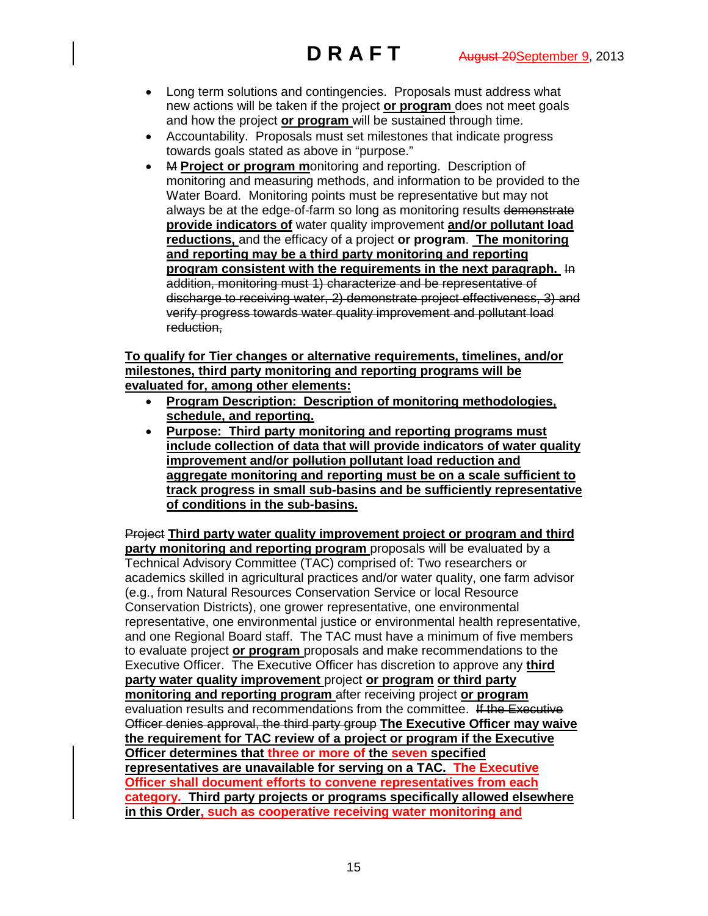- Long term solutions and contingencies. Proposals must address what new actions will be taken if the project **or program** does not meet goals and how the project **or program** will be sustained through time.
- Accountability. Proposals must set milestones that indicate progress towards goals stated as above in "purpose."
- ~~M~~ **Project or program m**onitoring and reporting. Description of monitoring and measuring methods, and information to be provided to the Water Board. Monitoring points must be representative but may not always be at the edge-of-farm so long as monitoring results ~~demonstrate~~ **provide indicators of** water quality improvement **and/or pollutant load reductions,** and the efficacy of a project **or program**. **The monitoring and reporting may be a third party monitoring and reporting program consistent with the requirements in the next paragraph.** ~~In addition, monitoring must 1) characterize and be representative of discharge to receiving water, 2) demonstrate project effectiveness, 3) and verify progress towards water quality improvement and pollutant load reduction,~~

**To qualify for Tier changes or alternative requirements, timelines, and/or milestones, third party monitoring and reporting programs will be evaluated for, among other elements:**

- **Program Description: Description of monitoring methodologies, schedule, and reporting.**
- **Purpose: Third party monitoring and reporting programs must include collection of data that will provide indicators of water quality improvement and/or ~~pollution~~ pollutant load reduction and aggregate monitoring and reporting must be on a scale sufficient to track progress in small sub-basins and be sufficiently representative of conditions in the sub-basins.**

~~Project~~ **Third party water quality improvement project or program and third party monitoring and reporting program** proposals will be evaluated by a Technical Advisory Committee (TAC) comprised of: Two researchers or academics skilled in agricultural practices and/or water quality, one farm advisor (e.g., from Natural Resources Conservation Service or local Resource Conservation Districts), one grower representative, one environmental representative, one environmental justice or environmental health representative, and one Regional Board staff. The TAC must have a minimum of five members to evaluate project **or program** proposals and make recommendations to the Executive Officer. The Executive Officer has discretion to approve any **third party water quality improvement** project **or program or third party monitoring and reporting program** after receiving project **or program** evaluation results and recommendations from the committee. ~~If the Executive Officer denies approval, the third party group~~ **The Executive Officer may waive the requirement for TAC review of a project or program if the Executive Officer determines that three or more of the seven specified representatives are unavailable for serving on a TAC. The Executive Officer shall document efforts to convene representatives from each category. Third party projects or programs specifically allowed elsewhere in this Order, such as cooperative receiving water monitoring and**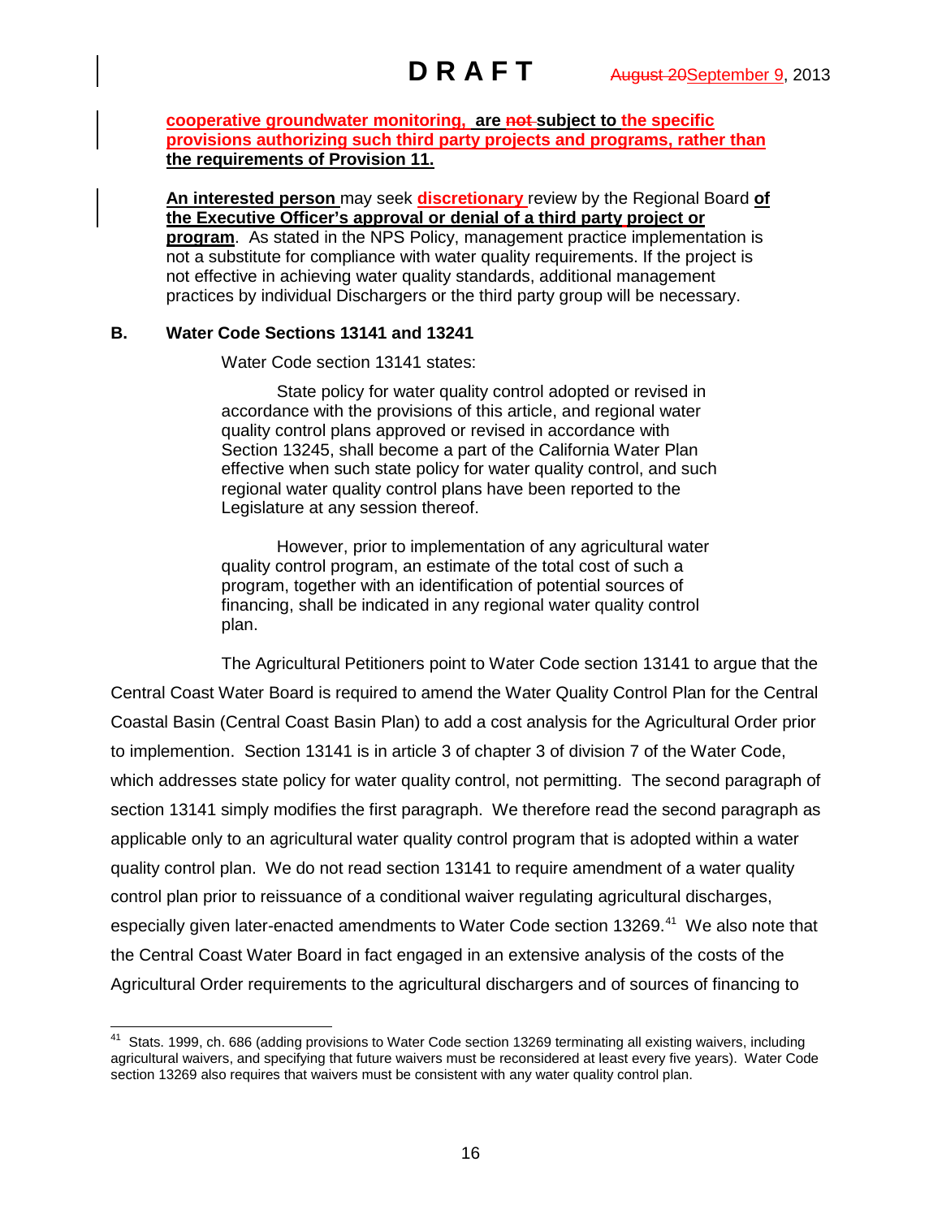**cooperative groundwater monitoring, are ~~not~~ subject to the specific provisions authorizing such third party projects and programs, rather than the requirements of Provision 11.**

**An interested person** may seek **discretionary** review by the Regional Board **of the Executive Officer's approval or denial of a third party project or program**. As stated in the NPS Policy, management practice implementation is not a substitute for compliance with water quality requirements. If the project is not effective in achieving water quality standards, additional management practices by individual Dischargers or the third party group will be necessary.

## B. Water Code Sections 13141 and 13241

Water Code section 13141 states:

> State policy for water quality control adopted or revised in accordance with the provisions of this article, and regional water quality control plans approved or revised in accordance with Section 13245, shall become a part of the California Water Plan effective when such state policy for water quality control, and such regional water quality control plans have been reported to the Legislature at any session thereof.
>
> However, prior to implementation of any agricultural water quality control program, an estimate of the total cost of such a program, together with an identification of potential sources of financing, shall be indicated in any regional water quality control plan.

The Agricultural Petitioners point to Water Code section 13141 to argue that the Central Coast Water Board is required to amend the Water Quality Control Plan for the Central Coastal Basin (Central Coast Basin Plan) to add a cost analysis for the Agricultural Order prior to implemention. Section 13141 is in article 3 of chapter 3 of division 7 of the Water Code, which addresses state policy for water quality control, not permitting. The second paragraph of section 13141 simply modifies the first paragraph. We therefore read the second paragraph as applicable only to an agricultural water quality control program that is adopted within a water quality control plan. We do not read section 13141 to require amendment of a water quality control plan prior to reissuance of a conditional waiver regulating agricultural discharges, especially given later-enacted amendments to Water Code section 13269.[41] We also note that the Central Coast Water Board in fact engaged in an extensive analysis of the costs of the Agricultural Order requirements to the agricultural dischargers and of sources of financing to

---

[41] Stats. 1999, ch. 686 (adding provisions to Water Code section 13269 terminating all existing waivers, including agricultural waivers, and specifying that future waivers must be reconsidered at least every five years). Water Code section 13269 also requires that waivers must be consistent with any water quality control plan.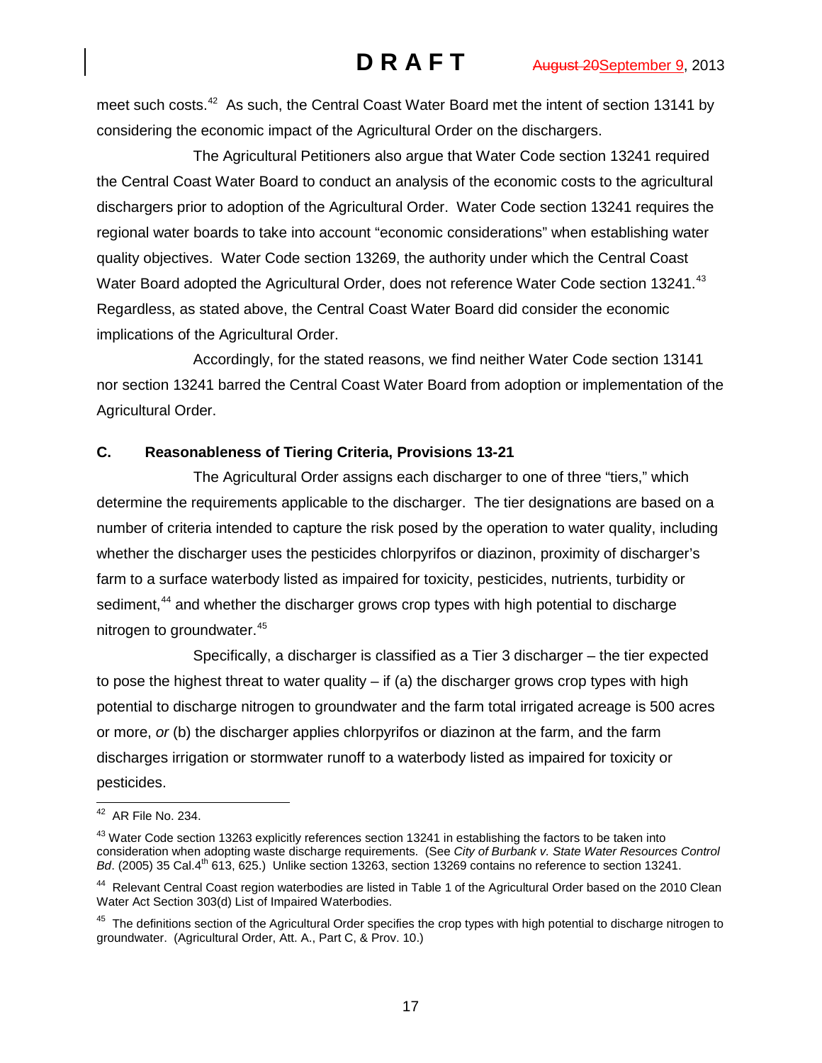meet such costs.[42] As such, the Central Coast Water Board met the intent of section 13141 by considering the economic impact of the Agricultural Order on the dischargers.

The Agricultural Petitioners also argue that Water Code section 13241 required the Central Coast Water Board to conduct an analysis of the economic costs to the agricultural dischargers prior to adoption of the Agricultural Order. Water Code section 13241 requires the regional water boards to take into account "economic considerations" when establishing water quality objectives. Water Code section 13269, the authority under which the Central Coast Water Board adopted the Agricultural Order, does not reference Water Code section 13241.[43] Regardless, as stated above, the Central Coast Water Board did consider the economic implications of the Agricultural Order.

Accordingly, for the stated reasons, we find neither Water Code section 13141 nor section 13241 barred the Central Coast Water Board from adoption or implementation of the Agricultural Order.

### C. Reasonableness of Tiering Criteria, Provisions 13-21

The Agricultural Order assigns each discharger to one of three "tiers," which determine the requirements applicable to the discharger. The tier designations are based on a number of criteria intended to capture the risk posed by the operation to water quality, including whether the discharger uses the pesticides chlorpyrifos or diazinon, proximity of discharger's farm to a surface waterbody listed as impaired for toxicity, pesticides, nutrients, turbidity or sediment,[44] and whether the discharger grows crop types with high potential to discharge nitrogen to groundwater.[45]

Specifically, a discharger is classified as a Tier 3 discharger – the tier expected to pose the highest threat to water quality – if (a) the discharger grows crop types with high potential to discharge nitrogen to groundwater and the farm total irrigated acreage is 500 acres or more, *or* (b) the discharger applies chlorpyrifos or diazinon at the farm, and the farm discharges irrigation or stormwater runoff to a waterbody listed as impaired for toxicity or pesticides.

---

[42] AR File No. 234.

[43] Water Code section 13263 explicitly references section 13241 in establishing the factors to be taken into consideration when adopting waste discharge requirements. (See *City of Burbank v. State Water Resources Control Bd*. (2005) 35 Cal.4th 613, 625.) Unlike section 13263, section 13269 contains no reference to section 13241.

[44] Relevant Central Coast region waterbodies are listed in Table 1 of the Agricultural Order based on the 2010 Clean Water Act Section 303(d) List of Impaired Waterbodies.

[45] The definitions section of the Agricultural Order specifies the crop types with high potential to discharge nitrogen to groundwater. (Agricultural Order, Att. A., Part C, & Prov. 10.)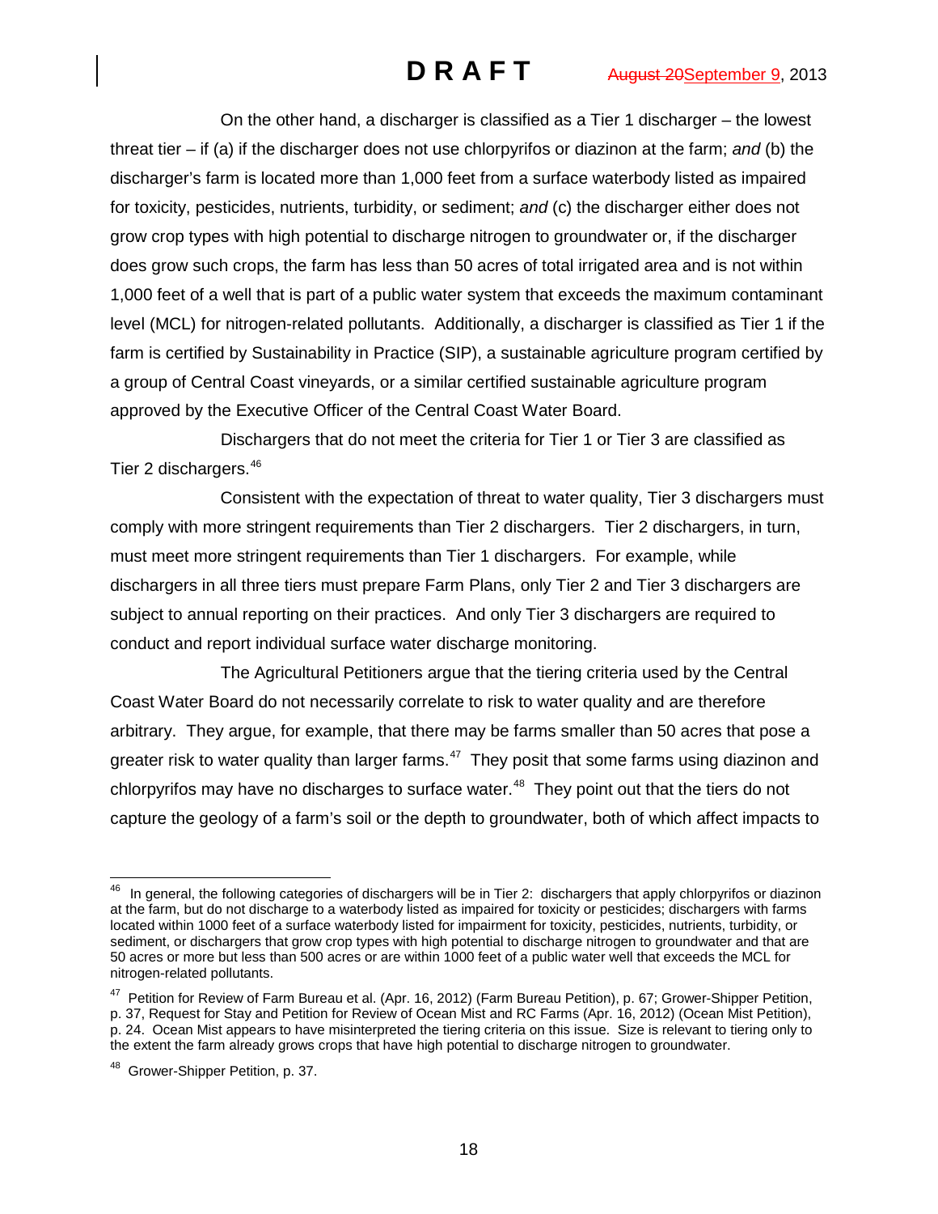On the other hand, a discharger is classified as a Tier 1 discharger – the lowest threat tier – if (a) if the discharger does not use chlorpyrifos or diazinon at the farm; *and* (b) the discharger's farm is located more than 1,000 feet from a surface waterbody listed as impaired for toxicity, pesticides, nutrients, turbidity, or sediment; *and* (c) the discharger either does not grow crop types with high potential to discharge nitrogen to groundwater or, if the discharger does grow such crops, the farm has less than 50 acres of total irrigated area and is not within 1,000 feet of a well that is part of a public water system that exceeds the maximum contaminant level (MCL) for nitrogen-related pollutants. Additionally, a discharger is classified as Tier 1 if the farm is certified by Sustainability in Practice (SIP), a sustainable agriculture program certified by a group of Central Coast vineyards, or a similar certified sustainable agriculture program approved by the Executive Officer of the Central Coast Water Board.

Dischargers that do not meet the criteria for Tier 1 or Tier 3 are classified as Tier 2 dischargers.[46]

Consistent with the expectation of threat to water quality, Tier 3 dischargers must comply with more stringent requirements than Tier 2 dischargers. Tier 2 dischargers, in turn, must meet more stringent requirements than Tier 1 dischargers. For example, while dischargers in all three tiers must prepare Farm Plans, only Tier 2 and Tier 3 dischargers are subject to annual reporting on their practices. And only Tier 3 dischargers are required to conduct and report individual surface water discharge monitoring.

The Agricultural Petitioners argue that the tiering criteria used by the Central Coast Water Board do not necessarily correlate to risk to water quality and are therefore arbitrary. They argue, for example, that there may be farms smaller than 50 acres that pose a greater risk to water quality than larger farms.[47] They posit that some farms using diazinon and chlorpyrifos may have no discharges to surface water.[48] They point out that the tiers do not capture the geology of a farm's soil or the depth to groundwater, both of which affect impacts to

---

[46] In general, the following categories of dischargers will be in Tier 2: dischargers that apply chlorpyrifos or diazinon at the farm, but do not discharge to a waterbody listed as impaired for toxicity or pesticides; dischargers with farms located within 1000 feet of a surface waterbody listed for impairment for toxicity, pesticides, nutrients, turbidity, or sediment, or dischargers that grow crop types with high potential to discharge nitrogen to groundwater and that are 50 acres or more but less than 500 acres or are within 1000 feet of a public water well that exceeds the MCL for nitrogen-related pollutants.

[47] Petition for Review of Farm Bureau et al. (Apr. 16, 2012) (Farm Bureau Petition), p. 67; Grower-Shipper Petition, p. 37, Request for Stay and Petition for Review of Ocean Mist and RC Farms (Apr. 16, 2012) (Ocean Mist Petition), p. 24. Ocean Mist appears to have misinterpreted the tiering criteria on this issue. Size is relevant to tiering only to the extent the farm already grows crops that have high potential to discharge nitrogen to groundwater.

[48] Grower-Shipper Petition, p. 37.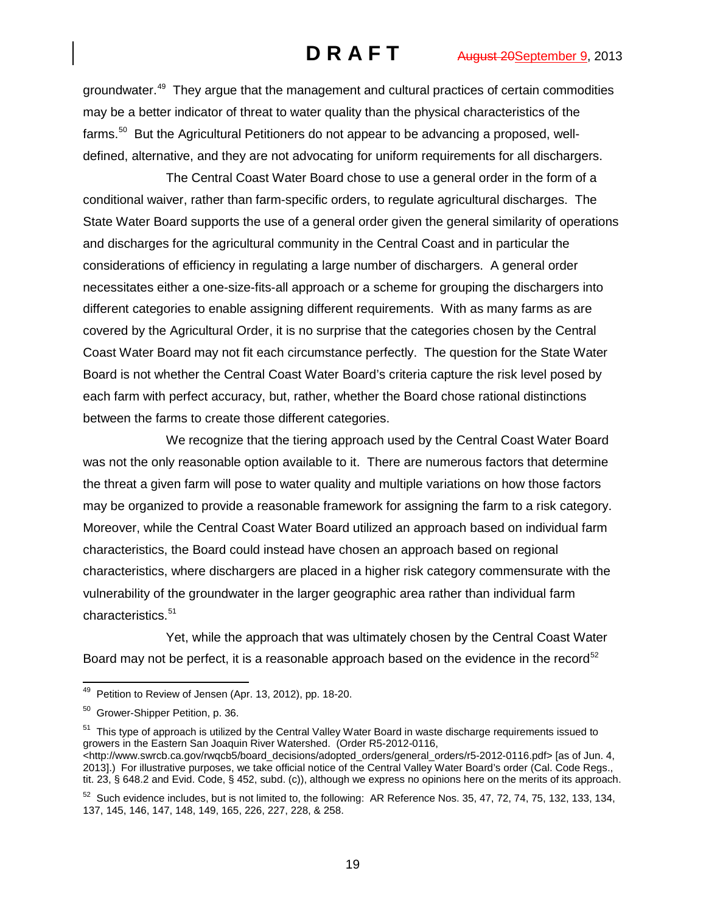groundwater.[49] They argue that the management and cultural practices of certain commodities may be a better indicator of threat to water quality than the physical characteristics of the farms.[50] But the Agricultural Petitioners do not appear to be advancing a proposed, well-defined, alternative, and they are not advocating for uniform requirements for all dischargers.

The Central Coast Water Board chose to use a general order in the form of a conditional waiver, rather than farm-specific orders, to regulate agricultural discharges. The State Water Board supports the use of a general order given the general similarity of operations and discharges for the agricultural community in the Central Coast and in particular the considerations of efficiency in regulating a large number of dischargers. A general order necessitates either a one-size-fits-all approach or a scheme for grouping the dischargers into different categories to enable assigning different requirements. With as many farms as are covered by the Agricultural Order, it is no surprise that the categories chosen by the Central Coast Water Board may not fit each circumstance perfectly. The question for the State Water Board is not whether the Central Coast Water Board's criteria capture the risk level posed by each farm with perfect accuracy, but, rather, whether the Board chose rational distinctions between the farms to create those different categories.

We recognize that the tiering approach used by the Central Coast Water Board was not the only reasonable option available to it. There are numerous factors that determine the threat a given farm will pose to water quality and multiple variations on how those factors may be organized to provide a reasonable framework for assigning the farm to a risk category. Moreover, while the Central Coast Water Board utilized an approach based on individual farm characteristics, the Board could instead have chosen an approach based on regional characteristics, where dischargers are placed in a higher risk category commensurate with the vulnerability of the groundwater in the larger geographic area rather than individual farm characteristics.[51]

Yet, while the approach that was ultimately chosen by the Central Coast Water Board may not be perfect, it is a reasonable approach based on the evidence in the record[52]

---

[49] Petition to Review of Jensen (Apr. 13, 2012), pp. 18-20.

[50] Grower-Shipper Petition, p. 36.

[51] This type of approach is utilized by the Central Valley Water Board in waste discharge requirements issued to growers in the Eastern San Joaquin River Watershed. (Order R5-2012-0116, <http://www.swrcb.ca.gov/rwqcb5/board_decisions/adopted_orders/general_orders/r5-2012-0116.pdf> [as of Jun. 4, 2013].) For illustrative purposes, we take official notice of the Central Valley Water Board's order (Cal. Code Regs., tit. 23, § 648.2 and Evid. Code, § 452, subd. (c)), although we express no opinions here on the merits of its approach.

[52] Such evidence includes, but is not limited to, the following: AR Reference Nos. 35, 47, 72, 74, 75, 132, 133, 134, 137, 145, 146, 147, 148, 149, 165, 226, 227, 228, & 258.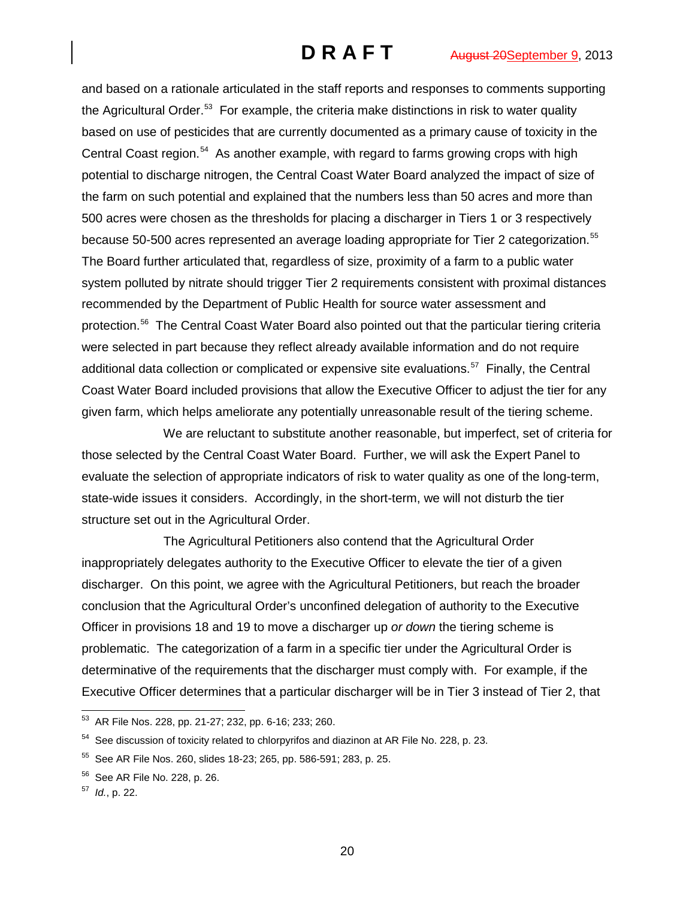and based on a rationale articulated in the staff reports and responses to comments supporting the Agricultural Order.[53] For example, the criteria make distinctions in risk to water quality based on use of pesticides that are currently documented as a primary cause of toxicity in the Central Coast region.[54] As another example, with regard to farms growing crops with high potential to discharge nitrogen, the Central Coast Water Board analyzed the impact of size of the farm on such potential and explained that the numbers less than 50 acres and more than 500 acres were chosen as the thresholds for placing a discharger in Tiers 1 or 3 respectively because 50-500 acres represented an average loading appropriate for Tier 2 categorization.[55] The Board further articulated that, regardless of size, proximity of a farm to a public water system polluted by nitrate should trigger Tier 2 requirements consistent with proximal distances recommended by the Department of Public Health for source water assessment and protection.[56] The Central Coast Water Board also pointed out that the particular tiering criteria were selected in part because they reflect already available information and do not require additional data collection or complicated or expensive site evaluations.[57] Finally, the Central Coast Water Board included provisions that allow the Executive Officer to adjust the tier for any given farm, which helps ameliorate any potentially unreasonable result of the tiering scheme.

We are reluctant to substitute another reasonable, but imperfect, set of criteria for those selected by the Central Coast Water Board. Further, we will ask the Expert Panel to evaluate the selection of appropriate indicators of risk to water quality as one of the long-term, state-wide issues it considers. Accordingly, in the short-term, we will not disturb the tier structure set out in the Agricultural Order.

The Agricultural Petitioners also contend that the Agricultural Order inappropriately delegates authority to the Executive Officer to elevate the tier of a given discharger. On this point, we agree with the Agricultural Petitioners, but reach the broader conclusion that the Agricultural Order's unconfined delegation of authority to the Executive Officer in provisions 18 and 19 to move a discharger up *or down* the tiering scheme is problematic. The categorization of a farm in a specific tier under the Agricultural Order is determinative of the requirements that the discharger must comply with. For example, if the Executive Officer determines that a particular discharger will be in Tier 3 instead of Tier 2, that

---

[53] AR File Nos. 228, pp. 21-27; 232, pp. 6-16; 233; 260.

[54] See discussion of toxicity related to chlorpyrifos and diazinon at AR File No. 228, p. 23.

[55] See AR File Nos. 260, slides 18-23; 265, pp. 586-591; 283, p. 25.

[56] See AR File No. 228, p. 26.

[57] *Id.*, p. 22.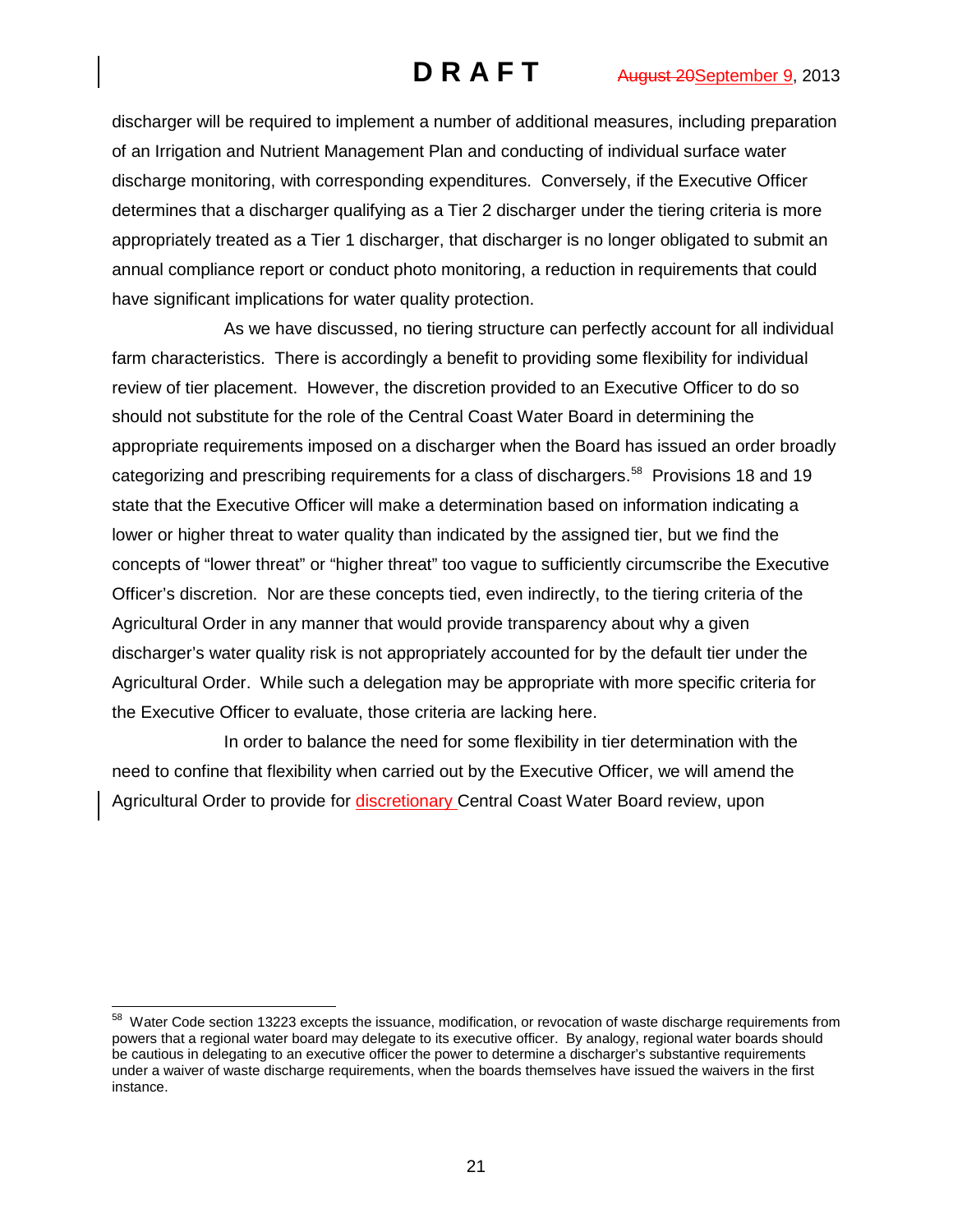discharger will be required to implement a number of additional measures, including preparation of an Irrigation and Nutrient Management Plan and conducting of individual surface water discharge monitoring, with corresponding expenditures. Conversely, if the Executive Officer determines that a discharger qualifying as a Tier 2 discharger under the tiering criteria is more appropriately treated as a Tier 1 discharger, that discharger is no longer obligated to submit an annual compliance report or conduct photo monitoring, a reduction in requirements that could have significant implications for water quality protection.

As we have discussed, no tiering structure can perfectly account for all individual farm characteristics. There is accordingly a benefit to providing some flexibility for individual review of tier placement. However, the discretion provided to an Executive Officer to do so should not substitute for the role of the Central Coast Water Board in determining the appropriate requirements imposed on a discharger when the Board has issued an order broadly categorizing and prescribing requirements for a class of dischargers.[58] Provisions 18 and 19 state that the Executive Officer will make a determination based on information indicating a lower or higher threat to water quality than indicated by the assigned tier, but we find the concepts of "lower threat" or "higher threat" too vague to sufficiently circumscribe the Executive Officer's discretion. Nor are these concepts tied, even indirectly, to the tiering criteria of the Agricultural Order in any manner that would provide transparency about why a given discharger's water quality risk is not appropriately accounted for by the default tier under the Agricultural Order. While such a delegation may be appropriate with more specific criteria for the Executive Officer to evaluate, those criteria are lacking here.

In order to balance the need for some flexibility in tier determination with the need to confine that flexibility when carried out by the Executive Officer, we will amend the Agricultural Order to provide for discretionary Central Coast Water Board review, upon

[58] Water Code section 13223 excepts the issuance, modification, or revocation of waste discharge requirements from powers that a regional water board may delegate to its executive officer. By analogy, regional water boards should be cautious in delegating to an executive officer the power to determine a discharger's substantive requirements under a waiver of waste discharge requirements, when the boards themselves have issued the waivers in the first instance.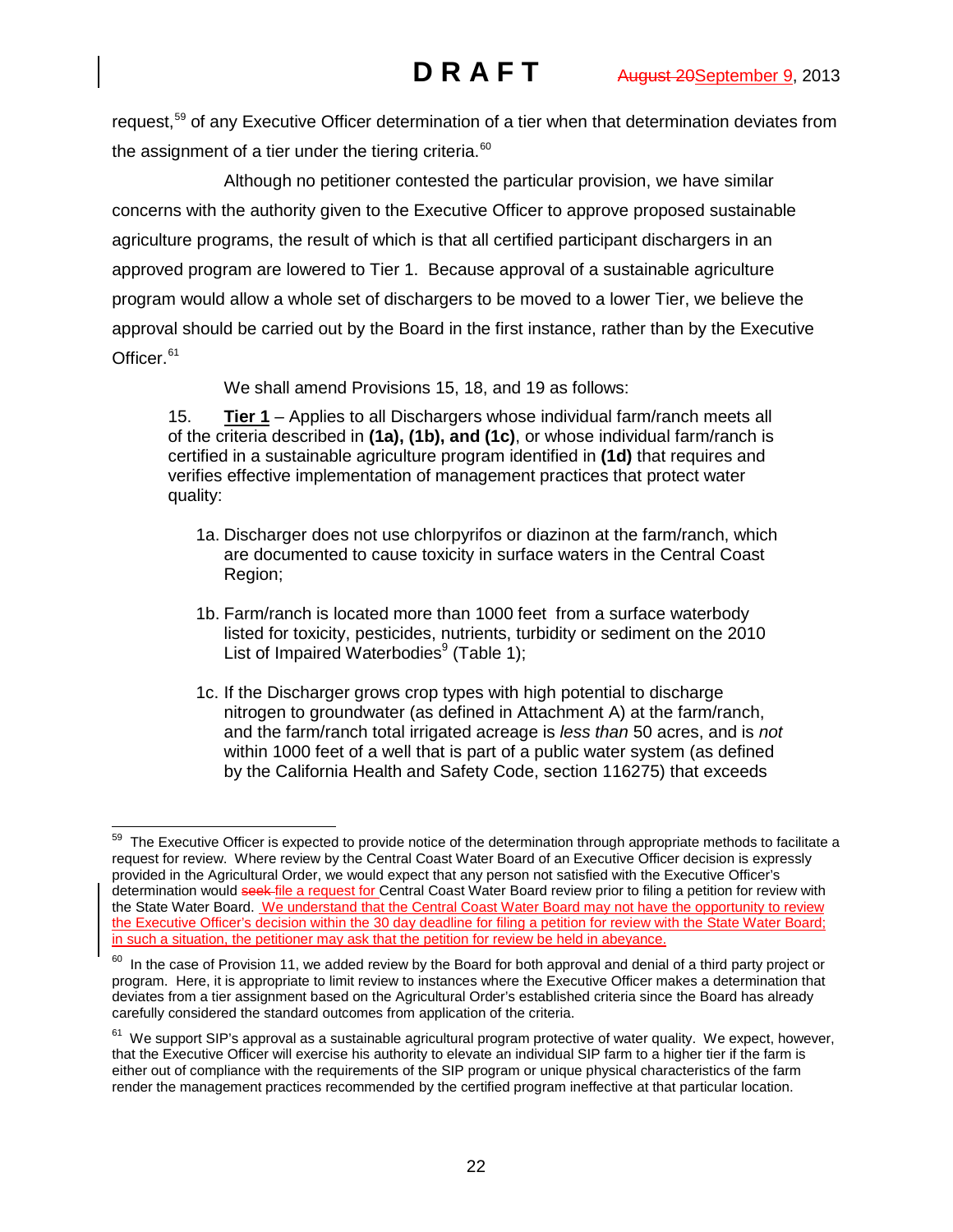request,[59] of any Executive Officer determination of a tier when that determination deviates from the assignment of a tier under the tiering criteria.[60]

Although no petitioner contested the particular provision, we have similar concerns with the authority given to the Executive Officer to approve proposed sustainable agriculture programs, the result of which is that all certified participant dischargers in an approved program are lowered to Tier 1. Because approval of a sustainable agriculture program would allow a whole set of dischargers to be moved to a lower Tier, we believe the approval should be carried out by the Board in the first instance, rather than by the Executive Officer.[61]

We shall amend Provisions 15, 18, and 19 as follows:

> 15. **Tier 1** – Applies to all Dischargers whose individual farm/ranch meets all of the criteria described in **(1a), (1b), and (1c)**, or whose individual farm/ranch is certified in a sustainable agriculture program identified in **(1d)** that requires and verifies effective implementation of management practices that protect water quality:
>
> 1a. Discharger does not use chlorpyrifos or diazinon at the farm/ranch, which are documented to cause toxicity in surface waters in the Central Coast Region;
>
> 1b. Farm/ranch is located more than 1000 feet from a surface waterbody listed for toxicity, pesticides, nutrients, turbidity or sediment on the 2010 List of Impaired Waterbodies[9] (Table 1);
>
> 1c. If the Discharger grows crop types with high potential to discharge nitrogen to groundwater (as defined in Attachment A) at the farm/ranch, and the farm/ranch total irrigated acreage is *less than* 50 acres, and is *not* within 1000 feet of a well that is part of a public water system (as defined by the California Health and Safety Code, section 116275) that exceeds

---

[59] The Executive Officer is expected to provide notice of the determination through appropriate methods to facilitate a request for review. Where review by the Central Coast Water Board of an Executive Officer decision is expressly provided in the Agricultural Order, we would expect that any person not satisfied with the Executive Officer's determination would ~~seek~~ file a request for Central Coast Water Board review prior to filing a petition for review with the State Water Board. We understand that the Central Coast Water Board may not have the opportunity to review the Executive Officer's decision within the 30 day deadline for filing a petition for review with the State Water Board; in such a situation, the petitioner may ask that the petition for review be held in abeyance.

[60] In the case of Provision 11, we added review by the Board for both approval and denial of a third party project or program. Here, it is appropriate to limit review to instances where the Executive Officer makes a determination that deviates from a tier assignment based on the Agricultural Order's established criteria since the Board has already carefully considered the standard outcomes from application of the criteria.

[61] We support SIP's approval as a sustainable agricultural program protective of water quality. We expect, however, that the Executive Officer will exercise his authority to elevate an individual SIP farm to a higher tier if the farm is either out of compliance with the requirements of the SIP program or unique physical characteristics of the farm render the management practices recommended by the certified program ineffective at that particular location.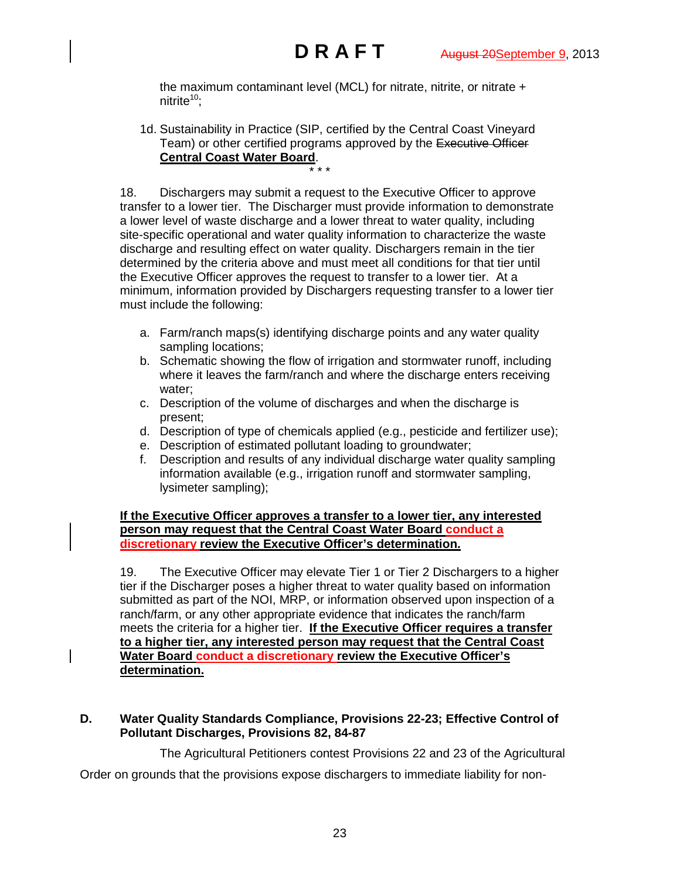the maximum contaminant level (MCL) for nitrate, nitrite, or nitrate + nitrite[10];

1d. Sustainability in Practice (SIP, certified by the Central Coast Vineyard Team) or other certified programs approved by the ~~Executive Officer~~ **Central Coast Water Board**.

\* \* \*

18. Dischargers may submit a request to the Executive Officer to approve transfer to a lower tier. The Discharger must provide information to demonstrate a lower level of waste discharge and a lower threat to water quality, including site-specific operational and water quality information to characterize the waste discharge and resulting effect on water quality. Dischargers remain in the tier determined by the criteria above and must meet all conditions for that tier until the Executive Officer approves the request to transfer to a lower tier. At a minimum, information provided by Dischargers requesting transfer to a lower tier must include the following:

a. Farm/ranch maps(s) identifying discharge points and any water quality sampling locations;
b. Schematic showing the flow of irrigation and stormwater runoff, including where it leaves the farm/ranch and where the discharge enters receiving water;
c. Description of the volume of discharges and when the discharge is present;
d. Description of type of chemicals applied (e.g., pesticide and fertilizer use);
e. Description of estimated pollutant loading to groundwater;
f. Description and results of any individual discharge water quality sampling information available (e.g., irrigation runoff and stormwater sampling, lysimeter sampling);

**If the Executive Officer approves a transfer to a lower tier, any interested person may request that the Central Coast Water Board conduct a discretionary review the Executive Officer's determination.**

19. The Executive Officer may elevate Tier 1 or Tier 2 Dischargers to a higher tier if the Discharger poses a higher threat to water quality based on information submitted as part of the NOI, MRP, or information observed upon inspection of a ranch/farm, or any other appropriate evidence that indicates the ranch/farm meets the criteria for a higher tier. **If the Executive Officer requires a transfer to a higher tier, any interested person may request that the Central Coast Water Board conduct a discretionary review the Executive Officer's determination.**

## D. Water Quality Standards Compliance, Provisions 22-23; Effective Control of Pollutant Discharges, Provisions 82, 84-87

The Agricultural Petitioners contest Provisions 22 and 23 of the Agricultural Order on grounds that the provisions expose dischargers to immediate liability for non-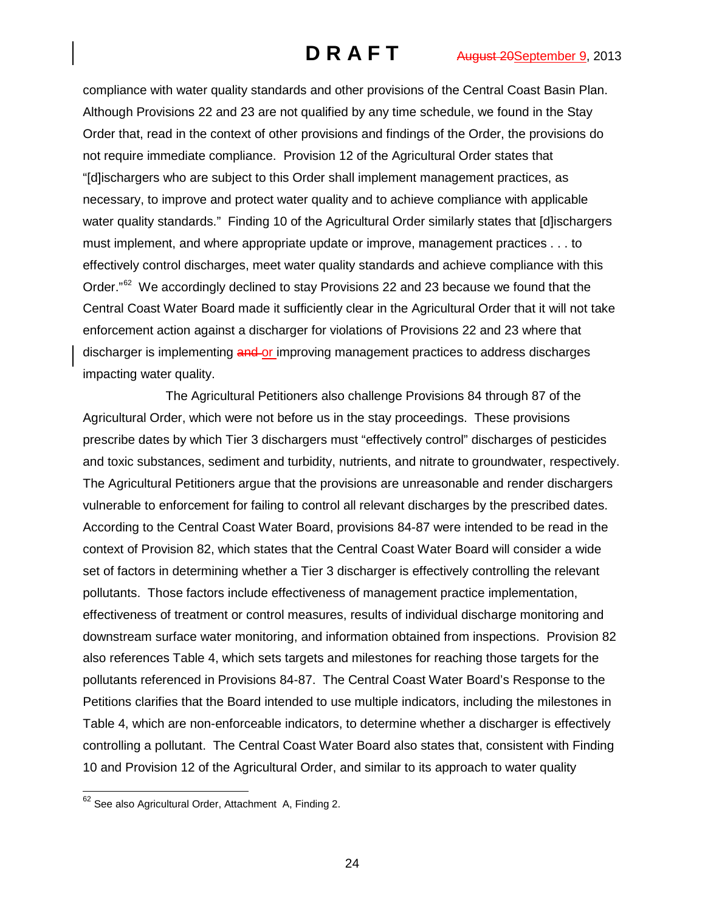compliance with water quality standards and other provisions of the Central Coast Basin Plan. Although Provisions 22 and 23 are not qualified by any time schedule, we found in the Stay Order that, read in the context of other provisions and findings of the Order, the provisions do not require immediate compliance. Provision 12 of the Agricultural Order states that "[d]ischargers who are subject to this Order shall implement management practices, as necessary, to improve and protect water quality and to achieve compliance with applicable water quality standards." Finding 10 of the Agricultural Order similarly states that [d]ischargers must implement, and where appropriate update or improve, management practices . . . to effectively control discharges, meet water quality standards and achieve compliance with this Order."[62] We accordingly declined to stay Provisions 22 and 23 because we found that the Central Coast Water Board made it sufficiently clear in the Agricultural Order that it will not take enforcement action against a discharger for violations of Provisions 22 and 23 where that discharger is implementing ~~and~~ or improving management practices to address discharges impacting water quality.

The Agricultural Petitioners also challenge Provisions 84 through 87 of the Agricultural Order, which were not before us in the stay proceedings. These provisions prescribe dates by which Tier 3 dischargers must "effectively control" discharges of pesticides and toxic substances, sediment and turbidity, nutrients, and nitrate to groundwater, respectively. The Agricultural Petitioners argue that the provisions are unreasonable and render dischargers vulnerable to enforcement for failing to control all relevant discharges by the prescribed dates. According to the Central Coast Water Board, provisions 84-87 were intended to be read in the context of Provision 82, which states that the Central Coast Water Board will consider a wide set of factors in determining whether a Tier 3 discharger is effectively controlling the relevant pollutants. Those factors include effectiveness of management practice implementation, effectiveness of treatment or control measures, results of individual discharge monitoring and downstream surface water monitoring, and information obtained from inspections. Provision 82 also references Table 4, which sets targets and milestones for reaching those targets for the pollutants referenced in Provisions 84-87. The Central Coast Water Board's Response to the Petitions clarifies that the Board intended to use multiple indicators, including the milestones in Table 4, which are non-enforceable indicators, to determine whether a discharger is effectively controlling a pollutant. The Central Coast Water Board also states that, consistent with Finding 10 and Provision 12 of the Agricultural Order, and similar to its approach to water quality

---

[62] See also Agricultural Order, Attachment A, Finding 2.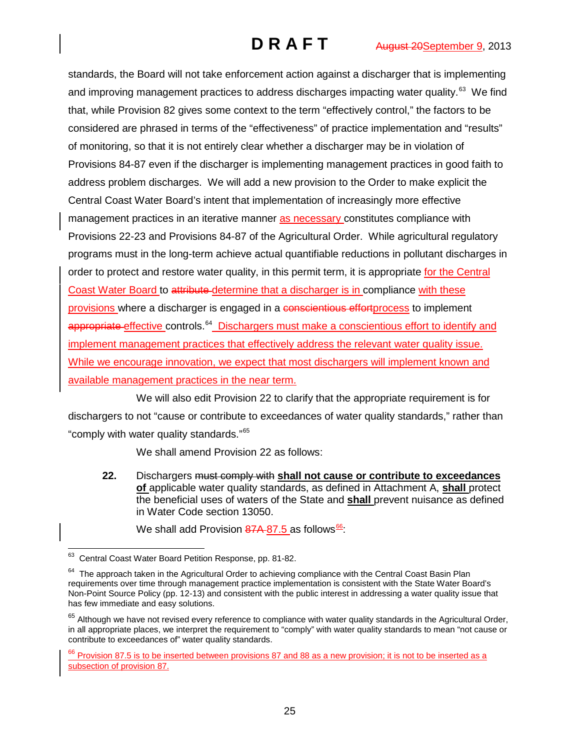standards, the Board will not take enforcement action against a discharger that is implementing and improving management practices to address discharges impacting water quality.[63] We find that, while Provision 82 gives some context to the term "effectively control," the factors to be considered are phrased in terms of the "effectiveness" of practice implementation and "results" of monitoring, so that it is not entirely clear whether a discharger may be in violation of Provisions 84-87 even if the discharger is implementing management practices in good faith to address problem discharges. We will add a new provision to the Order to make explicit the Central Coast Water Board's intent that implementation of increasingly more effective management practices in an iterative manner as necessary constitutes compliance with Provisions 22-23 and Provisions 84-87 of the Agricultural Order. While agricultural regulatory programs must in the long-term achieve actual quantifiable reductions in pollutant discharges in order to protect and restore water quality, in this permit term, it is appropriate for the Central Coast Water Board to ~~attribute~~ determine that a discharger is in compliance with these provisions where a discharger is engaged in a ~~conscientious effort~~process to implement ~~appropriate~~ effective controls.[64] Dischargers must make a conscientious effort to identify and implement management practices that effectively address the relevant water quality issue. While we encourage innovation, we expect that most dischargers will implement known and available management practices in the near term.

We will also edit Provision 22 to clarify that the appropriate requirement is for dischargers to not "cause or contribute to exceedances of water quality standards," rather than "comply with water quality standards."[65]

We shall amend Provision 22 as follows:

> **22.** Dischargers ~~must comply with~~ **shall not cause or contribute to exceedances of** applicable water quality standards, as defined in Attachment A, **shall** protect the beneficial uses of waters of the State and **shall** prevent nuisance as defined in Water Code section 13050.

We shall add Provision ~~87A~~ 87.5 as follows[66]:

---

[63] Central Coast Water Board Petition Response, pp. 81-82.

[64] The approach taken in the Agricultural Order to achieving compliance with the Central Coast Basin Plan requirements over time through management practice implementation is consistent with the State Water Board's Non-Point Source Policy (pp. 12-13) and consistent with the public interest in addressing a water quality issue that has few immediate and easy solutions.

[65] Although we have not revised every reference to compliance with water quality standards in the Agricultural Order, in all appropriate places, we interpret the requirement to "comply" with water quality standards to mean "not cause or contribute to exceedances of" water quality standards.

[66] Provision 87.5 is to be inserted between provisions 87 and 88 as a new provision; it is not to be inserted as a subsection of provision 87.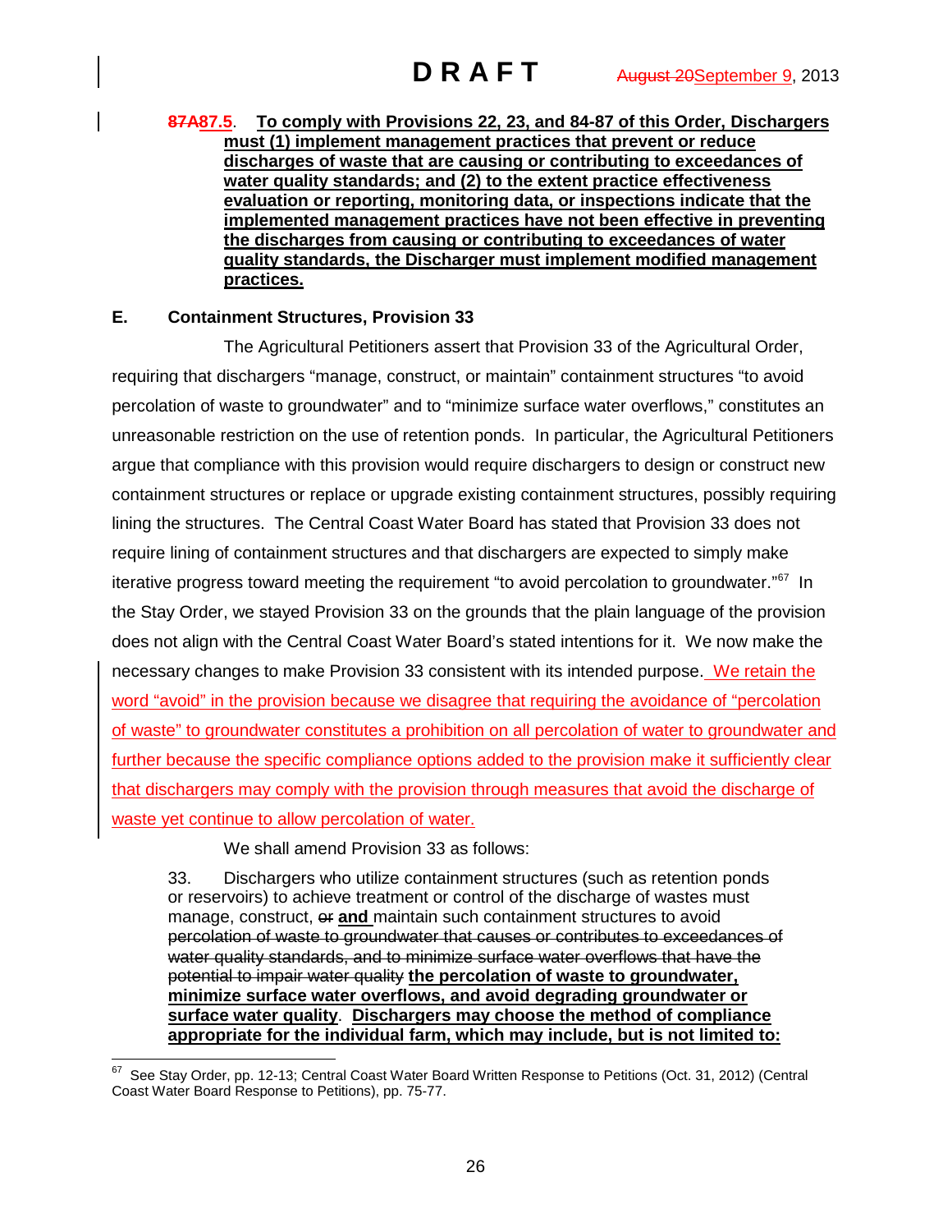~~87A~~87.5. **To comply with Provisions 22, 23, and 84-87 of this Order, Dischargers must (1) implement management practices that prevent or reduce discharges of waste that are causing or contributing to exceedances of water quality standards; and (2) to the extent practice effectiveness evaluation or reporting, monitoring data, or inspections indicate that the implemented management practices have not been effective in preventing the discharges from causing or contributing to exceedances of water quality standards, the Discharger must implement modified management practices.**

**E. Containment Structures, Provision 33**

The Agricultural Petitioners assert that Provision 33 of the Agricultural Order, requiring that dischargers "manage, construct, or maintain" containment structures "to avoid percolation of waste to groundwater" and to "minimize surface water overflows," constitutes an unreasonable restriction on the use of retention ponds. In particular, the Agricultural Petitioners argue that compliance with this provision would require dischargers to design or construct new containment structures or replace or upgrade existing containment structures, possibly requiring lining the structures. The Central Coast Water Board has stated that Provision 33 does not require lining of containment structures and that dischargers are expected to simply make iterative progress toward meeting the requirement "to avoid percolation to groundwater."[67] In the Stay Order, we stayed Provision 33 on the grounds that the plain language of the provision does not align with the Central Coast Water Board's stated intentions for it. We now make the necessary changes to make Provision 33 consistent with its intended purpose. We retain the word "avoid" in the provision because we disagree that requiring the avoidance of "percolation of waste" to groundwater constitutes a prohibition on all percolation of water to groundwater and further because the specific compliance options added to the provision make it sufficiently clear that dischargers may comply with the provision through measures that avoid the discharge of waste yet continue to allow percolation of water.

We shall amend Provision 33 as follows:

> 33. Dischargers who utilize containment structures (such as retention ponds or reservoirs) to achieve treatment or control of the discharge of wastes must manage, construct, ~~or~~ **and** maintain such containment structures to avoid ~~percolation of waste to groundwater that causes or contributes to exceedances of water quality standards, and to minimize surface water overflows that have the potential to impair water quality~~ **the percolation of waste to groundwater, minimize surface water overflows, and avoid degrading groundwater or surface water quality**. **Dischargers may choose the method of compliance appropriate for the individual farm, which may include, but is not limited to:**

---

[67] See Stay Order, pp. 12-13; Central Coast Water Board Written Response to Petitions (Oct. 31, 2012) (Central Coast Water Board Response to Petitions), pp. 75-77.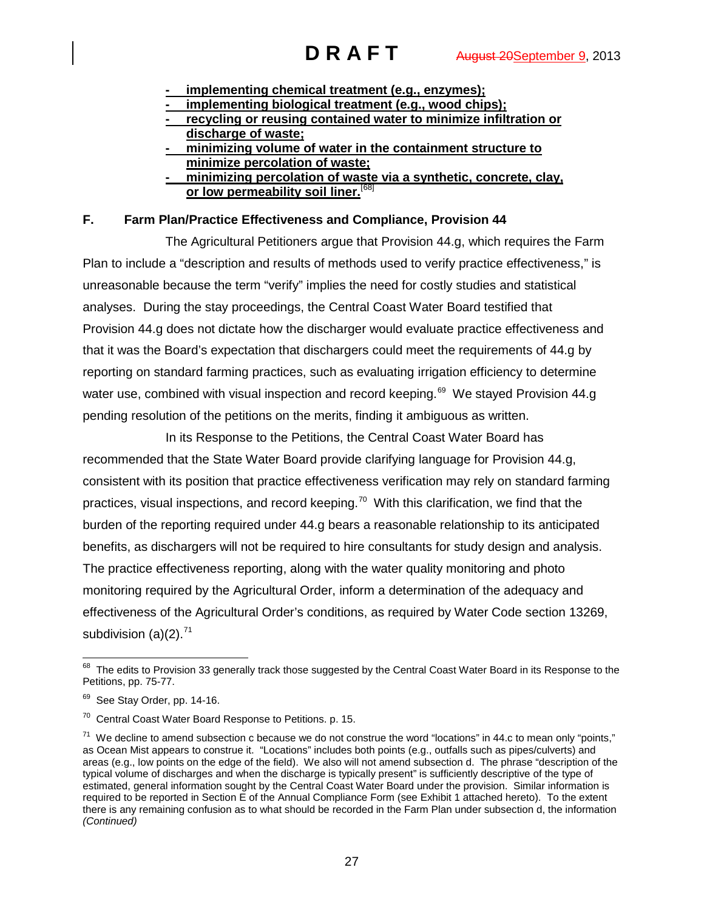- **implementing chemical treatment (e.g., enzymes);**
- **implementing biological treatment (e.g., wood chips);**
- **recycling or reusing contained water to minimize infiltration or discharge of waste;**
- **minimizing volume of water in the containment structure to minimize percolation of waste;**
- **minimizing percolation of waste via a synthetic, concrete, clay, or low permeability soil liner.**[68]

## F. Farm Plan/Practice Effectiveness and Compliance, Provision 44

The Agricultural Petitioners argue that Provision 44.g, which requires the Farm Plan to include a "description and results of methods used to verify practice effectiveness," is unreasonable because the term "verify" implies the need for costly studies and statistical analyses. During the stay proceedings, the Central Coast Water Board testified that Provision 44.g does not dictate how the discharger would evaluate practice effectiveness and that it was the Board's expectation that dischargers could meet the requirements of 44.g by reporting on standard farming practices, such as evaluating irrigation efficiency to determine water use, combined with visual inspection and record keeping.[69] We stayed Provision 44.g pending resolution of the petitions on the merits, finding it ambiguous as written.

In its Response to the Petitions, the Central Coast Water Board has recommended that the State Water Board provide clarifying language for Provision 44.g, consistent with its position that practice effectiveness verification may rely on standard farming practices, visual inspections, and record keeping.[70] With this clarification, we find that the burden of the reporting required under 44.g bears a reasonable relationship to its anticipated benefits, as dischargers will not be required to hire consultants for study design and analysis. The practice effectiveness reporting, along with the water quality monitoring and photo monitoring required by the Agricultural Order, inform a determination of the adequacy and effectiveness of the Agricultural Order's conditions, as required by Water Code section 13269, subdivision (a)(2).[71]

---

[68] The edits to Provision 33 generally track those suggested by the Central Coast Water Board in its Response to the Petitions, pp. 75-77.

[69] See Stay Order, pp. 14-16.

[70] Central Coast Water Board Response to Petitions. p. 15.

[71] We decline to amend subsection c because we do not construe the word "locations" in 44.c to mean only "points," as Ocean Mist appears to construe it. "Locations" includes both points (e.g., outfalls such as pipes/culverts) and areas (e.g., low points on the edge of the field). We also will not amend subsection d. The phrase "description of the typical volume of discharges and when the discharge is typically present" is sufficiently descriptive of the type of estimated, general information sought by the Central Coast Water Board under the provision. Similar information is required to be reported in Section E of the Annual Compliance Form (see Exhibit 1 attached hereto). To the extent there is any remaining confusion as to what should be recorded in the Farm Plan under subsection d, the information *(Continued)*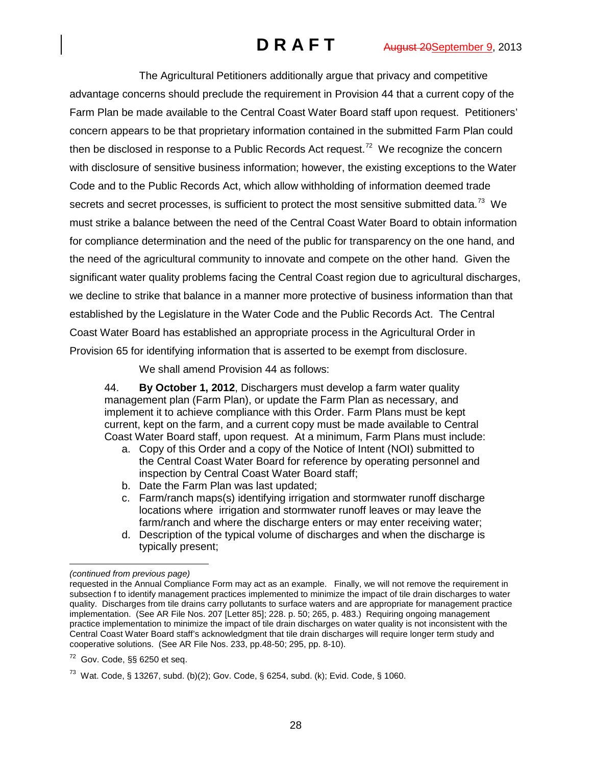The Agricultural Petitioners additionally argue that privacy and competitive advantage concerns should preclude the requirement in Provision 44 that a current copy of the Farm Plan be made available to the Central Coast Water Board staff upon request. Petitioners' concern appears to be that proprietary information contained in the submitted Farm Plan could then be disclosed in response to a Public Records Act request.[72] We recognize the concern with disclosure of sensitive business information; however, the existing exceptions to the Water Code and to the Public Records Act, which allow withholding of information deemed trade secrets and secret processes, is sufficient to protect the most sensitive submitted data.[73] We must strike a balance between the need of the Central Coast Water Board to obtain information for compliance determination and the need of the public for transparency on the one hand, and the need of the agricultural community to innovate and compete on the other hand. Given the significant water quality problems facing the Central Coast region due to agricultural discharges, we decline to strike that balance in a manner more protective of business information than that established by the Legislature in the Water Code and the Public Records Act. The Central Coast Water Board has established an appropriate process in the Agricultural Order in Provision 65 for identifying information that is asserted to be exempt from disclosure.

We shall amend Provision 44 as follows:

> 44. **By October 1, 2012**, Dischargers must develop a farm water quality management plan (Farm Plan), or update the Farm Plan as necessary, and implement it to achieve compliance with this Order. Farm Plans must be kept current, kept on the farm, and a current copy must be made available to Central Coast Water Board staff, upon request. At a minimum, Farm Plans must include:
>
> a. Copy of this Order and a copy of the Notice of Intent (NOI) submitted to the Central Coast Water Board for reference by operating personnel and inspection by Central Coast Water Board staff;
> b. Date the Farm Plan was last updated;
> c. Farm/ranch maps(s) identifying irrigation and stormwater runoff discharge locations where irrigation and stormwater runoff leaves or may leave the farm/ranch and where the discharge enters or may enter receiving water;
> d. Description of the typical volume of discharges and when the discharge is typically present;

---

*(continued from previous page)*

requested in the Annual Compliance Form may act as an example. Finally, we will not remove the requirement in subsection f to identify management practices implemented to minimize the impact of tile drain discharges to water quality. Discharges from tile drains carry pollutants to surface waters and are appropriate for management practice implementation. (See AR File Nos. 207 [Letter 85]; 228. p. 50; 265, p. 483.) Requiring ongoing management practice implementation to minimize the impact of tile drain discharges on water quality is not inconsistent with the Central Coast Water Board staff's acknowledgment that tile drain discharges will require longer term study and cooperative solutions. (See AR File Nos. 233, pp.48-50; 295, pp. 8-10).

[72] Gov. Code, §§ 6250 et seq.

[73] Wat. Code, § 13267, subd. (b)(2); Gov. Code, § 6254, subd. (k); Evid. Code, § 1060.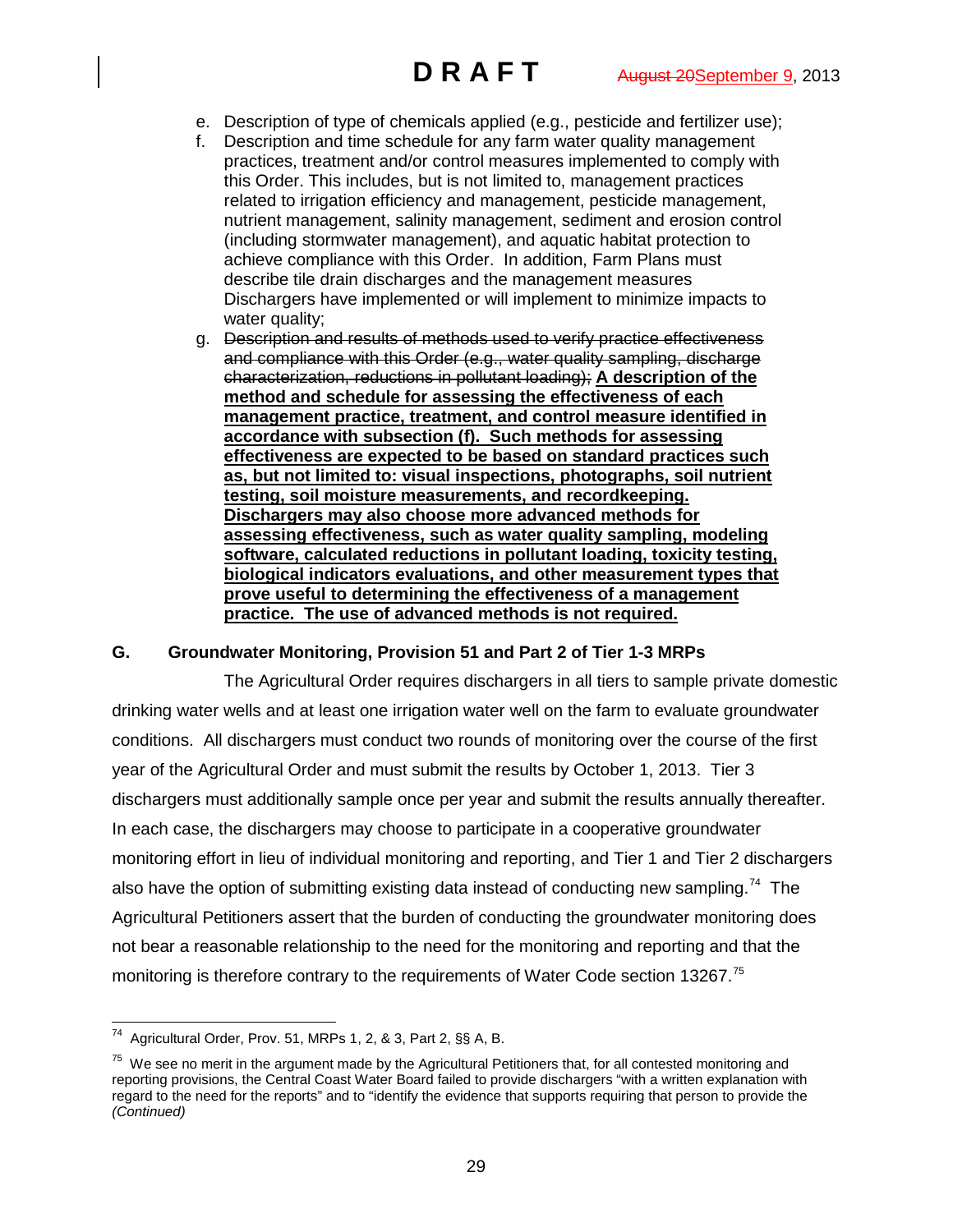e. Description of type of chemicals applied (e.g., pesticide and fertilizer use);
f. Description and time schedule for any farm water quality management practices, treatment and/or control measures implemented to comply with this Order. This includes, but is not limited to, management practices related to irrigation efficiency and management, pesticide management, nutrient management, salinity management, sediment and erosion control (including stormwater management), and aquatic habitat protection to achieve compliance with this Order. In addition, Farm Plans must describe tile drain discharges and the management measures Dischargers have implemented or will implement to minimize impacts to water quality;
g. ~~Description and results of methods used to verify practice effectiveness and compliance with this Order (e.g., water quality sampling, discharge characterization, reductions in pollutant loading);~~ **A description of the method and schedule for assessing the effectiveness of each management practice, treatment, and control measure identified in accordance with subsection (f). Such methods for assessing effectiveness are expected to be based on standard practices such as, but not limited to: visual inspections, photographs, soil nutrient testing, soil moisture measurements, and recordkeeping. Dischargers may also choose more advanced methods for assessing effectiveness, such as water quality sampling, modeling software, calculated reductions in pollutant loading, toxicity testing, biological indicators evaluations, and other measurement types that prove useful to determining the effectiveness of a management practice. The use of advanced methods is not required.**

## G. Groundwater Monitoring, Provision 51 and Part 2 of Tier 1-3 MRPs

The Agricultural Order requires dischargers in all tiers to sample private domestic drinking water wells and at least one irrigation water well on the farm to evaluate groundwater conditions. All dischargers must conduct two rounds of monitoring over the course of the first year of the Agricultural Order and must submit the results by October 1, 2013. Tier 3 dischargers must additionally sample once per year and submit the results annually thereafter. In each case, the dischargers may choose to participate in a cooperative groundwater monitoring effort in lieu of individual monitoring and reporting, and Tier 1 and Tier 2 dischargers also have the option of submitting existing data instead of conducting new sampling.[74] The Agricultural Petitioners assert that the burden of conducting the groundwater monitoring does not bear a reasonable relationship to the need for the monitoring and reporting and that the monitoring is therefore contrary to the requirements of Water Code section 13267.[75]

---

[74] Agricultural Order, Prov. 51, MRPs 1, 2, & 3, Part 2, §§ A, B.

[75] We see no merit in the argument made by the Agricultural Petitioners that, for all contested monitoring and reporting provisions, the Central Coast Water Board failed to provide dischargers "with a written explanation with regard to the need for the reports" and to "identify the evidence that supports requiring that person to provide the *(Continued)*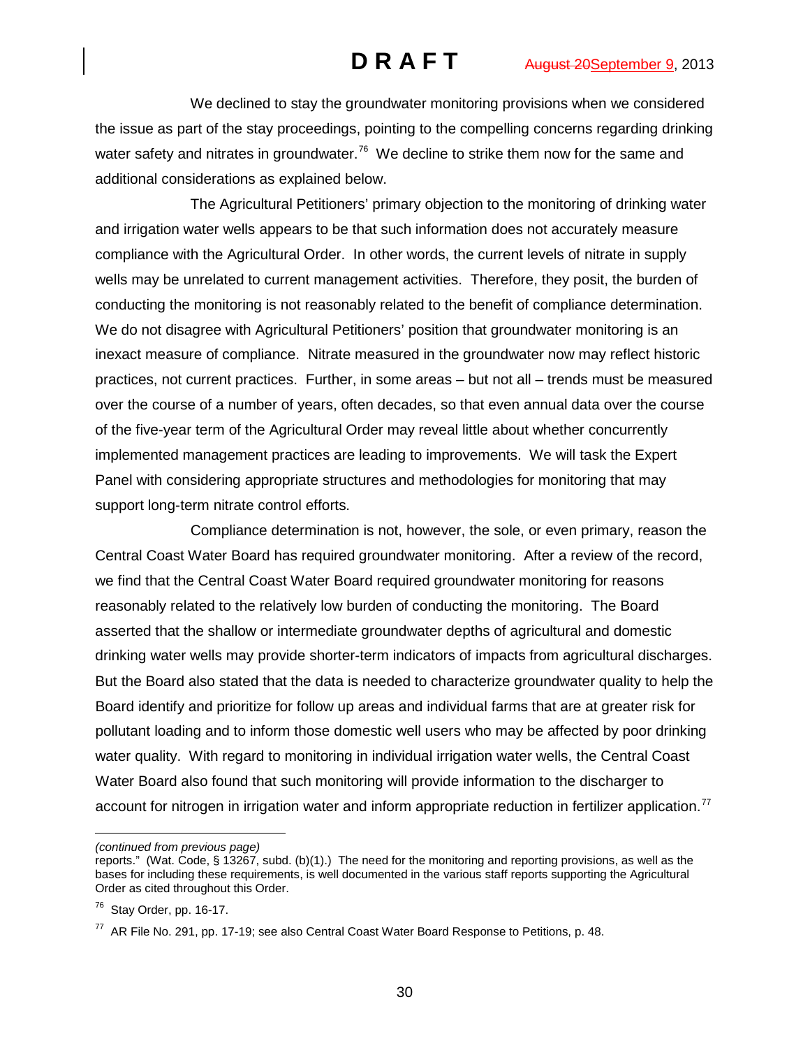We declined to stay the groundwater monitoring provisions when we considered the issue as part of the stay proceedings, pointing to the compelling concerns regarding drinking water safety and nitrates in groundwater.[76] We decline to strike them now for the same and additional considerations as explained below.

The Agricultural Petitioners' primary objection to the monitoring of drinking water and irrigation water wells appears to be that such information does not accurately measure compliance with the Agricultural Order. In other words, the current levels of nitrate in supply wells may be unrelated to current management activities. Therefore, they posit, the burden of conducting the monitoring is not reasonably related to the benefit of compliance determination. We do not disagree with Agricultural Petitioners' position that groundwater monitoring is an inexact measure of compliance. Nitrate measured in the groundwater now may reflect historic practices, not current practices. Further, in some areas – but not all – trends must be measured over the course of a number of years, often decades, so that even annual data over the course of the five-year term of the Agricultural Order may reveal little about whether concurrently implemented management practices are leading to improvements. We will task the Expert Panel with considering appropriate structures and methodologies for monitoring that may support long-term nitrate control efforts.

Compliance determination is not, however, the sole, or even primary, reason the Central Coast Water Board has required groundwater monitoring. After a review of the record, we find that the Central Coast Water Board required groundwater monitoring for reasons reasonably related to the relatively low burden of conducting the monitoring. The Board asserted that the shallow or intermediate groundwater depths of agricultural and domestic drinking water wells may provide shorter-term indicators of impacts from agricultural discharges. But the Board also stated that the data is needed to characterize groundwater quality to help the Board identify and prioritize for follow up areas and individual farms that are at greater risk for pollutant loading and to inform those domestic well users who may be affected by poor drinking water quality. With regard to monitoring in individual irrigation water wells, the Central Coast Water Board also found that such monitoring will provide information to the discharger to account for nitrogen in irrigation water and inform appropriate reduction in fertilizer application.[77]

---

*(continued from previous page)*
reports." (Wat. Code, § 13267, subd. (b)(1).) The need for the monitoring and reporting provisions, as well as the bases for including these requirements, is well documented in the various staff reports supporting the Agricultural Order as cited throughout this Order.

[76] Stay Order, pp. 16-17.

[77] AR File No. 291, pp. 17-19; see also Central Coast Water Board Response to Petitions, p. 48.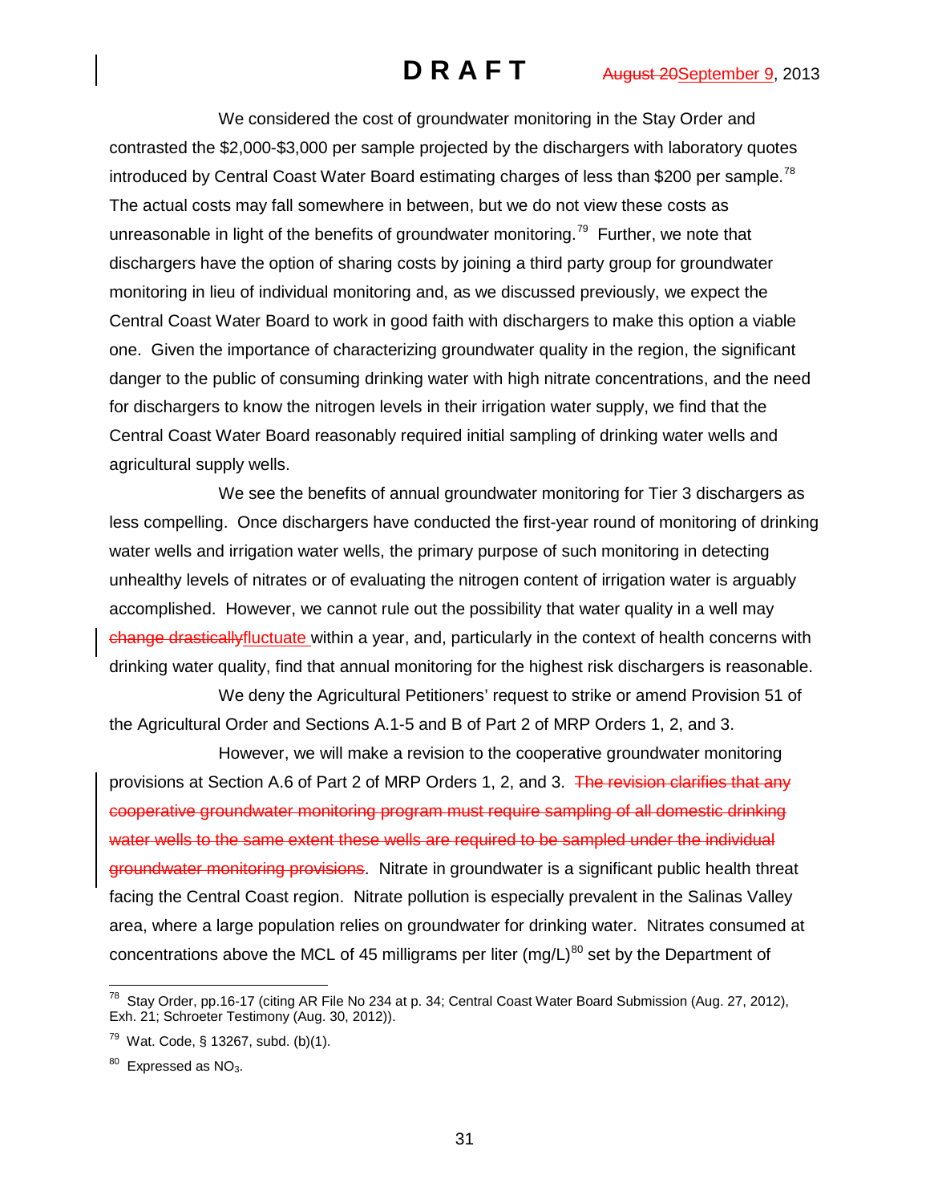We considered the cost of groundwater monitoring in the Stay Order and contrasted the \$2,000-\$3,000 per sample projected by the dischargers with laboratory quotes introduced by Central Coast Water Board estimating charges of less than \$200 per sample.[78] The actual costs may fall somewhere in between, but we do not view these costs as unreasonable in light of the benefits of groundwater monitoring.[79] Further, we note that dischargers have the option of sharing costs by joining a third party group for groundwater monitoring in lieu of individual monitoring and, as we discussed previously, we expect the Central Coast Water Board to work in good faith with dischargers to make this option a viable one. Given the importance of characterizing groundwater quality in the region, the significant danger to the public of consuming drinking water with high nitrate concentrations, and the need for dischargers to know the nitrogen levels in their irrigation water supply, we find that the Central Coast Water Board reasonably required initial sampling of drinking water wells and agricultural supply wells.

We see the benefits of annual groundwater monitoring for Tier 3 dischargers as less compelling. Once dischargers have conducted the first-year round of monitoring of drinking water wells and irrigation water wells, the primary purpose of such monitoring in detecting unhealthy levels of nitrates or of evaluating the nitrogen content of irrigation water is arguably accomplished. However, we cannot rule out the possibility that water quality in a well may ~~change drastically~~fluctuate within a year, and, particularly in the context of health concerns with drinking water quality, find that annual monitoring for the highest risk dischargers is reasonable.

We deny the Agricultural Petitioners' request to strike or amend Provision 51 of the Agricultural Order and Sections A.1-5 and B of Part 2 of MRP Orders 1, 2, and 3.

However, we will make a revision to the cooperative groundwater monitoring provisions at Section A.6 of Part 2 of MRP Orders 1, 2, and 3. ~~The revision clarifies that any cooperative groundwater monitoring program must require sampling of all domestic drinking water wells to the same extent these wells are required to be sampled under the individual groundwater monitoring provisions~~. Nitrate in groundwater is a significant public health threat facing the Central Coast region. Nitrate pollution is especially prevalent in the Salinas Valley area, where a large population relies on groundwater for drinking water. Nitrates consumed at concentrations above the MCL of 45 milligrams per liter (mg/L)[80] set by the Department of

---

[78] Stay Order, pp.16-17 (citing AR File No 234 at p. 34; Central Coast Water Board Submission (Aug. 27, 2012), Exh. 21; Schroeter Testimony (Aug. 30, 2012)).

[79] Wat. Code, § 13267, subd. (b)(1).

[80] Expressed as $NO_3$.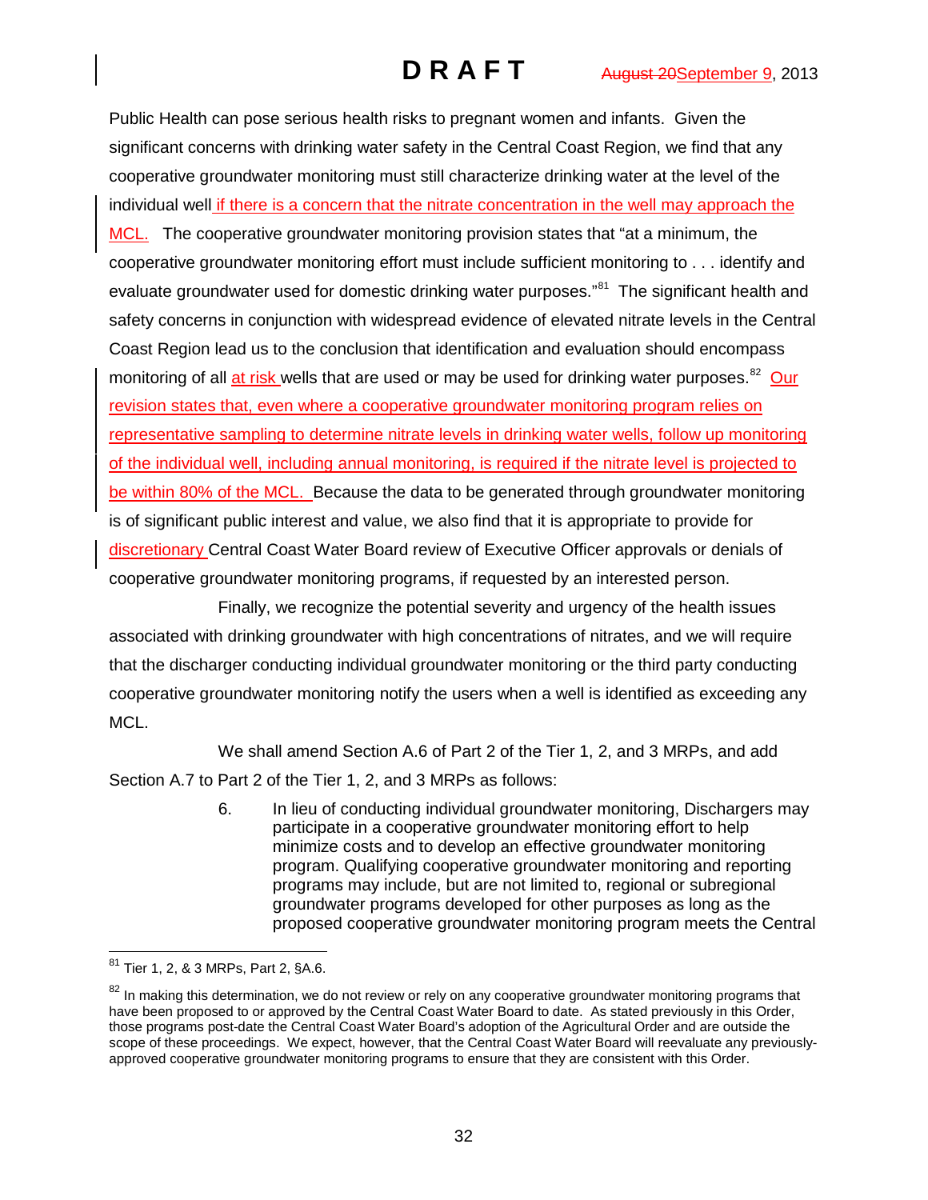Public Health can pose serious health risks to pregnant women and infants. Given the significant concerns with drinking water safety in the Central Coast Region, we find that any cooperative groundwater monitoring must still characterize drinking water at the level of the individual well if there is a concern that the nitrate concentration in the well may approach the MCL. The cooperative groundwater monitoring provision states that "at a minimum, the cooperative groundwater monitoring effort must include sufficient monitoring to . . . identify and evaluate groundwater used for domestic drinking water purposes."[81] The significant health and safety concerns in conjunction with widespread evidence of elevated nitrate levels in the Central Coast Region lead us to the conclusion that identification and evaluation should encompass monitoring of all at risk wells that are used or may be used for drinking water purposes.[82] Our revision states that, even where a cooperative groundwater monitoring program relies on representative sampling to determine nitrate levels in drinking water wells, follow up monitoring of the individual well, including annual monitoring, is required if the nitrate level is projected to be within 80% of the MCL. Because the data to be generated through groundwater monitoring is of significant public interest and value, we also find that it is appropriate to provide for discretionary Central Coast Water Board review of Executive Officer approvals or denials of cooperative groundwater monitoring programs, if requested by an interested person.

Finally, we recognize the potential severity and urgency of the health issues associated with drinking groundwater with high concentrations of nitrates, and we will require that the discharger conducting individual groundwater monitoring or the third party conducting cooperative groundwater monitoring notify the users when a well is identified as exceeding any MCL.

We shall amend Section A.6 of Part 2 of the Tier 1, 2, and 3 MRPs, and add Section A.7 to Part 2 of the Tier 1, 2, and 3 MRPs as follows:

> 6. In lieu of conducting individual groundwater monitoring, Dischargers may participate in a cooperative groundwater monitoring effort to help minimize costs and to develop an effective groundwater monitoring program. Qualifying cooperative groundwater monitoring and reporting programs may include, but are not limited to, regional or subregional groundwater programs developed for other purposes as long as the proposed cooperative groundwater monitoring program meets the Central

---

[81] Tier 1, 2, & 3 MRPs, Part 2, §A.6.

[82] In making this determination, we do not review or rely on any cooperative groundwater monitoring programs that have been proposed to or approved by the Central Coast Water Board to date. As stated previously in this Order, those programs post-date the Central Coast Water Board's adoption of the Agricultural Order and are outside the scope of these proceedings. We expect, however, that the Central Coast Water Board will reevaluate any previously-approved cooperative groundwater monitoring programs to ensure that they are consistent with this Order.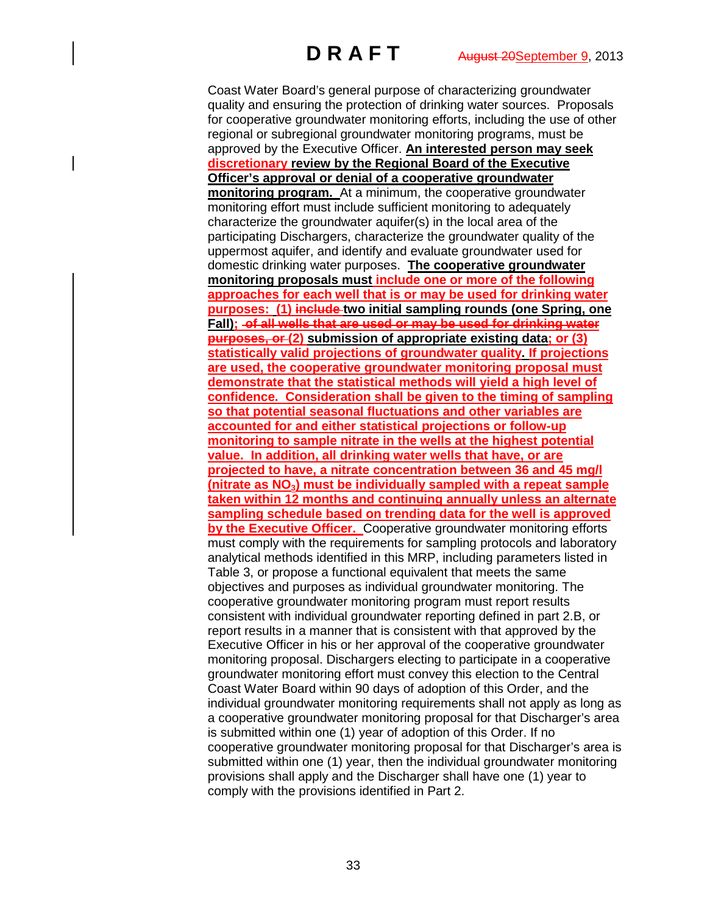Coast Water Board's general purpose of characterizing groundwater quality and ensuring the protection of drinking water sources. Proposals for cooperative groundwater monitoring efforts, including the use of other regional or subregional groundwater monitoring programs, must be approved by the Executive Officer. **An interested person may seek discretionary review by the Regional Board of the Executive Officer's approval or denial of a cooperative groundwater monitoring program.** At a minimum, the cooperative groundwater monitoring effort must include sufficient monitoring to adequately characterize the groundwater aquifer(s) in the local area of the participating Dischargers, characterize the groundwater quality of the uppermost aquifer, and identify and evaluate groundwater used for domestic drinking water purposes. **The cooperative groundwater monitoring proposals must include one or more of the following approaches for each well that is or may be used for drinking water purposes: (1) ~~include~~ two initial sampling rounds (one Spring, one Fall); ~~of all wells that are used or may be used for drinking water purposes, or~~ (2) submission of appropriate existing data; or (3) statistically valid projections of groundwater quality. If projections are used, the cooperative groundwater monitoring proposal must demonstrate that the statistical methods will yield a high level of confidence. Consideration shall be given to the timing of sampling so that potential seasonal fluctuations and other variables are accounted for and either statistical projections or follow-up monitoring to sample nitrate in the wells at the highest potential value. In addition, all drinking water wells that have, or are projected to have, a nitrate concentration between 36 and 45 mg/l (nitrate as $NO_3$) must be individually sampled with a repeat sample taken within 12 months and continuing annually unless an alternate sampling schedule based on trending data for the well is approved by the Executive Officer.** Cooperative groundwater monitoring efforts must comply with the requirements for sampling protocols and laboratory analytical methods identified in this MRP, including parameters listed in Table 3, or propose a functional equivalent that meets the same objectives and purposes as individual groundwater monitoring. The cooperative groundwater monitoring program must report results consistent with individual groundwater reporting defined in part 2.B, or report results in a manner that is consistent with that approved by the Executive Officer in his or her approval of the cooperative groundwater monitoring proposal. Dischargers electing to participate in a cooperative groundwater monitoring effort must convey this election to the Central Coast Water Board within 90 days of adoption of this Order, and the individual groundwater monitoring requirements shall not apply as long as a cooperative groundwater monitoring proposal for that Discharger's area is submitted within one (1) year of adoption of this Order. If no cooperative groundwater monitoring proposal for that Discharger's area is submitted within one (1) year, then the individual groundwater monitoring provisions shall apply and the Discharger shall have one (1) year to comply with the provisions identified in Part 2.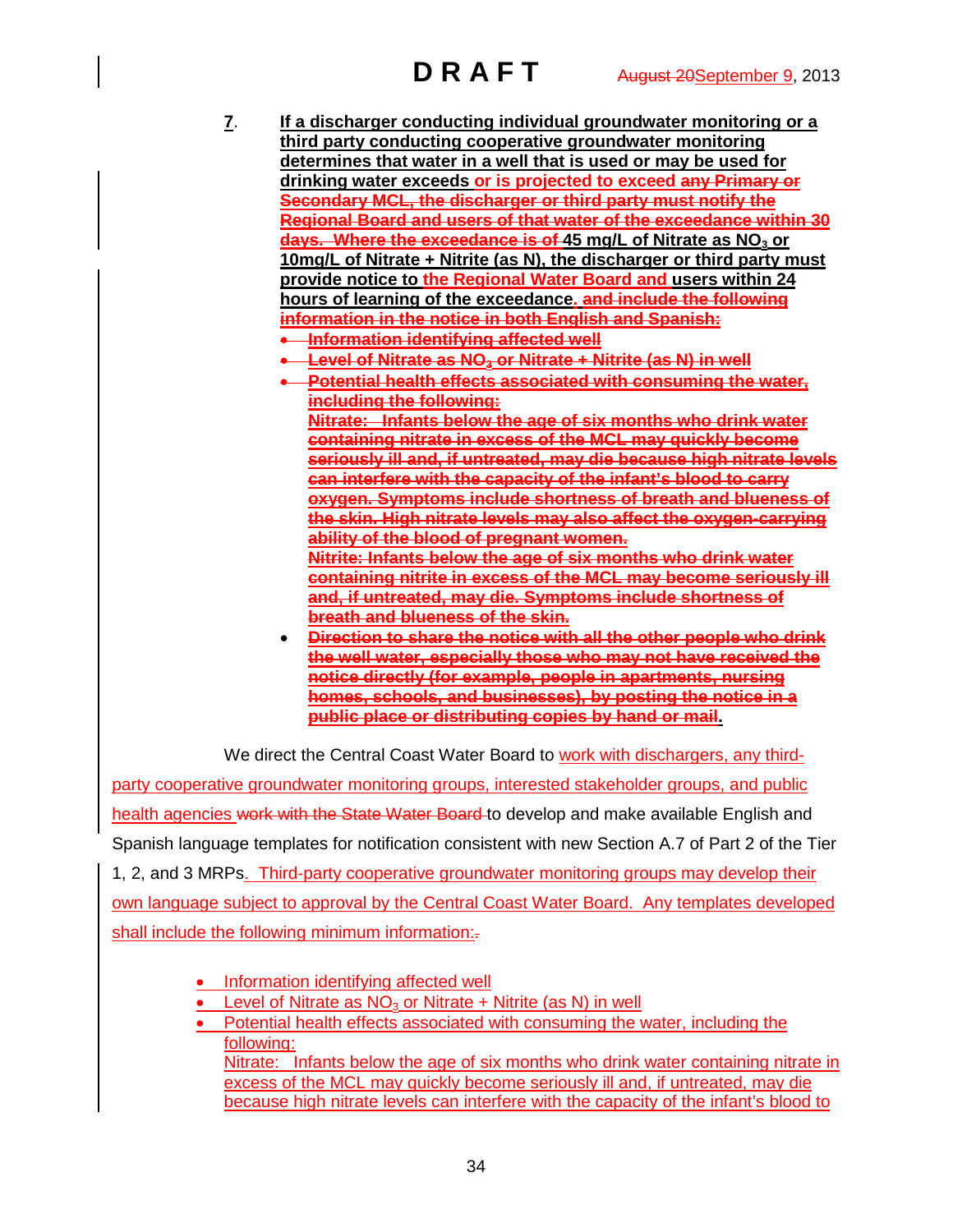**7.** **If a discharger conducting individual groundwater monitoring or a third party conducting cooperative groundwater monitoring determines that water in a well that is used or may be used for drinking water exceeds** **or is projected to exceed** ~~**any Primary or Secondary MCL, the discharger or third party must notify the Regional Board and users of that water of the exceedance within 30 days. Where the exceedance is of**~~ **45 mg/L of Nitrate as $NO_3$ or 10mg/L of Nitrate + Nitrite (as N), the discharger or third party must provide notice to** **the Regional Water Board and** **users within 24 hours of learning of the exceedance.** ~~**and include the following information in the notice in both English and Spanish:**~~

- ~~**Information identifying affected well**~~
- ~~**Level of Nitrate as $NO_3$ or Nitrate + Nitrite (as N) in well**~~
- ~~**Potential health effects associated with consuming the water, including the following:**~~
  ~~**Nitrate: Infants below the age of six months who drink water containing nitrate in excess of the MCL may quickly become seriously ill and, if untreated, may die because high nitrate levels can interfere with the capacity of the infant's blood to carry oxygen. Symptoms include shortness of breath and blueness of the skin. High nitrate levels may also affect the oxygen-carrying ability of the blood of pregnant women.**~~
  ~~**Nitrite: Infants below the age of six months who drink water containing nitrite in excess of the MCL may become seriously ill and, if untreated, may die. Symptoms include shortness of breath and blueness of the skin.**~~
- ~~**Direction to share the notice with all the other people who drink the well water, especially those who may not have received the notice directly (for example, people in apartments, nursing homes, schools, and businesses), by posting the notice in a public place or distributing copies by hand or mail**~~**.**

We direct the Central Coast Water Board to work with dischargers, any third-party cooperative groundwater monitoring groups, interested stakeholder groups, and public health agencies ~~work with the State Water Board~~ to develop and make available English and Spanish language templates for notification consistent with new Section A.7 of Part 2 of the Tier 1, 2, and 3 MRPs. Third-party cooperative groundwater monitoring groups may develop their own language subject to approval by the Central Coast Water Board. Any templates developed shall include the following minimum information:~~.~~

- Information identifying affected well
- Level of Nitrate as $NO_3$ or Nitrate + Nitrite (as N) in well
- Potential health effects associated with consuming the water, including the following:
  Nitrate: Infants below the age of six months who drink water containing nitrate in excess of the MCL may quickly become seriously ill and, if untreated, may die because high nitrate levels can interfere with the capacity of the infant's blood to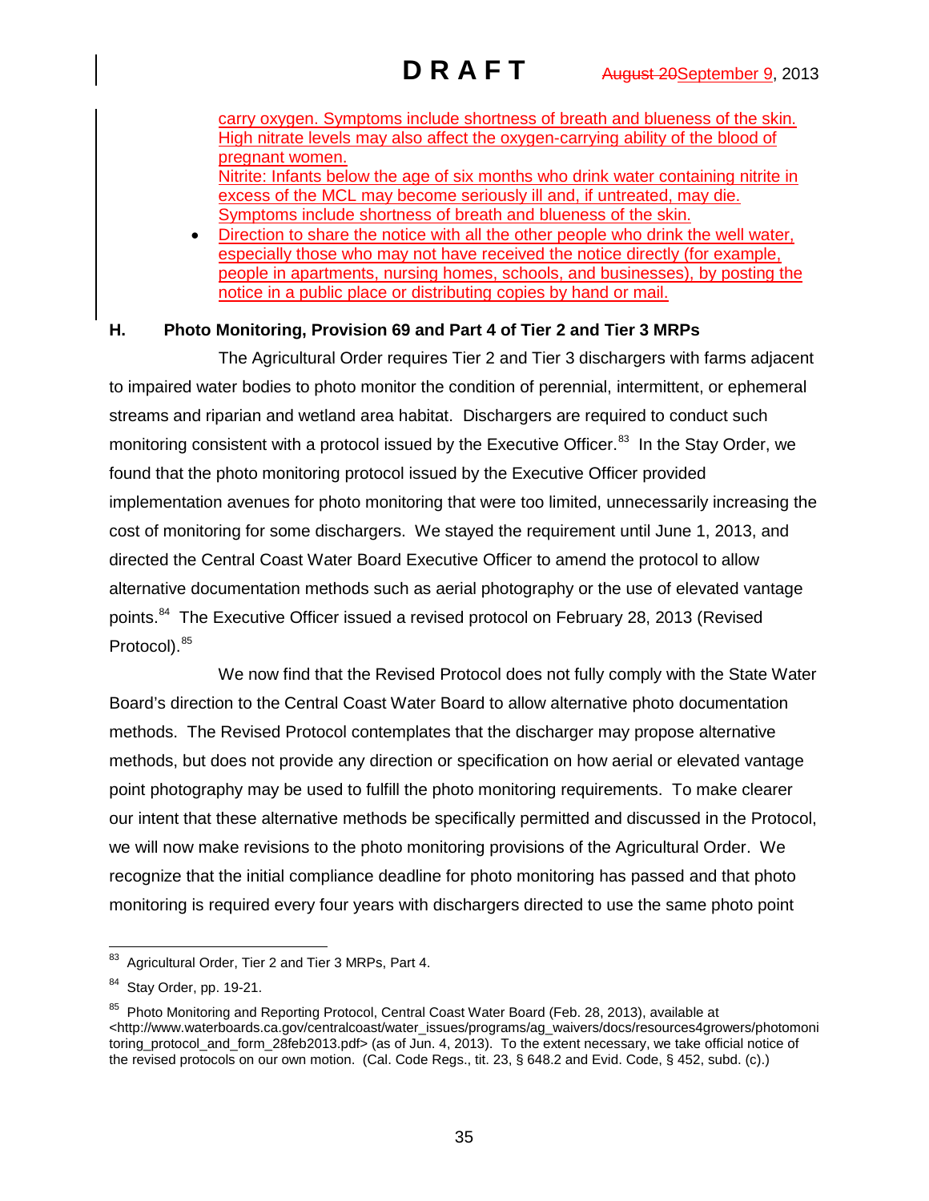carry oxygen. Symptoms include shortness of breath and blueness of the skin. High nitrate levels may also affect the oxygen-carrying ability of the blood of pregnant women.
Nitrite: Infants below the age of six months who drink water containing nitrite in excess of the MCL may become seriously ill and, if untreated, may die. Symptoms include shortness of breath and blueness of the skin.

- Direction to share the notice with all the other people who drink the well water, especially those who may not have received the notice directly (for example, people in apartments, nursing homes, schools, and businesses), by posting the notice in a public place or distributing copies by hand or mail.

### H. Photo Monitoring, Provision 69 and Part 4 of Tier 2 and Tier 3 MRPs

The Agricultural Order requires Tier 2 and Tier 3 dischargers with farms adjacent to impaired water bodies to photo monitor the condition of perennial, intermittent, or ephemeral streams and riparian and wetland area habitat. Dischargers are required to conduct such monitoring consistent with a protocol issued by the Executive Officer.[83] In the Stay Order, we found that the photo monitoring protocol issued by the Executive Officer provided implementation avenues for photo monitoring that were too limited, unnecessarily increasing the cost of monitoring for some dischargers. We stayed the requirement until June 1, 2013, and directed the Central Coast Water Board Executive Officer to amend the protocol to allow alternative documentation methods such as aerial photography or the use of elevated vantage points.[84] The Executive Officer issued a revised protocol on February 28, 2013 (Revised Protocol).[85]

We now find that the Revised Protocol does not fully comply with the State Water Board's direction to the Central Coast Water Board to allow alternative photo documentation methods. The Revised Protocol contemplates that the discharger may propose alternative methods, but does not provide any direction or specification on how aerial or elevated vantage point photography may be used to fulfill the photo monitoring requirements. To make clearer our intent that these alternative methods be specifically permitted and discussed in the Protocol, we will now make revisions to the photo monitoring provisions of the Agricultural Order. We recognize that the initial compliance deadline for photo monitoring has passed and that photo monitoring is required every four years with dischargers directed to use the same photo point

---

[83] Agricultural Order, Tier 2 and Tier 3 MRPs, Part 4.

[84] Stay Order, pp. 19-21.

[85] Photo Monitoring and Reporting Protocol, Central Coast Water Board (Feb. 28, 2013), available at <http://www.waterboards.ca.gov/centralcoast/water_issues/programs/ag_waivers/docs/resources4growers/photomonitoring_protocol_and_form_28feb2013.pdf> (as of Jun. 4, 2013). To the extent necessary, we take official notice of the revised protocols on our own motion. (Cal. Code Regs., tit. 23, § 648.2 and Evid. Code, § 452, subd. (c).)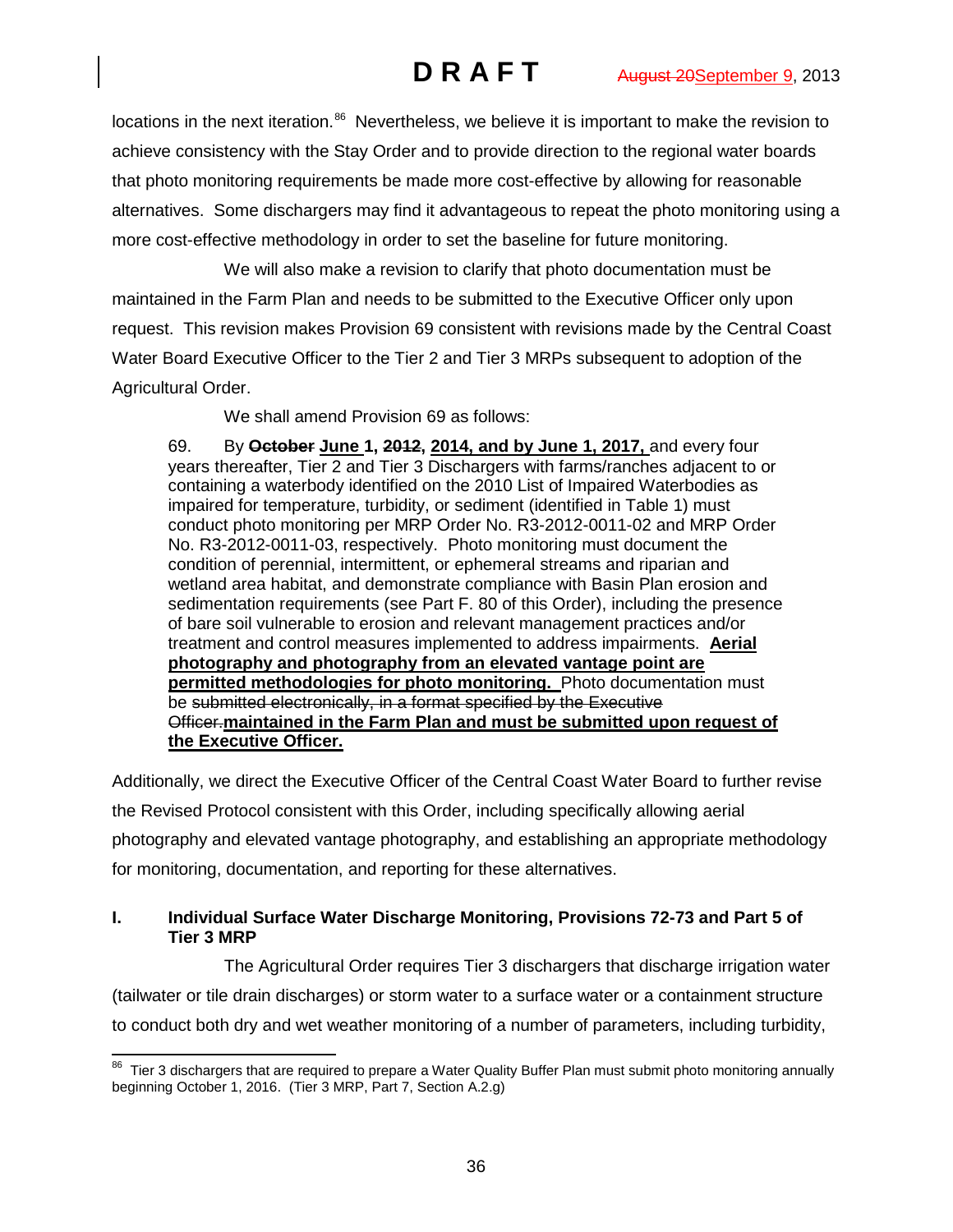locations in the next iteration.[86] Nevertheless, we believe it is important to make the revision to achieve consistency with the Stay Order and to provide direction to the regional water boards that photo monitoring requirements be made more cost-effective by allowing for reasonable alternatives. Some dischargers may find it advantageous to repeat the photo monitoring using a more cost-effective methodology in order to set the baseline for future monitoring.

We will also make a revision to clarify that photo documentation must be maintained in the Farm Plan and needs to be submitted to the Executive Officer only upon request. This revision makes Provision 69 consistent with revisions made by the Central Coast Water Board Executive Officer to the Tier 2 and Tier 3 MRPs subsequent to adoption of the Agricultural Order.

We shall amend Provision 69 as follows:

> 69. By ~~**October**~~ **June 1, ~~2012~~, 2014, and by June 1, 2017,** and every four years thereafter, Tier 2 and Tier 3 Dischargers with farms/ranches adjacent to or containing a waterbody identified on the 2010 List of Impaired Waterbodies as impaired for temperature, turbidity, or sediment (identified in Table 1) must conduct photo monitoring per MRP Order No. R3-2012-0011-02 and MRP Order No. R3-2012-0011-03, respectively. Photo monitoring must document the condition of perennial, intermittent, or ephemeral streams and riparian and wetland area habitat, and demonstrate compliance with Basin Plan erosion and sedimentation requirements (see Part F. 80 of this Order), including the presence of bare soil vulnerable to erosion and relevant management practices and/or treatment and control measures implemented to address impairments. **Aerial photography and photography from an elevated vantage point are permitted methodologies for photo monitoring.** Photo documentation must be ~~submitted electronically, in a format specified by the Executive Officer.~~ **maintained in the Farm Plan and must be submitted upon request of the Executive Officer.**

Additionally, we direct the Executive Officer of the Central Coast Water Board to further revise the Revised Protocol consistent with this Order, including specifically allowing aerial photography and elevated vantage photography, and establishing an appropriate methodology for monitoring, documentation, and reporting for these alternatives.

## I. Individual Surface Water Discharge Monitoring, Provisions 72-73 and Part 5 of Tier 3 MRP

The Agricultural Order requires Tier 3 dischargers that discharge irrigation water (tailwater or tile drain discharges) or storm water to a surface water or a containment structure to conduct both dry and wet weather monitoring of a number of parameters, including turbidity,

---

[86] Tier 3 dischargers that are required to prepare a Water Quality Buffer Plan must submit photo monitoring annually beginning October 1, 2016. (Tier 3 MRP, Part 7, Section A.2.g)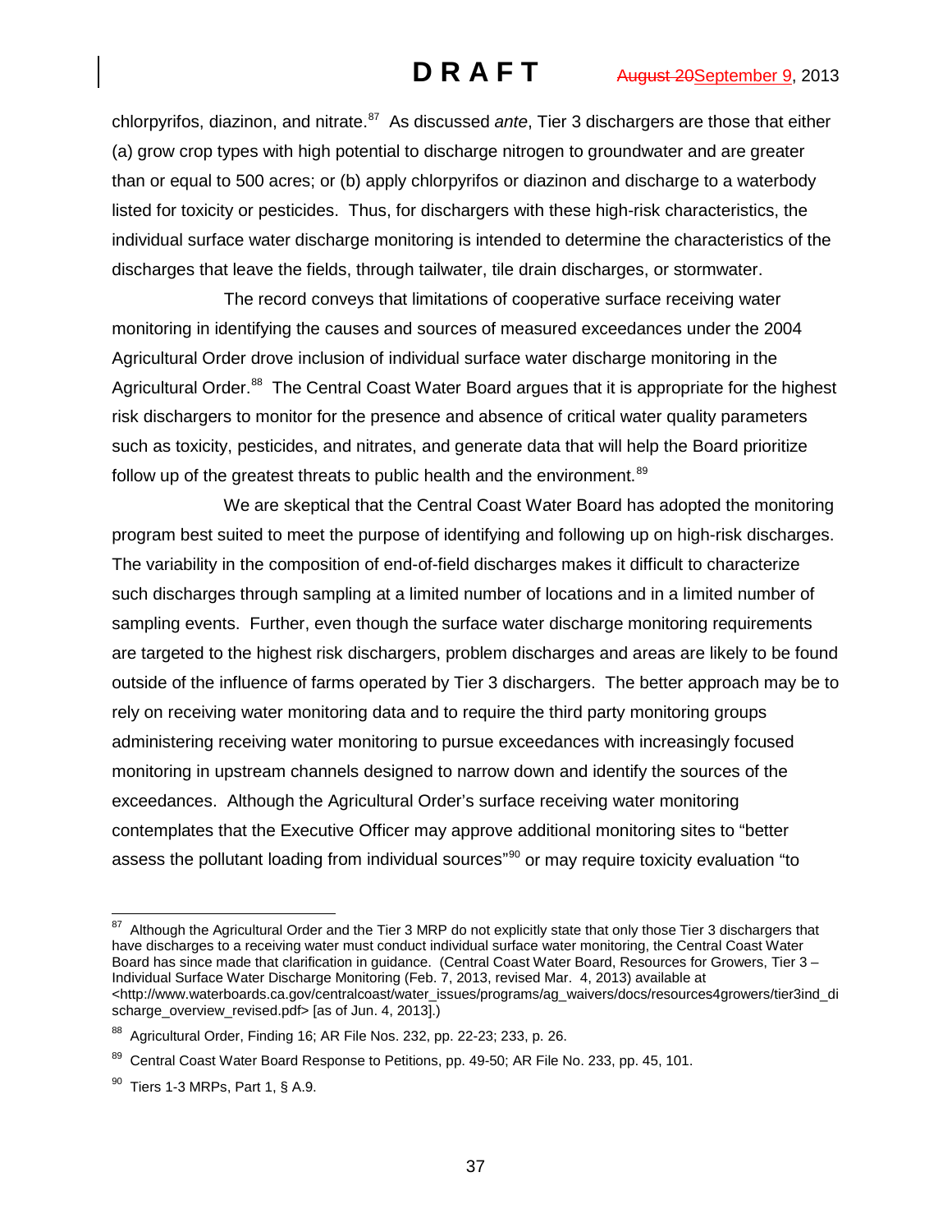chlorpyrifos, diazinon, and nitrate.[87] As discussed *ante*, Tier 3 dischargers are those that either (a) grow crop types with high potential to discharge nitrogen to groundwater and are greater than or equal to 500 acres; or (b) apply chlorpyrifos or diazinon and discharge to a waterbody listed for toxicity or pesticides. Thus, for dischargers with these high-risk characteristics, the individual surface water discharge monitoring is intended to determine the characteristics of the discharges that leave the fields, through tailwater, tile drain discharges, or stormwater.

The record conveys that limitations of cooperative surface receiving water monitoring in identifying the causes and sources of measured exceedances under the 2004 Agricultural Order drove inclusion of individual surface water discharge monitoring in the Agricultural Order.[88] The Central Coast Water Board argues that it is appropriate for the highest risk dischargers to monitor for the presence and absence of critical water quality parameters such as toxicity, pesticides, and nitrates, and generate data that will help the Board prioritize follow up of the greatest threats to public health and the environment.[89]

We are skeptical that the Central Coast Water Board has adopted the monitoring program best suited to meet the purpose of identifying and following up on high-risk discharges. The variability in the composition of end-of-field discharges makes it difficult to characterize such discharges through sampling at a limited number of locations and in a limited number of sampling events. Further, even though the surface water discharge monitoring requirements are targeted to the highest risk dischargers, problem discharges and areas are likely to be found outside of the influence of farms operated by Tier 3 dischargers. The better approach may be to rely on receiving water monitoring data and to require the third party monitoring groups administering receiving water monitoring to pursue exceedances with increasingly focused monitoring in upstream channels designed to narrow down and identify the sources of the exceedances. Although the Agricultural Order's surface receiving water monitoring contemplates that the Executive Officer may approve additional monitoring sites to "better assess the pollutant loading from individual sources"[90] or may require toxicity evaluation "to

---

[87] Although the Agricultural Order and the Tier 3 MRP do not explicitly state that only those Tier 3 dischargers that have discharges to a receiving water must conduct individual surface water monitoring, the Central Coast Water Board has since made that clarification in guidance. (Central Coast Water Board, Resources for Growers, Tier 3 – Individual Surface Water Discharge Monitoring (Feb. 7, 2013, revised Mar. 4, 2013) available at <http://www.waterboards.ca.gov/centralcoast/water_issues/programs/ag_waivers/docs/resources4growers/tier3ind_discharge_overview_revised.pdf> [as of Jun. 4, 2013].)

[88] Agricultural Order, Finding 16; AR File Nos. 232, pp. 22-23; 233, p. 26.

[89] Central Coast Water Board Response to Petitions, pp. 49-50; AR File No. 233, pp. 45, 101.

[90] Tiers 1-3 MRPs, Part 1, § A.9.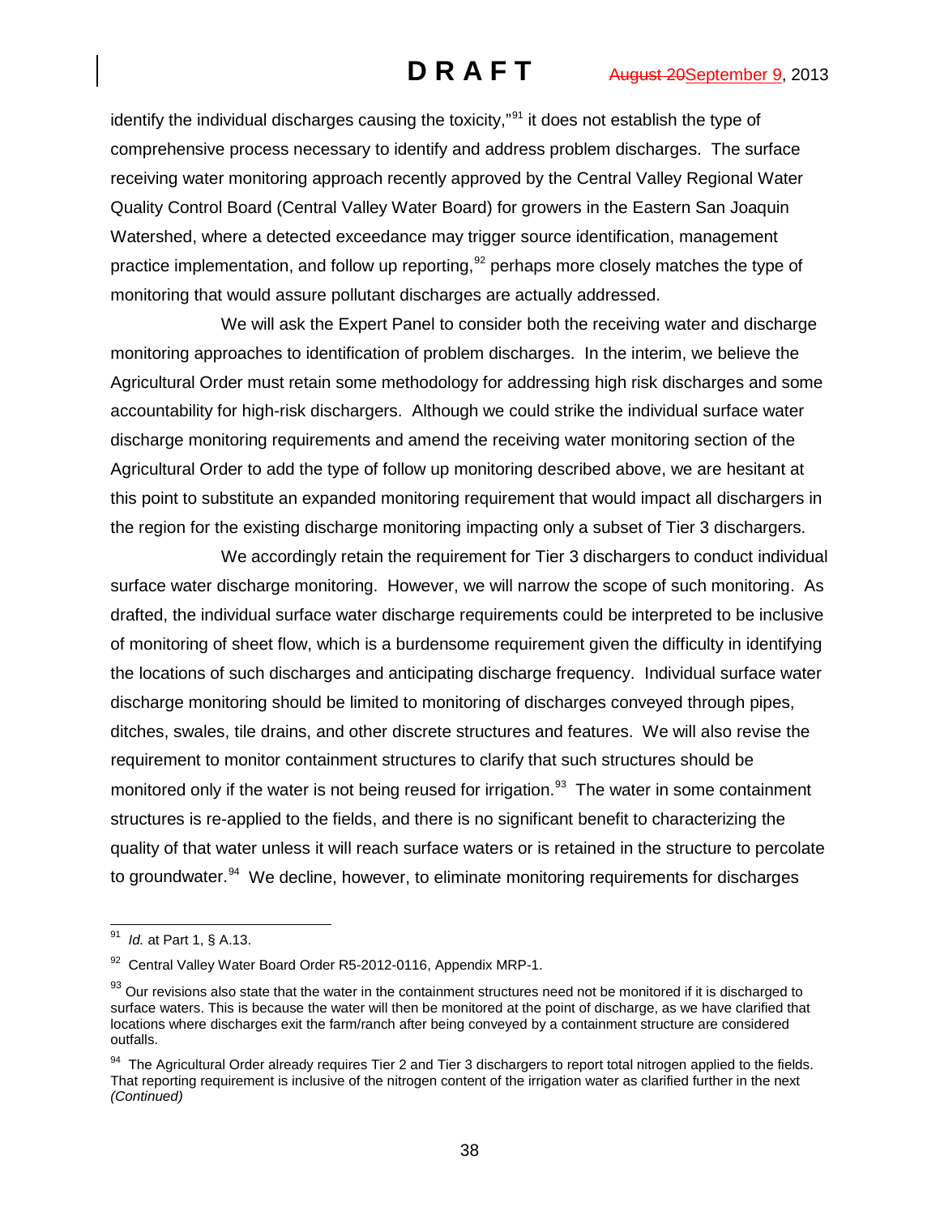identify the individual discharges causing the toxicity,"[91] it does not establish the type of comprehensive process necessary to identify and address problem discharges. The surface receiving water monitoring approach recently approved by the Central Valley Regional Water Quality Control Board (Central Valley Water Board) for growers in the Eastern San Joaquin Watershed, where a detected exceedance may trigger source identification, management practice implementation, and follow up reporting,[92] perhaps more closely matches the type of monitoring that would assure pollutant discharges are actually addressed.

We will ask the Expert Panel to consider both the receiving water and discharge monitoring approaches to identification of problem discharges. In the interim, we believe the Agricultural Order must retain some methodology for addressing high risk discharges and some accountability for high-risk dischargers. Although we could strike the individual surface water discharge monitoring requirements and amend the receiving water monitoring section of the Agricultural Order to add the type of follow up monitoring described above, we are hesitant at this point to substitute an expanded monitoring requirement that would impact all dischargers in the region for the existing discharge monitoring impacting only a subset of Tier 3 dischargers.

We accordingly retain the requirement for Tier 3 dischargers to conduct individual surface water discharge monitoring. However, we will narrow the scope of such monitoring. As drafted, the individual surface water discharge requirements could be interpreted to be inclusive of monitoring of sheet flow, which is a burdensome requirement given the difficulty in identifying the locations of such discharges and anticipating discharge frequency. Individual surface water discharge monitoring should be limited to monitoring of discharges conveyed through pipes, ditches, swales, tile drains, and other discrete structures and features. We will also revise the requirement to monitor containment structures to clarify that such structures should be monitored only if the water is not being reused for irrigation.[93] The water in some containment structures is re-applied to the fields, and there is no significant benefit to characterizing the quality of that water unless it will reach surface waters or is retained in the structure to percolate to groundwater.[94] We decline, however, to eliminate monitoring requirements for discharges

---

[91] *Id.* at Part 1, § A.13.

[92] Central Valley Water Board Order R5-2012-0116, Appendix MRP-1.

[93] Our revisions also state that the water in the containment structures need not be monitored if it is discharged to surface waters. This is because the water will then be monitored at the point of discharge, as we have clarified that locations where discharges exit the farm/ranch after being conveyed by a containment structure are considered outfalls.

[94] The Agricultural Order already requires Tier 2 and Tier 3 dischargers to report total nitrogen applied to the fields. That reporting requirement is inclusive of the nitrogen content of the irrigation water as clarified further in the next *(Continued)*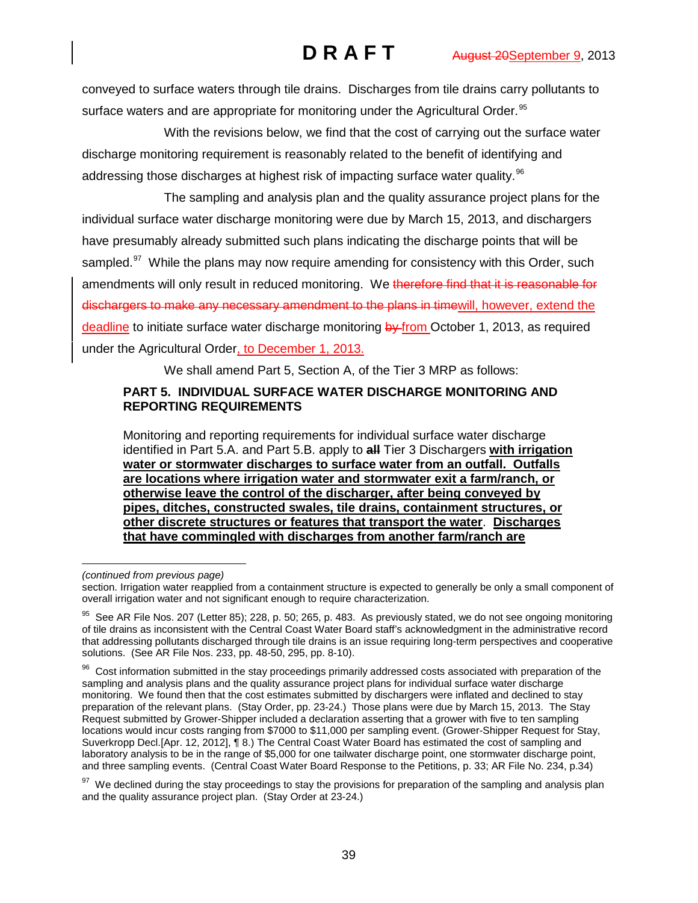conveyed to surface waters through tile drains. Discharges from tile drains carry pollutants to surface waters and are appropriate for monitoring under the Agricultural Order.[95]

With the revisions below, we find that the cost of carrying out the surface water discharge monitoring requirement is reasonably related to the benefit of identifying and addressing those discharges at highest risk of impacting surface water quality.[96]

The sampling and analysis plan and the quality assurance project plans for the individual surface water discharge monitoring were due by March 15, 2013, and dischargers have presumably already submitted such plans indicating the discharge points that will be sampled.[97] While the plans may now require amending for consistency with this Order, such amendments will only result in reduced monitoring. We ~~therefore find that it is reasonable for dischargers to make any necessary amendment to the plans in time~~will, however, extend the deadline to initiate surface water discharge monitoring ~~by~~ from October 1, 2013, as required under the Agricultural Order, to December 1, 2013.

We shall amend Part 5, Section A, of the Tier 3 MRP as follows:

**PART 5. INDIVIDUAL SURFACE WATER DISCHARGE MONITORING AND REPORTING REQUIREMENTS**

Monitoring and reporting requirements for individual surface water discharge identified in Part 5.A. and Part 5.B. apply to ~~**all**~~ Tier 3 Dischargers **with irrigation water or stormwater discharges to surface water from an outfall. Outfalls are locations where irrigation water and stormwater exit a farm/ranch, or otherwise leave the control of the discharger, after being conveyed by pipes, ditches, constructed swales, tile drains, containment structures, or other discrete structures or features that transport the water**. **Discharges that have commingled with discharges from another farm/ranch are**

---

*(continued from previous page)*
section. Irrigation water reapplied from a containment structure is expected to generally be only a small component of overall irrigation water and not significant enough to require characterization.

[95] See AR File Nos. 207 (Letter 85); 228, p. 50; 265, p. 483. As previously stated, we do not see ongoing monitoring of tile drains as inconsistent with the Central Coast Water Board staff's acknowledgment in the administrative record that addressing pollutants discharged through tile drains is an issue requiring long-term perspectives and cooperative solutions. (See AR File Nos. 233, pp. 48-50, 295, pp. 8-10).

[96] Cost information submitted in the stay proceedings primarily addressed costs associated with preparation of the sampling and analysis plans and the quality assurance project plans for individual surface water discharge monitoring. We found then that the cost estimates submitted by dischargers were inflated and declined to stay preparation of the relevant plans. (Stay Order, pp. 23-24.) Those plans were due by March 15, 2013. The Stay Request submitted by Grower-Shipper included a declaration asserting that a grower with five to ten sampling locations would incur costs ranging from $7000 to $11,000 per sampling event. (Grower-Shipper Request for Stay, Suverkropp Decl.[Apr. 12, 2012], ¶ 8.) The Central Coast Water Board has estimated the cost of sampling and laboratory analysis to be in the range of $5,000 for one tailwater discharge point, one stormwater discharge point, and three sampling events. (Central Coast Water Board Response to the Petitions, p. 33; AR File No. 234, p.34)

[97] We declined during the stay proceedings to stay the provisions for preparation of the sampling and analysis plan and the quality assurance project plan. (Stay Order at 23-24.)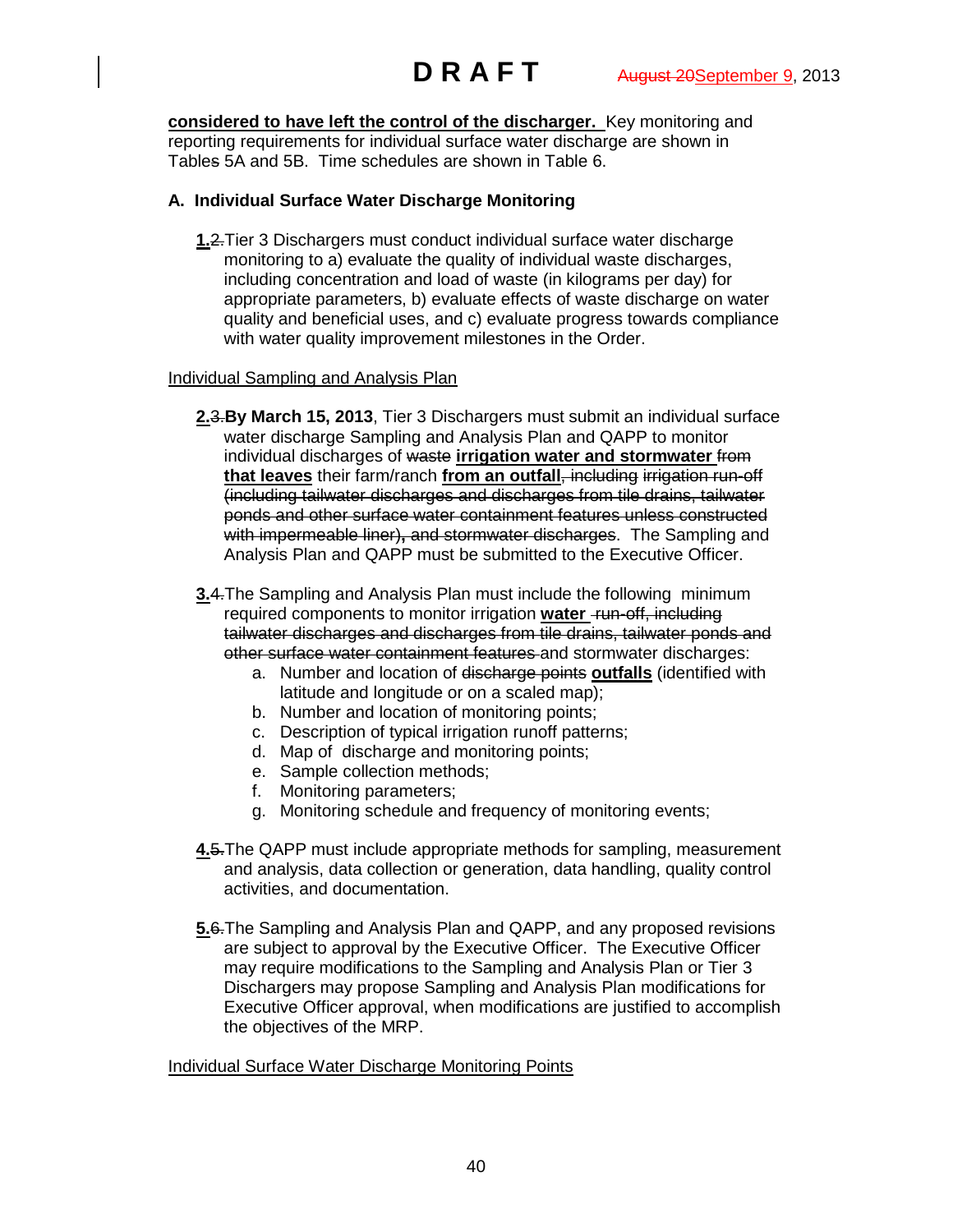**considered to have left the control of the discharger.** Key monitoring and reporting requirements for individual surface water discharge are shown in Tables 5A and 5B. Time schedules are shown in Table 6.

### A. Individual Surface Water Discharge Monitoring

**1.** ~~2.~~ Tier 3 Dischargers must conduct individual surface water discharge monitoring to a) evaluate the quality of individual waste discharges, including concentration and load of waste (in kilograms per day) for appropriate parameters, b) evaluate effects of waste discharge on water quality and beneficial uses, and c) evaluate progress towards compliance with water quality improvement milestones in the Order.

Individual Sampling and Analysis Plan

**2.** ~~3.~~ **By March 15, 2013**, Tier 3 Dischargers must submit an individual surface water discharge Sampling and Analysis Plan and QAPP to monitor individual discharges of ~~waste~~ **irrigation water and stormwater** ~~from~~ **that leaves** their farm/ranch **from an outfall**~~, including irrigation run-off (including tailwater discharges and discharges from tile drains, tailwater ponds and other surface water containment features unless constructed with impermeable liner), and stormwater discharges~~. The Sampling and Analysis Plan and QAPP must be submitted to the Executive Officer.

**3.** ~~4.~~ The Sampling and Analysis Plan must include the following minimum required components to monitor irrigation **water** ~~run-off, including tailwater discharges and discharges from tile drains, tailwater ponds and other surface water containment features~~ and stormwater discharges:

a. Number and location of ~~discharge points~~ **outfalls** (identified with latitude and longitude or on a scaled map);
b. Number and location of monitoring points;
c. Description of typical irrigation runoff patterns;
d. Map of discharge and monitoring points;
e. Sample collection methods;
f. Monitoring parameters;
g. Monitoring schedule and frequency of monitoring events;

**4.** ~~5.~~ The QAPP must include appropriate methods for sampling, measurement and analysis, data collection or generation, data handling, quality control activities, and documentation.

**5.** ~~6.~~ The Sampling and Analysis Plan and QAPP, and any proposed revisions are subject to approval by the Executive Officer. The Executive Officer may require modifications to the Sampling and Analysis Plan or Tier 3 Dischargers may propose Sampling and Analysis Plan modifications for Executive Officer approval, when modifications are justified to accomplish the objectives of the MRP.

Individual Surface Water Discharge Monitoring Points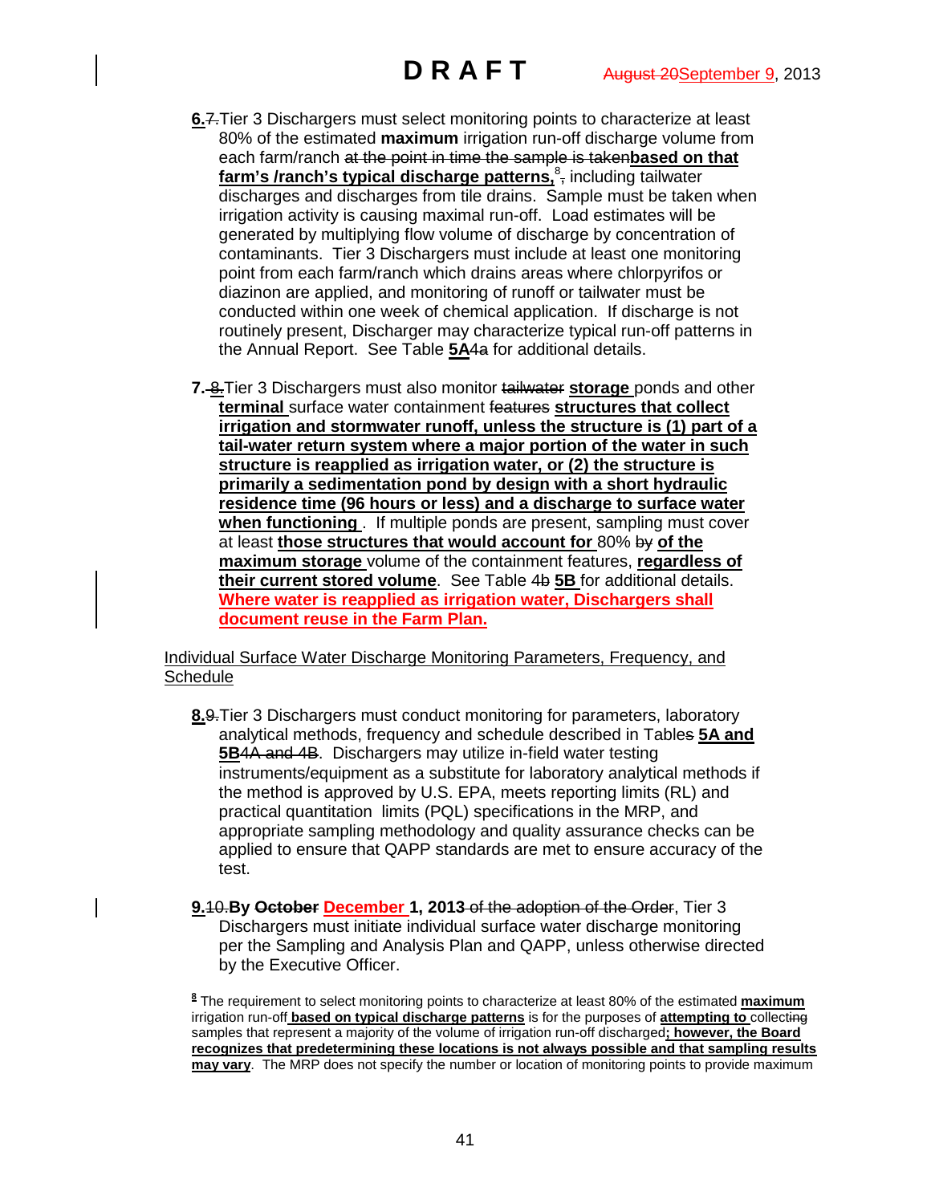6.7. Tier 3 Dischargers must select monitoring points to characterize at least 80% of the estimated **maximum** irrigation run-off discharge volume from each farm/ranch at the point in time the sample is taken **based on that farm's /ranch's typical discharge patterns,**[8], including tailwater discharges and discharges from tile drains. Sample must be taken when irrigation activity is causing maximal run-off. Load estimates will be generated by multiplying flow volume of discharge by concentration of contaminants. Tier 3 Dischargers must include at least one monitoring point from each farm/ranch which drains areas where chlorpyrifos or diazinon are applied, and monitoring of runoff or tailwater must be conducted within one week of chemical application. If discharge is not routinely present, Discharger may characterize typical run-off patterns in the Annual Report. See Table **5A**4a for additional details.

7. 8. Tier 3 Dischargers must also monitor tailwater **storage** ponds and other **terminal** surface water containment features **structures that collect irrigation and stormwater runoff, unless the structure is (1) part of a tail-water return system where a major portion of the water in such structure is reapplied as irrigation water, or (2) the structure is primarily a sedimentation pond by design with a short hydraulic residence time (96 hours or less) and a discharge to surface water when functioning**. If multiple ponds are present, sampling must cover at least **those structures that would account for** 80% by **of the maximum storage** volume of the containment features, **regardless of their current stored volume**. See Table 4b **5B** for additional details. **Where water is reapplied as irrigation water, Dischargers shall document reuse in the Farm Plan.**

Individual Surface Water Discharge Monitoring Parameters, Frequency, and Schedule

8. 9. Tier 3 Dischargers must conduct monitoring for parameters, laboratory analytical methods, frequency and schedule described in Tables **5A and 5B** 4A and 4B. Dischargers may utilize in-field water testing instruments/equipment as a substitute for laboratory analytical methods if the method is approved by U.S. EPA, meets reporting limits (RL) and practical quantitation limits (PQL) specifications in the MRP, and appropriate sampling methodology and quality assurance checks can be applied to ensure that QAPP standards are met to ensure accuracy of the test.

9. 10. **By October December 1, 2013** of the adoption of the Order, Tier 3 Dischargers must initiate individual surface water discharge monitoring per the Sampling and Analysis Plan and QAPP, unless otherwise directed by the Executive Officer.

[8] The requirement to select monitoring points to characterize at least 80% of the estimated **maximum** irrigation run-off **based on typical discharge patterns** is for the purposes of **attempting to** collecting samples that represent a majority of the volume of irrigation run-off discharged**; however, the Board recognizes that predetermining these locations is not always possible and that sampling results may vary**. The MRP does not specify the number or location of monitoring points to provide maximum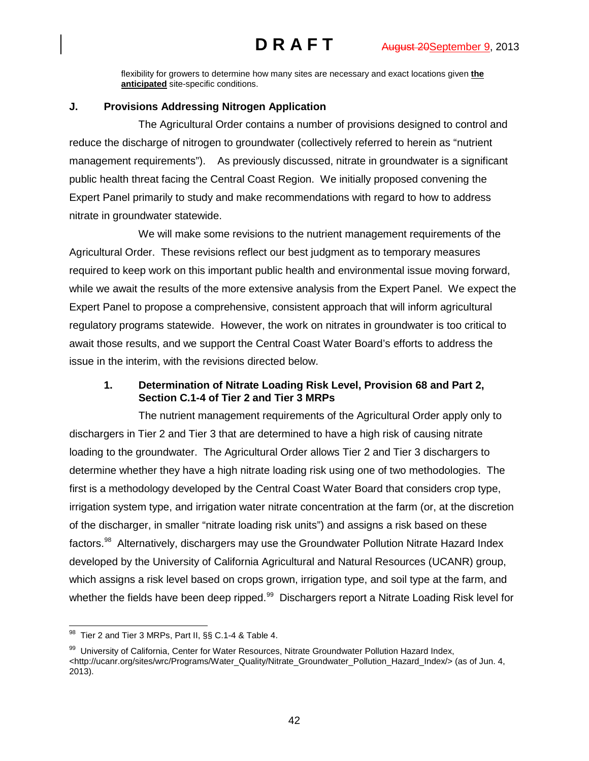flexibility for growers to determine how many sites are necessary and exact locations given **the anticipated** site-specific conditions.

### J. Provisions Addressing Nitrogen Application

The Agricultural Order contains a number of provisions designed to control and reduce the discharge of nitrogen to groundwater (collectively referred to herein as "nutrient management requirements"). As previously discussed, nitrate in groundwater is a significant public health threat facing the Central Coast Region. We initially proposed convening the Expert Panel primarily to study and make recommendations with regard to how to address nitrate in groundwater statewide.

We will make some revisions to the nutrient management requirements of the Agricultural Order. These revisions reflect our best judgment as to temporary measures required to keep work on this important public health and environmental issue moving forward, while we await the results of the more extensive analysis from the Expert Panel. We expect the Expert Panel to propose a comprehensive, consistent approach that will inform agricultural regulatory programs statewide. However, the work on nitrates in groundwater is too critical to await those results, and we support the Central Coast Water Board's efforts to address the issue in the interim, with the revisions directed below.

#### 1. Determination of Nitrate Loading Risk Level, Provision 68 and Part 2, Section C.1-4 of Tier 2 and Tier 3 MRPs

The nutrient management requirements of the Agricultural Order apply only to dischargers in Tier 2 and Tier 3 that are determined to have a high risk of causing nitrate loading to the groundwater. The Agricultural Order allows Tier 2 and Tier 3 dischargers to determine whether they have a high nitrate loading risk using one of two methodologies. The first is a methodology developed by the Central Coast Water Board that considers crop type, irrigation system type, and irrigation water nitrate concentration at the farm (or, at the discretion of the discharger, in smaller "nitrate loading risk units") and assigns a risk based on these factors.[98] Alternatively, dischargers may use the Groundwater Pollution Nitrate Hazard Index developed by the University of California Agricultural and Natural Resources (UCANR) group, which assigns a risk level based on crops grown, irrigation type, and soil type at the farm, and whether the fields have been deep ripped.[99] Dischargers report a Nitrate Loading Risk level for

---

[98] Tier 2 and Tier 3 MRPs, Part II, §§ C.1-4 & Table 4.

[99] University of California, Center for Water Resources, Nitrate Groundwater Pollution Hazard Index, <http://ucanr.org/sites/wrc/Programs/Water_Quality/Nitrate_Groundwater_Pollution_Hazard_Index/> (as of Jun. 4, 2013).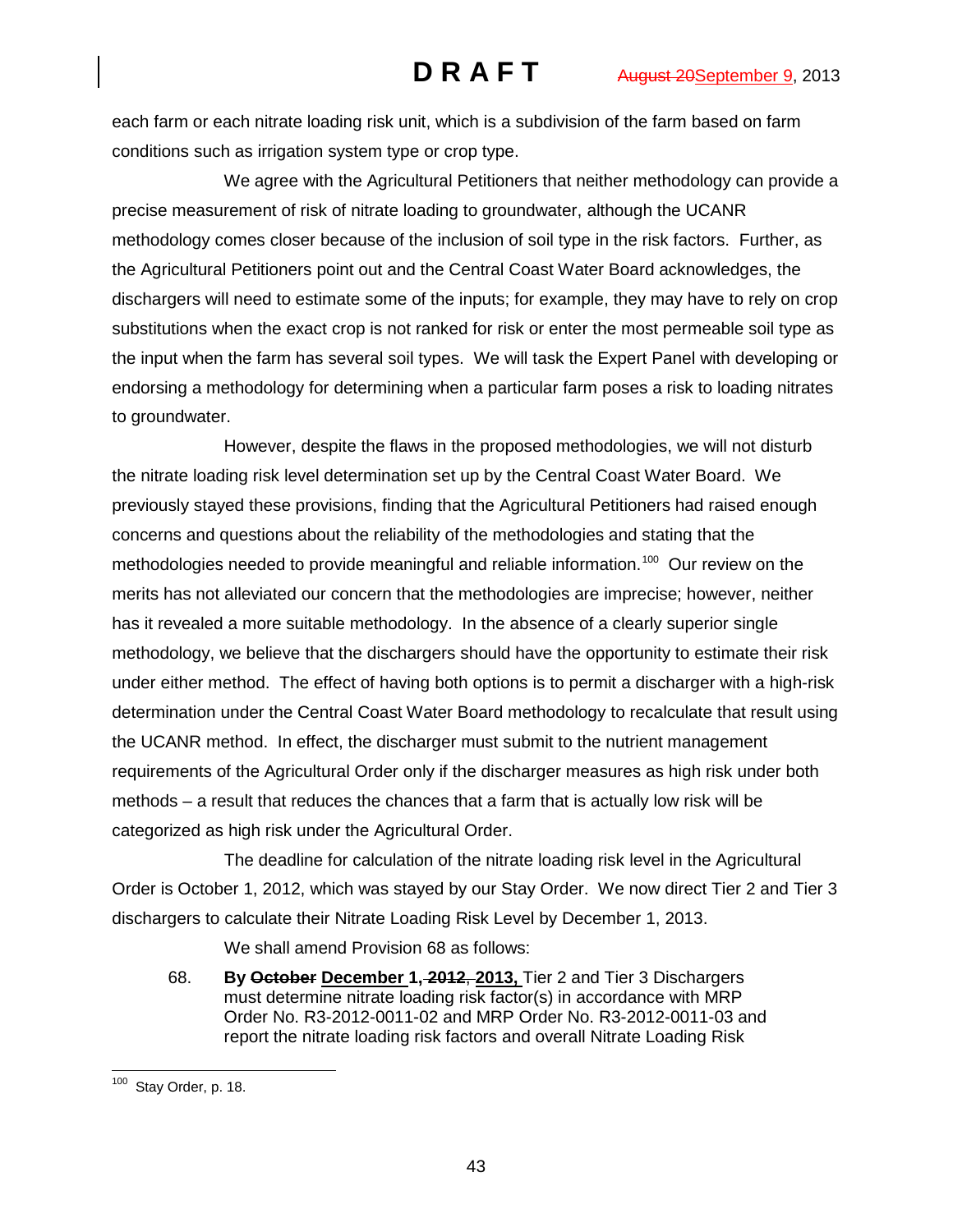each farm or each nitrate loading risk unit, which is a subdivision of the farm based on farm conditions such as irrigation system type or crop type.

We agree with the Agricultural Petitioners that neither methodology can provide a precise measurement of risk of nitrate loading to groundwater, although the UCANR methodology comes closer because of the inclusion of soil type in the risk factors. Further, as the Agricultural Petitioners point out and the Central Coast Water Board acknowledges, the dischargers will need to estimate some of the inputs; for example, they may have to rely on crop substitutions when the exact crop is not ranked for risk or enter the most permeable soil type as the input when the farm has several soil types. We will task the Expert Panel with developing or endorsing a methodology for determining when a particular farm poses a risk to loading nitrates to groundwater.

However, despite the flaws in the proposed methodologies, we will not disturb the nitrate loading risk level determination set up by the Central Coast Water Board. We previously stayed these provisions, finding that the Agricultural Petitioners had raised enough concerns and questions about the reliability of the methodologies and stating that the methodologies needed to provide meaningful and reliable information.[100] Our review on the merits has not alleviated our concern that the methodologies are imprecise; however, neither has it revealed a more suitable methodology. In the absence of a clearly superior single methodology, we believe that the dischargers should have the opportunity to estimate their risk under either method. The effect of having both options is to permit a discharger with a high-risk determination under the Central Coast Water Board methodology to recalculate that result using the UCANR method. In effect, the discharger must submit to the nutrient management requirements of the Agricultural Order only if the discharger measures as high risk under both methods – a result that reduces the chances that a farm that is actually low risk will be categorized as high risk under the Agricultural Order.

The deadline for calculation of the nitrate loading risk level in the Agricultural Order is October 1, 2012, which was stayed by our Stay Order. We now direct Tier 2 and Tier 3 dischargers to calculate their Nitrate Loading Risk Level by December 1, 2013.

We shall amend Provision 68 as follows:

> 68. **By ~~October~~ December 1, ~~2012~~, 2013,** Tier 2 and Tier 3 Dischargers must determine nitrate loading risk factor(s) in accordance with MRP Order No. R3-2012-0011-02 and MRP Order No. R3-2012-0011-03 and report the nitrate loading risk factors and overall Nitrate Loading Risk

[100] Stay Order, p. 18.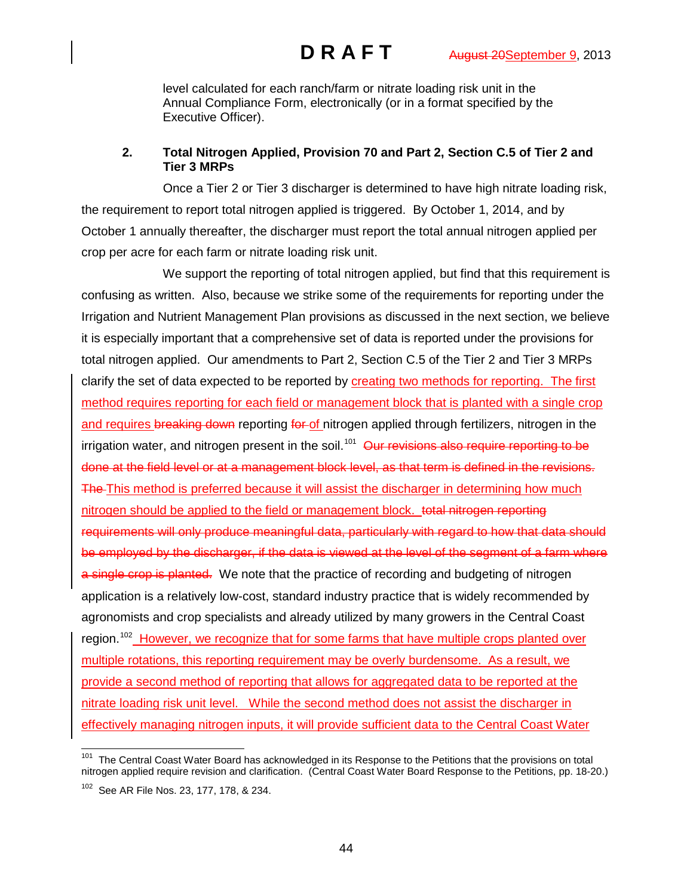level calculated for each ranch/farm or nitrate loading risk unit in the Annual Compliance Form, electronically (or in a format specified by the Executive Officer).

**2. Total Nitrogen Applied, Provision 70 and Part 2, Section C.5 of Tier 2 and Tier 3 MRPs**

Once a Tier 2 or Tier 3 discharger is determined to have high nitrate loading risk, the requirement to report total nitrogen applied is triggered. By October 1, 2014, and by October 1 annually thereafter, the discharger must report the total annual nitrogen applied per crop per acre for each farm or nitrate loading risk unit.

We support the reporting of total nitrogen applied, but find that this requirement is confusing as written. Also, because we strike some of the requirements for reporting under the Irrigation and Nutrient Management Plan provisions as discussed in the next section, we believe it is especially important that a comprehensive set of data is reported under the provisions for total nitrogen applied. Our amendments to Part 2, Section C.5 of the Tier 2 and Tier 3 MRPs clarify the set of data expected to be reported by creating two methods for reporting. The first method requires reporting for each field or management block that is planted with a single crop and requires ~~breaking down~~ reporting ~~for~~ of nitrogen applied through fertilizers, nitrogen in the irrigation water, and nitrogen present in the soil.[101] ~~Our revisions also require reporting to be done at the field level or at a management block level, as that term is defined in the revisions.~~ ~~The~~ This method is preferred because it will assist the discharger in determining how much nitrogen should be applied to the field or management block. ~~total nitrogen reporting requirements will only produce meaningful data, particularly with regard to how that data should be employed by the discharger, if the data is viewed at the level of the segment of a farm where a single crop is planted.~~ We note that the practice of recording and budgeting of nitrogen application is a relatively low-cost, standard industry practice that is widely recommended by agronomists and crop specialists and already utilized by many growers in the Central Coast region.[102] However, we recognize that for some farms that have multiple crops planted over multiple rotations, this reporting requirement may be overly burdensome. As a result, we provide a second method of reporting that allows for aggregated data to be reported at the nitrate loading risk unit level. While the second method does not assist the discharger in effectively managing nitrogen inputs, it will provide sufficient data to the Central Coast Water

---

[101] The Central Coast Water Board has acknowledged in its Response to the Petitions that the provisions on total nitrogen applied require revision and clarification. (Central Coast Water Board Response to the Petitions, pp. 18-20.)

[102] See AR File Nos. 23, 177, 178, & 234.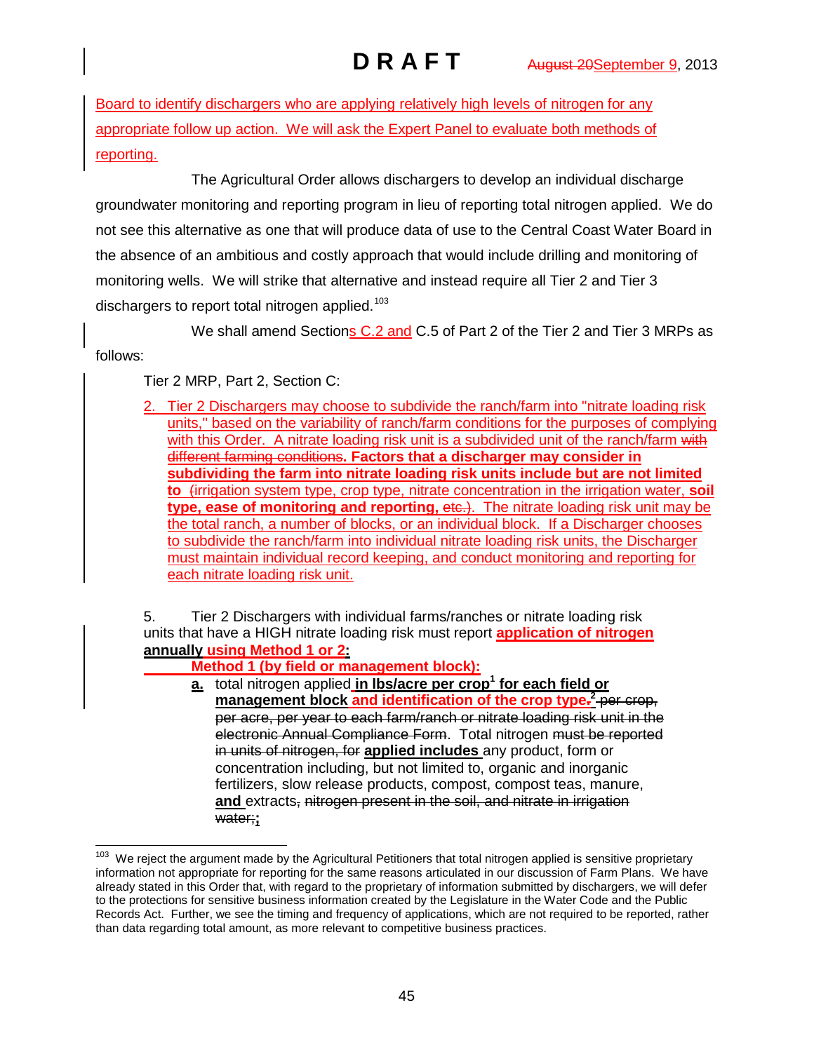Board to identify dischargers who are applying relatively high levels of nitrogen for any appropriate follow up action. We will ask the Expert Panel to evaluate both methods of reporting.

The Agricultural Order allows dischargers to develop an individual discharge groundwater monitoring and reporting program in lieu of reporting total nitrogen applied. We do not see this alternative as one that will produce data of use to the Central Coast Water Board in the absence of an ambitious and costly approach that would include drilling and monitoring of monitoring wells. We will strike that alternative and instead require all Tier 2 and Tier 3 dischargers to report total nitrogen applied.[103]

We shall amend Sections C.2 and C.5 of Part 2 of the Tier 2 and Tier 3 MRPs as follows:

Tier 2 MRP, Part 2, Section C:

2. Tier 2 Dischargers may choose to subdivide the ranch/farm into "nitrate loading risk units," based on the variability of ranch/farm conditions for the purposes of complying with this Order. A nitrate loading risk unit is a subdivided unit of the ranch/farm ~~with different farming conditions~~. **Factors that a discharger may consider in subdividing the farm into nitrate loading risk units include but are not limited to** ~~(~~irrigation system type, crop type, nitrate concentration in the irrigation water, **soil type, ease of monitoring and reporting,** ~~etc.)~~. The nitrate loading risk unit may be the total ranch, a number of blocks, or an individual block. If a Discharger chooses to subdivide the ranch/farm into individual nitrate loading risk units, the Discharger must maintain individual record keeping, and conduct monitoring and reporting for each nitrate loading risk unit.

5. Tier 2 Dischargers with individual farms/ranches or nitrate loading risk units that have a HIGH nitrate loading risk must report **application of nitrogen annually using Method 1 or 2:**

**Method 1 (by field or management block):**

**a.** total nitrogen applied **in lbs/acre per crop[1] for each field or management block and identification of the crop type**~~.~~[2] ~~per crop, per acre, per year to each farm/ranch or nitrate loading risk unit in the electronic Annual Compliance Form~~. Total nitrogen ~~must be reported in units of nitrogen, for~~ **applied includes** any product, form or concentration including, but not limited to, organic and inorganic fertilizers, slow release products, compost, compost teas, manure, **and** extracts~~, nitrogen present in the soil, and nitrate in irrigation water;~~**;**

---

[103] We reject the argument made by the Agricultural Petitioners that total nitrogen applied is sensitive proprietary information not appropriate for reporting for the same reasons articulated in our discussion of Farm Plans. We have already stated in this Order that, with regard to the proprietary of information submitted by dischargers, we will defer to the protections for sensitive business information created by the Legislature in the Water Code and the Public Records Act. Further, we see the timing and frequency of applications, which are not required to be reported, rather than data regarding total amount, as more relevant to competitive business practices.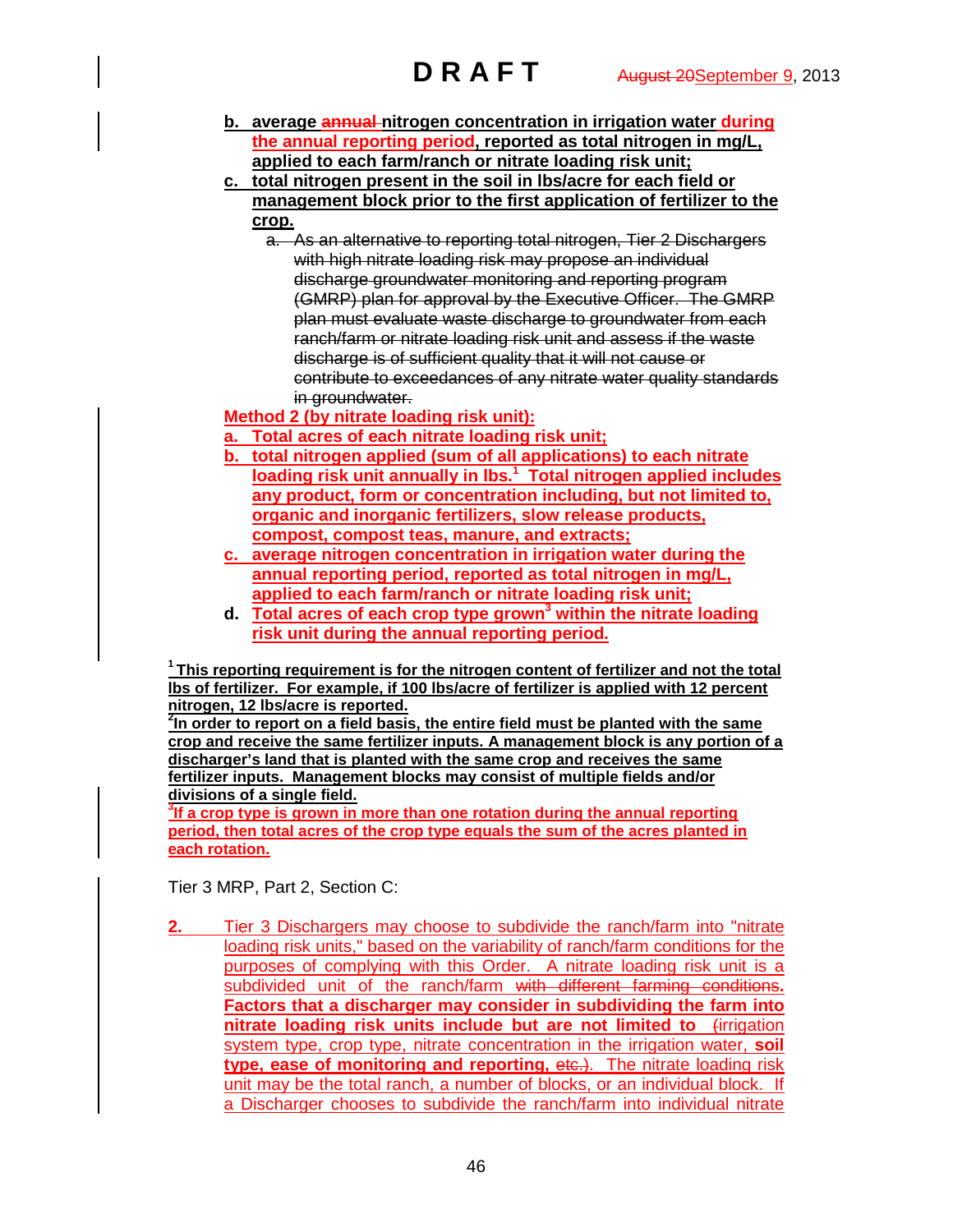b. **average annual nitrogen concentration in irrigation water during the annual reporting period, reported as total nitrogen in mg/L, applied to each farm/ranch or nitrate loading risk unit;**

c. **total nitrogen present in the soil in lbs/acre for each field or management block prior to the first application of fertilizer to the crop.**

   a. As an alternative to reporting total nitrogen, Tier 2 Dischargers with high nitrate loading risk may propose an individual discharge groundwater monitoring and reporting program (GMRP) plan for approval by the Executive Officer. The GMRP plan must evaluate waste discharge to groundwater from each ranch/farm or nitrate loading risk unit and assess if the waste discharge is of sufficient quality that it will not cause or contribute to exceedances of any nitrate water quality standards in groundwater.

**Method 2 (by nitrate loading risk unit):**

a. **Total acres of each nitrate loading risk unit;**

b. **total nitrogen applied (sum of all applications) to each nitrate loading risk unit annually in lbs.[1] Total nitrogen applied includes any product, form or concentration including, but not limited to, organic and inorganic fertilizers, slow release products, compost, compost teas, manure, and extracts;**

c. **average nitrogen concentration in irrigation water during the annual reporting period, reported as total nitrogen in mg/L, applied to each farm/ranch or nitrate loading risk unit;**

d. **Total acres of each crop type grown[3] within the nitrate loading risk unit during the annual reporting period.**

---

**[1] This reporting requirement is for the nitrogen content of fertilizer and not the total lbs of fertilizer. For example, if 100 lbs/acre of fertilizer is applied with 12 percent nitrogen, 12 lbs/acre is reported.**

**[2] In order to report on a field basis, the entire field must be planted with the same crop and receive the same fertilizer inputs. A management block is any portion of a discharger's land that is planted with the same crop and receives the same fertilizer inputs. Management blocks may consist of multiple fields and/or divisions of a single field.**

**[3] If a crop type is grown in more than one rotation during the annual reporting period, then total acres of the crop type equals the sum of the acres planted in each rotation.**

Tier 3 MRP, Part 2, Section C:

**2.** Tier 3 Dischargers may choose to subdivide the ranch/farm into "nitrate loading risk units," based on the variability of ranch/farm conditions for the purposes of complying with this Order. A nitrate loading risk unit is a subdivided unit of the ranch/farm with different farming conditions. **Factors that a discharger may consider in subdividing the farm into nitrate loading risk units include but are not limited to** (irrigation system type, crop type, nitrate concentration in the irrigation water, **soil type, ease of monitoring and reporting,** etc.). The nitrate loading risk unit may be the total ranch, a number of blocks, or an individual block. If a Discharger chooses to subdivide the ranch/farm into individual nitrate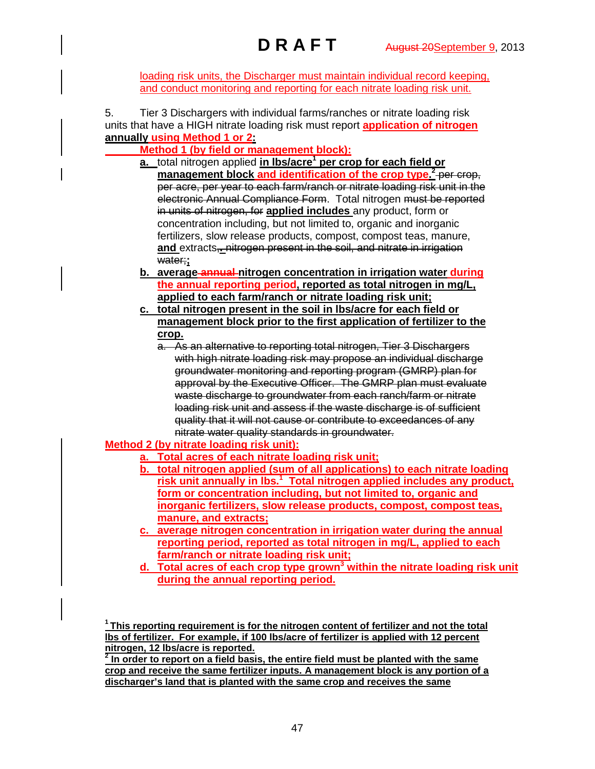loading risk units, the Discharger must maintain individual record keeping, and conduct monitoring and reporting for each nitrate loading risk unit.

5. Tier 3 Dischargers with individual farms/ranches or nitrate loading risk units that have a HIGH nitrate loading risk must report **application of nitrogen annually** using Method 1 or 2**:**

**Method 1 (by field or management block):**

a. total nitrogen applied **in lbs/acre[1] per crop for each field or management block and identification of the crop type.[2]** ~~per crop, per acre, per year to each farm/ranch or nitrate loading risk unit in the electronic Annual Compliance Form~~. Total nitrogen ~~must be reported in units of nitrogen, for~~ **applied includes** any product, form or concentration including, but not limited to, organic and inorganic fertilizers, slow release products, compost, compost teas, manure, **and** extracts~~, nitrogen present in the soil, and nitrate in irrigation water;~~**;**

b. **average ~~annual~~ nitrogen concentration in irrigation water during the annual reporting period, reported as total nitrogen in mg/L, applied to each farm/ranch or nitrate loading risk unit;**

c. **total nitrogen present in the soil in lbs/acre for each field or management block prior to the first application of fertilizer to the crop.**

   ~~a. As an alternative to reporting total nitrogen, Tier 3 Dischargers with high nitrate loading risk may propose an individual discharge groundwater monitoring and reporting program (GMRP) plan for approval by the Executive Officer. The GMRP plan must evaluate waste discharge to groundwater from each ranch/farm or nitrate loading risk unit and assess if the waste discharge is of sufficient quality that it will not cause or contribute to exceedances of any nitrate water quality standards in groundwater.~~

**Method 2 (by nitrate loading risk unit):**

a. **Total acres of each nitrate loading risk unit;**

b. **total nitrogen applied (sum of all applications) to each nitrate loading risk unit annually in lbs.[1] Total nitrogen applied includes any product, form or concentration including, but not limited to, organic and inorganic fertilizers, slow release products, compost, compost teas, manure, and extracts;**

c. **average nitrogen concentration in irrigation water during the annual reporting period, reported as total nitrogen in mg/L, applied to each farm/ranch or nitrate loading risk unit;**

d. **Total acres of each crop type grown[3] within the nitrate loading risk unit during the annual reporting period.**

---

[1] **This reporting requirement is for the nitrogen content of fertilizer and not the total lbs of fertilizer. For example, if 100 lbs/acre of fertilizer is applied with 12 percent nitrogen, 12 lbs/acre is reported.**

[2] **In order to report on a field basis, the entire field must be planted with the same crop and receive the same fertilizer inputs. A management block is any portion of a discharger's land that is planted with the same crop and receives the same**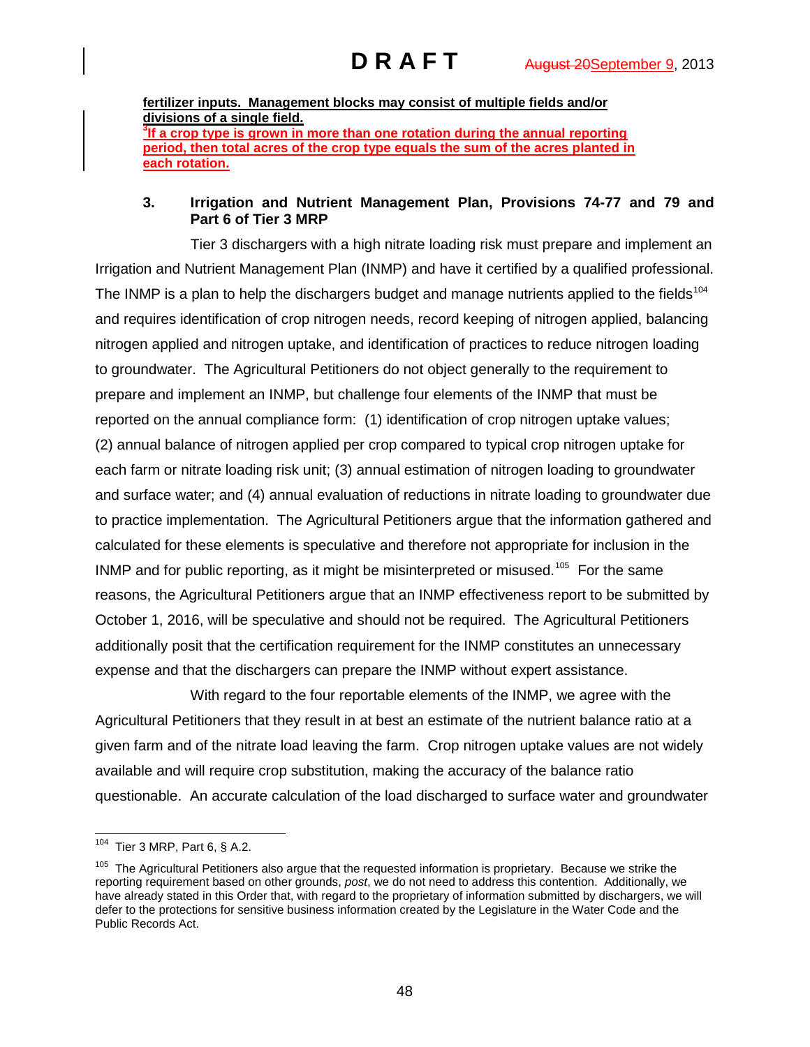**fertilizer inputs. Management blocks may consist of multiple fields and/or divisions of a single field.**

[3]**If a crop type is grown in more than one rotation during the annual reporting period, then total acres of the crop type equals the sum of the acres planted in each rotation.**

### 3. Irrigation and Nutrient Management Plan, Provisions 74-77 and 79 and Part 6 of Tier 3 MRP

Tier 3 dischargers with a high nitrate loading risk must prepare and implement an Irrigation and Nutrient Management Plan (INMP) and have it certified by a qualified professional. The INMP is a plan to help the dischargers budget and manage nutrients applied to the fields[104] and requires identification of crop nitrogen needs, record keeping of nitrogen applied, balancing nitrogen applied and nitrogen uptake, and identification of practices to reduce nitrogen loading to groundwater. The Agricultural Petitioners do not object generally to the requirement to prepare and implement an INMP, but challenge four elements of the INMP that must be reported on the annual compliance form: (1) identification of crop nitrogen uptake values; (2) annual balance of nitrogen applied per crop compared to typical crop nitrogen uptake for each farm or nitrate loading risk unit; (3) annual estimation of nitrogen loading to groundwater and surface water; and (4) annual evaluation of reductions in nitrate loading to groundwater due to practice implementation. The Agricultural Petitioners argue that the information gathered and calculated for these elements is speculative and therefore not appropriate for inclusion in the INMP and for public reporting, as it might be misinterpreted or misused.[105] For the same reasons, the Agricultural Petitioners argue that an INMP effectiveness report to be submitted by October 1, 2016, will be speculative and should not be required. The Agricultural Petitioners additionally posit that the certification requirement for the INMP constitutes an unnecessary expense and that the dischargers can prepare the INMP without expert assistance.

With regard to the four reportable elements of the INMP, we agree with the Agricultural Petitioners that they result in at best an estimate of the nutrient balance ratio at a given farm and of the nitrate load leaving the farm. Crop nitrogen uptake values are not widely available and will require crop substitution, making the accuracy of the balance ratio questionable. An accurate calculation of the load discharged to surface water and groundwater

---

[104] Tier 3 MRP, Part 6, § A.2.

[105] The Agricultural Petitioners also argue that the requested information is proprietary. Because we strike the reporting requirement based on other grounds, *post*, we do not need to address this contention. Additionally, we have already stated in this Order that, with regard to the proprietary of information submitted by dischargers, we will defer to the protections for sensitive business information created by the Legislature in the Water Code and the Public Records Act.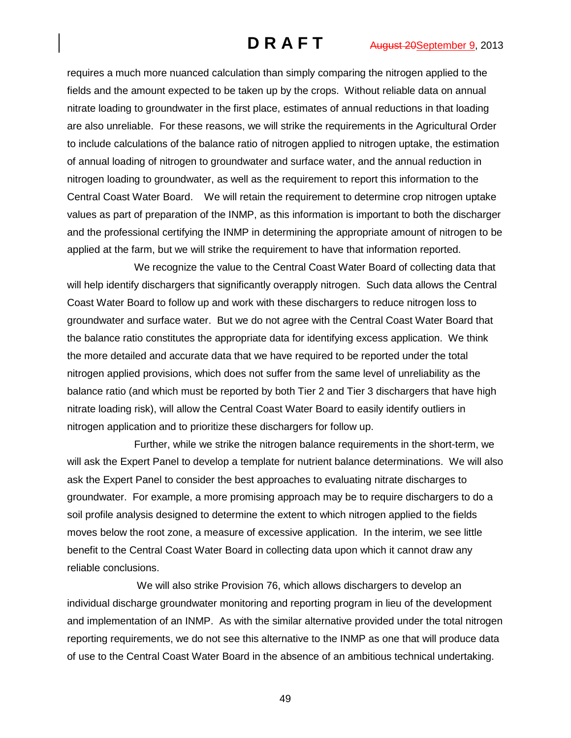requires a much more nuanced calculation than simply comparing the nitrogen applied to the fields and the amount expected to be taken up by the crops. Without reliable data on annual nitrate loading to groundwater in the first place, estimates of annual reductions in that loading are also unreliable. For these reasons, we will strike the requirements in the Agricultural Order to include calculations of the balance ratio of nitrogen applied to nitrogen uptake, the estimation of annual loading of nitrogen to groundwater and surface water, and the annual reduction in nitrogen loading to groundwater, as well as the requirement to report this information to the Central Coast Water Board. We will retain the requirement to determine crop nitrogen uptake values as part of preparation of the INMP, as this information is important to both the discharger and the professional certifying the INMP in determining the appropriate amount of nitrogen to be applied at the farm, but we will strike the requirement to have that information reported.

We recognize the value to the Central Coast Water Board of collecting data that will help identify dischargers that significantly overapply nitrogen. Such data allows the Central Coast Water Board to follow up and work with these dischargers to reduce nitrogen loss to groundwater and surface water. But we do not agree with the Central Coast Water Board that the balance ratio constitutes the appropriate data for identifying excess application. We think the more detailed and accurate data that we have required to be reported under the total nitrogen applied provisions, which does not suffer from the same level of unreliability as the balance ratio (and which must be reported by both Tier 2 and Tier 3 dischargers that have high nitrate loading risk), will allow the Central Coast Water Board to easily identify outliers in nitrogen application and to prioritize these dischargers for follow up.

Further, while we strike the nitrogen balance requirements in the short-term, we will ask the Expert Panel to develop a template for nutrient balance determinations. We will also ask the Expert Panel to consider the best approaches to evaluating nitrate discharges to groundwater. For example, a more promising approach may be to require dischargers to do a soil profile analysis designed to determine the extent to which nitrogen applied to the fields moves below the root zone, a measure of excessive application. In the interim, we see little benefit to the Central Coast Water Board in collecting data upon which it cannot draw any reliable conclusions.

We will also strike Provision 76, which allows dischargers to develop an individual discharge groundwater monitoring and reporting program in lieu of the development and implementation of an INMP. As with the similar alternative provided under the total nitrogen reporting requirements, we do not see this alternative to the INMP as one that will produce data of use to the Central Coast Water Board in the absence of an ambitious technical undertaking.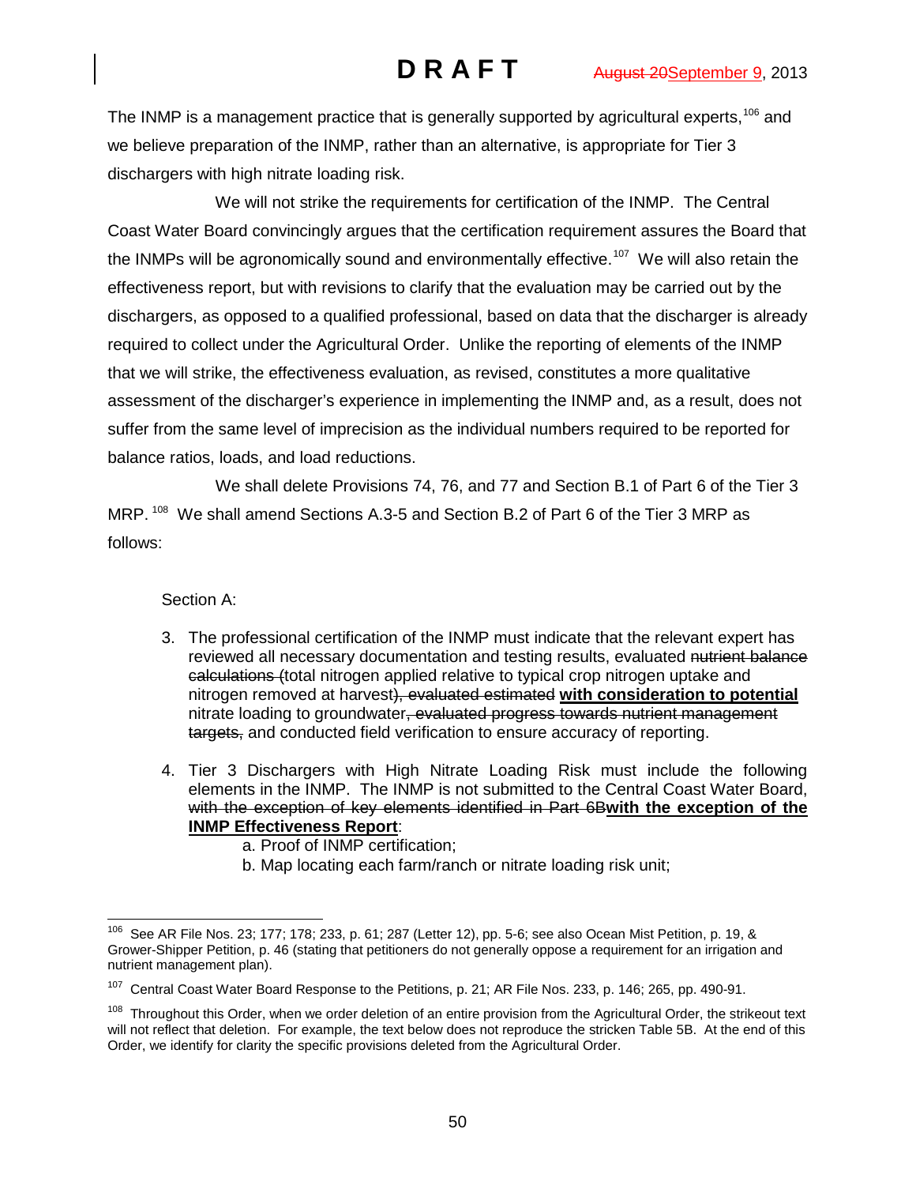The INMP is a management practice that is generally supported by agricultural experts,[106] and we believe preparation of the INMP, rather than an alternative, is appropriate for Tier 3 dischargers with high nitrate loading risk.

We will not strike the requirements for certification of the INMP. The Central Coast Water Board convincingly argues that the certification requirement assures the Board that the INMPs will be agronomically sound and environmentally effective.[107] We will also retain the effectiveness report, but with revisions to clarify that the evaluation may be carried out by the dischargers, as opposed to a qualified professional, based on data that the discharger is already required to collect under the Agricultural Order. Unlike the reporting of elements of the INMP that we will strike, the effectiveness evaluation, as revised, constitutes a more qualitative assessment of the discharger's experience in implementing the INMP and, as a result, does not suffer from the same level of imprecision as the individual numbers required to be reported for balance ratios, loads, and load reductions.

We shall delete Provisions 74, 76, and 77 and Section B.1 of Part 6 of the Tier 3 MRP.[108] We shall amend Sections A.3-5 and Section B.2 of Part 6 of the Tier 3 MRP as follows:

Section A:

3. The professional certification of the INMP must indicate that the relevant expert has reviewed all necessary documentation and testing results, evaluated ~~nutrient balance calculations (~~total nitrogen applied relative to typical crop nitrogen uptake and nitrogen removed at harvest~~), evaluated estimated~~ **with consideration to potential** nitrate loading to groundwater~~, evaluated progress towards nutrient management targets,~~ and conducted field verification to ensure accuracy of reporting.

4. Tier 3 Dischargers with High Nitrate Loading Risk must include the following elements in the INMP. The INMP is not submitted to the Central Coast Water Board, ~~with the exception of key elements identified in Part 6B~~**with the exception of the INMP Effectiveness Report**:
    a. Proof of INMP certification;
    b. Map locating each farm/ranch or nitrate loading risk unit;

---

[106] See AR File Nos. 23; 177; 178; 233, p. 61; 287 (Letter 12), pp. 5-6; see also Ocean Mist Petition, p. 19, & Grower-Shipper Petition, p. 46 (stating that petitioners do not generally oppose a requirement for an irrigation and nutrient management plan).

[107] Central Coast Water Board Response to the Petitions, p. 21; AR File Nos. 233, p. 146; 265, pp. 490-91.

[108] Throughout this Order, when we order deletion of an entire provision from the Agricultural Order, the strikeout text will not reflect that deletion. For example, the text below does not reproduce the stricken Table 5B. At the end of this Order, we identify for clarity the specific provisions deleted from the Agricultural Order.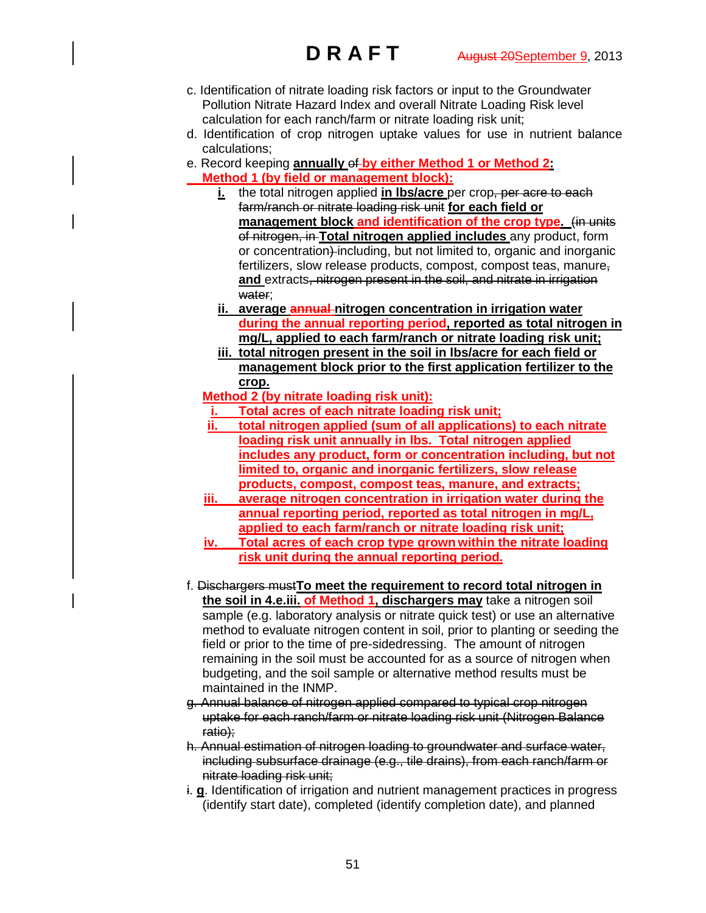**D R A F T** ~~August 20~~September 9, 2013

c. Identification of nitrate loading risk factors or input to the Groundwater Pollution Nitrate Hazard Index and overall Nitrate Loading Risk level calculation for each ranch/farm or nitrate loading risk unit;

d. Identification of crop nitrogen uptake values for use in nutrient balance calculations;

e. Record keeping **annually** ~~of~~ **by either Method 1 or Method 2:**

**Method 1 (by field or management block):**

- **i.** the total nitrogen applied **in lbs/acre** per crop~~, per acre to each farm/ranch or nitrate loading risk unit~~ **for each field or management block and identification of the crop type.** ~~(in units of nitrogen, in~~ **Total nitrogen applied includes** any product, form or concentration~~)~~ including, but not limited to, organic and inorganic fertilizers, slow release products, compost, compost teas, manure~~,~~ **and** extracts~~, nitrogen present in the soil, and nitrate in irrigation water~~;
- **ii. average** ~~**annual**~~ **nitrogen concentration in irrigation water during the annual reporting period, reported as total nitrogen in mg/L, applied to each farm/ranch or nitrate loading risk unit;**
- **iii. total nitrogen present in the soil in lbs/acre for each field or management block prior to the first application fertilizer to the crop.**

**Method 2 (by nitrate loading risk unit):**

- **i. Total acres of each nitrate loading risk unit;**
- **ii. total nitrogen applied (sum of all applications) to each nitrate loading risk unit annually in lbs. Total nitrogen applied includes any product, form or concentration including, but not limited to, organic and inorganic fertilizers, slow release products, compost, compost teas, manure, and extracts;**
- **iii. average nitrogen concentration in irrigation water during the annual reporting period, reported as total nitrogen in mg/L, applied to each farm/ranch or nitrate loading risk unit;**
- **iv. Total acres of each crop type grown within the nitrate loading risk unit during the annual reporting period.**

f. ~~Dischargers must~~ **To meet the requirement to record total nitrogen in the soil in 4.e.iii. of Method 1, dischargers may** take a nitrogen soil sample (e.g. laboratory analysis or nitrate quick test) or use an alternative method to evaluate nitrogen content in soil, prior to planting or seeding the field or prior to the time of pre-sidedressing. The amount of nitrogen remaining in the soil must be accounted for as a source of nitrogen when budgeting, and the soil sample or alternative method results must be maintained in the INMP.

~~g. Annual balance of nitrogen applied compared to typical crop nitrogen uptake for each ranch/farm or nitrate loading risk unit (Nitrogen Balance ratio);~~

~~h. Annual estimation of nitrogen loading to groundwater and surface water, including subsurface drainage (e.g., tile drains), from each ranch/farm or nitrate loading risk unit;~~

~~i.~~ **g**. Identification of irrigation and nutrient management practices in progress (identify start date), completed (identify completion date), and planned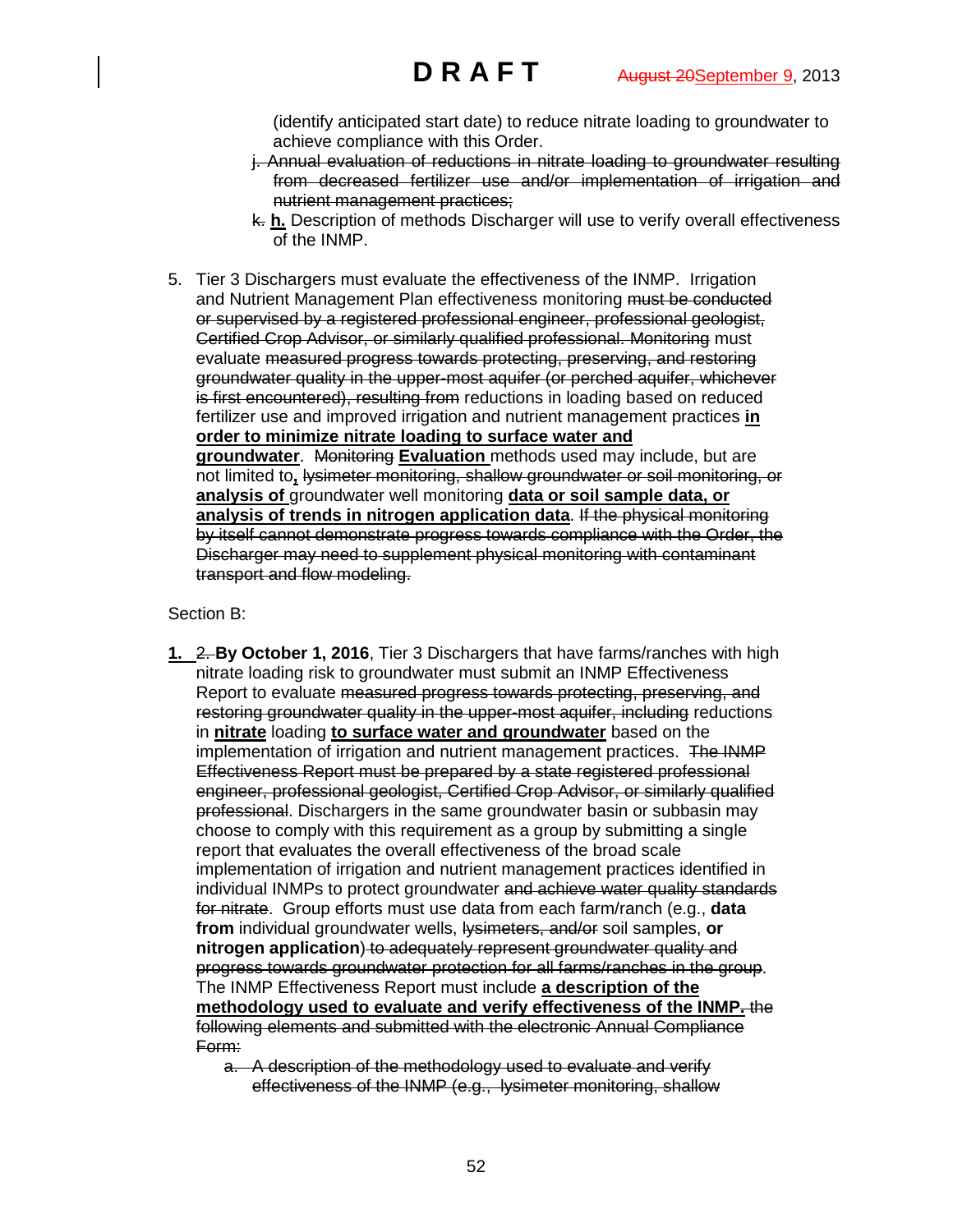(identify anticipated start date) to reduce nitrate loading to groundwater to achieve compliance with this Order.

~~j. Annual evaluation of reductions in nitrate loading to groundwater resulting from decreased fertilizer use and/or implementation of irrigation and nutrient management practices;~~

~~k.~~ **h.** Description of methods Discharger will use to verify overall effectiveness of the INMP.

5. Tier 3 Dischargers must evaluate the effectiveness of the INMP. Irrigation and Nutrient Management Plan effectiveness monitoring ~~must be conducted or supervised by a registered professional engineer, professional geologist, Certified Crop Advisor, or similarly qualified professional. Monitoring~~ must evaluate ~~measured progress towards protecting, preserving, and restoring groundwater quality in the upper-most aquifer (or perched aquifer, whichever is first encountered), resulting from~~ reductions in loading based on reduced fertilizer use and improved irrigation and nutrient management practices **in order to minimize nitrate loading to surface water and groundwater**. ~~Monitoring~~ **Evaluation** methods used may include, but are not limited to**,** ~~lysimeter monitoring, shallow groundwater or soil monitoring, or~~ **analysis of** groundwater well monitoring **data or soil sample data, or analysis of trends in nitrogen application data**. ~~If the physical monitoring by itself cannot demonstrate progress towards compliance with the Order, the Discharger may need to supplement physical monitoring with contaminant transport and flow modeling.~~

Section B:

**1.** ~~2.~~ **By October 1, 2016**, Tier 3 Dischargers that have farms/ranches with high nitrate loading risk to groundwater must submit an INMP Effectiveness Report to evaluate ~~measured progress towards protecting, preserving, and restoring groundwater quality in the upper-most aquifer, including~~ reductions in **nitrate** loading **to surface water and groundwater** based on the implementation of irrigation and nutrient management practices. ~~The INMP Effectiveness Report must be prepared by a state registered professional engineer, professional geologist, Certified Crop Advisor, or similarly qualified professional~~. Dischargers in the same groundwater basin or subbasin may choose to comply with this requirement as a group by submitting a single report that evaluates the overall effectiveness of the broad scale implementation of irrigation and nutrient management practices identified in individual INMPs to protect groundwater ~~and achieve water quality standards for nitrate~~. Group efforts must use data from each farm/ranch (e.g., **data from** individual groundwater wells, ~~lysimeters, and/or~~ soil samples, **or nitrogen application**) ~~to adequately represent groundwater quality and progress towards groundwater protection for all farms/ranches in the group~~. The INMP Effectiveness Report must include **a description of the methodology used to evaluate and verify effectiveness of the INMP.** ~~the following elements and submitted with the electronic Annual Compliance Form:~~

~~a. A description of the methodology used to evaluate and verify effectiveness of the INMP (e.g., lysimeter monitoring, shallow~~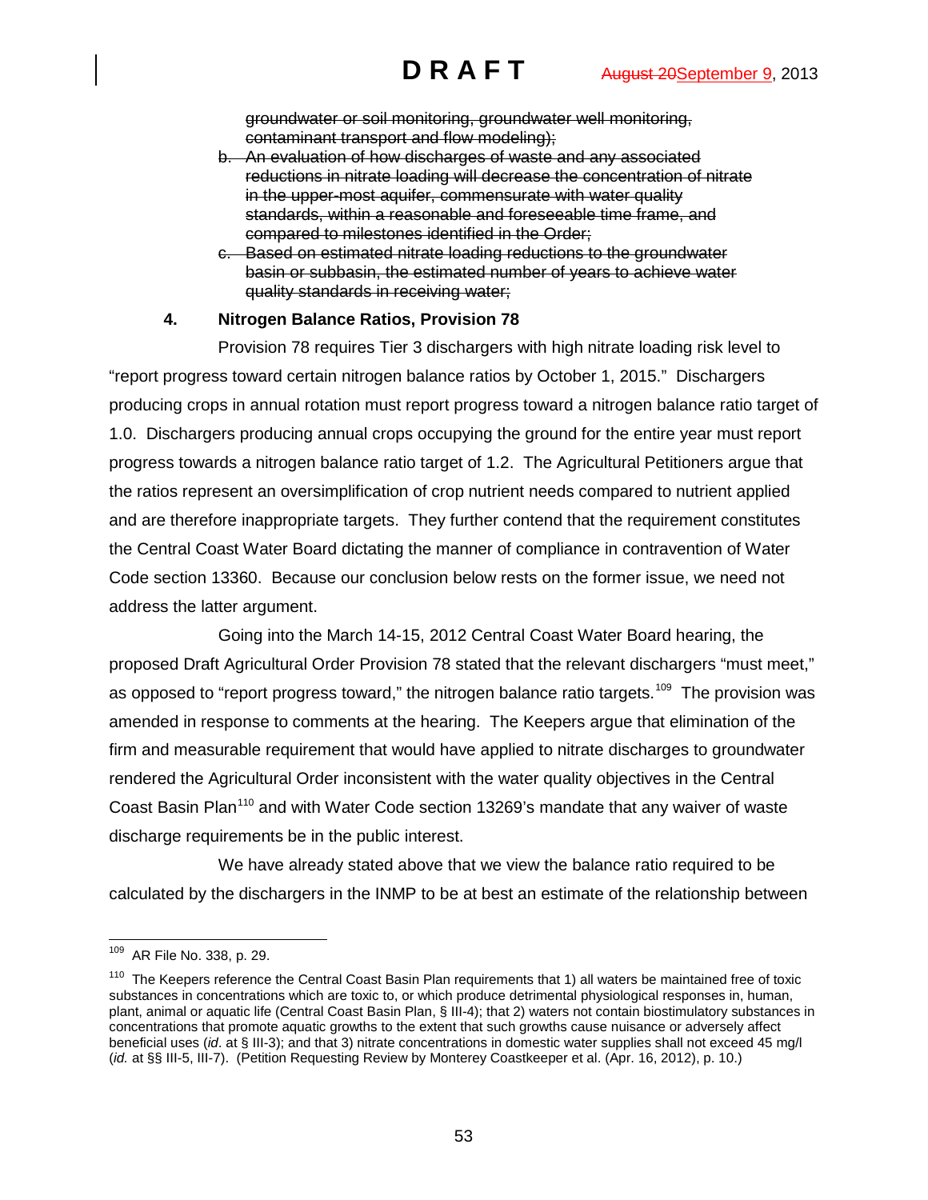~~groundwater or soil monitoring, groundwater well monitoring, contaminant transport and flow modeling);~~

~~b. An evaluation of how discharges of waste and any associated reductions in nitrate loading will decrease the concentration of nitrate in the upper-most aquifer, commensurate with water quality standards, within a reasonable and foreseeable time frame, and compared to milestones identified in the Order;~~

~~c. Based on estimated nitrate loading reductions to the groundwater basin or subbasin, the estimated number of years to achieve water quality standards in receiving water;~~

**4. Nitrogen Balance Ratios, Provision 78**

Provision 78 requires Tier 3 dischargers with high nitrate loading risk level to "report progress toward certain nitrogen balance ratios by October 1, 2015." Dischargers producing crops in annual rotation must report progress toward a nitrogen balance ratio target of 1.0. Dischargers producing annual crops occupying the ground for the entire year must report progress towards a nitrogen balance ratio target of 1.2. The Agricultural Petitioners argue that the ratios represent an oversimplification of crop nutrient needs compared to nutrient applied and are therefore inappropriate targets. They further contend that the requirement constitutes the Central Coast Water Board dictating the manner of compliance in contravention of Water Code section 13360. Because our conclusion below rests on the former issue, we need not address the latter argument.

Going into the March 14-15, 2012 Central Coast Water Board hearing, the proposed Draft Agricultural Order Provision 78 stated that the relevant dischargers "must meet," as opposed to "report progress toward," the nitrogen balance ratio targets.[109] The provision was amended in response to comments at the hearing. The Keepers argue that elimination of the firm and measurable requirement that would have applied to nitrate discharges to groundwater rendered the Agricultural Order inconsistent with the water quality objectives in the Central Coast Basin Plan[110] and with Water Code section 13269's mandate that any waiver of waste discharge requirements be in the public interest.

We have already stated above that we view the balance ratio required to be calculated by the dischargers in the INMP to be at best an estimate of the relationship between

---

[109] AR File No. 338, p. 29.

[110] The Keepers reference the Central Coast Basin Plan requirements that 1) all waters be maintained free of toxic substances in concentrations which are toxic to, or which produce detrimental physiological responses in, human, plant, animal or aquatic life (Central Coast Basin Plan, § III-4); that 2) waters not contain biostimulatory substances in concentrations that promote aquatic growths to the extent that such growths cause nuisance or adversely affect beneficial uses (*id*. at § III-3); and that 3) nitrate concentrations in domestic water supplies shall not exceed 45 mg/l (*id.* at §§ III-5, III-7). (Petition Requesting Review by Monterey Coastkeeper et al. (Apr. 16, 2012), p. 10.)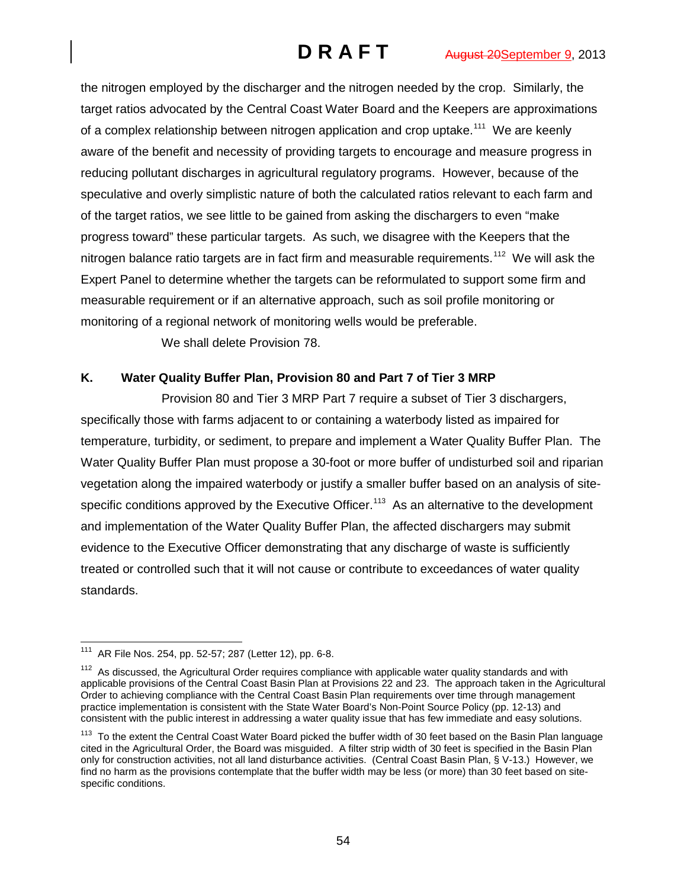the nitrogen employed by the discharger and the nitrogen needed by the crop. Similarly, the target ratios advocated by the Central Coast Water Board and the Keepers are approximations of a complex relationship between nitrogen application and crop uptake.[111] We are keenly aware of the benefit and necessity of providing targets to encourage and measure progress in reducing pollutant discharges in agricultural regulatory programs. However, because of the speculative and overly simplistic nature of both the calculated ratios relevant to each farm and of the target ratios, we see little to be gained from asking the dischargers to even "make progress toward" these particular targets. As such, we disagree with the Keepers that the nitrogen balance ratio targets are in fact firm and measurable requirements.[112] We will ask the Expert Panel to determine whether the targets can be reformulated to support some firm and measurable requirement or if an alternative approach, such as soil profile monitoring or monitoring of a regional network of monitoring wells would be preferable.

We shall delete Provision 78.

**K. Water Quality Buffer Plan, Provision 80 and Part 7 of Tier 3 MRP**

Provision 80 and Tier 3 MRP Part 7 require a subset of Tier 3 dischargers, specifically those with farms adjacent to or containing a waterbody listed as impaired for temperature, turbidity, or sediment, to prepare and implement a Water Quality Buffer Plan. The Water Quality Buffer Plan must propose a 30-foot or more buffer of undisturbed soil and riparian vegetation along the impaired waterbody or justify a smaller buffer based on an analysis of site-specific conditions approved by the Executive Officer.[113] As an alternative to the development and implementation of the Water Quality Buffer Plan, the affected dischargers may submit evidence to the Executive Officer demonstrating that any discharge of waste is sufficiently treated or controlled such that it will not cause or contribute to exceedances of water quality standards.

---

[111] AR File Nos. 254, pp. 52-57; 287 (Letter 12), pp. 6-8.

[112] As discussed, the Agricultural Order requires compliance with applicable water quality standards and with applicable provisions of the Central Coast Basin Plan at Provisions 22 and 23. The approach taken in the Agricultural Order to achieving compliance with the Central Coast Basin Plan requirements over time through management practice implementation is consistent with the State Water Board's Non-Point Source Policy (pp. 12-13) and consistent with the public interest in addressing a water quality issue that has few immediate and easy solutions.

[113] To the extent the Central Coast Water Board picked the buffer width of 30 feet based on the Basin Plan language cited in the Agricultural Order, the Board was misguided. A filter strip width of 30 feet is specified in the Basin Plan only for construction activities, not all land disturbance activities. (Central Coast Basin Plan, § V-13.) However, we find no harm as the provisions contemplate that the buffer width may be less (or more) than 30 feet based on site-specific conditions.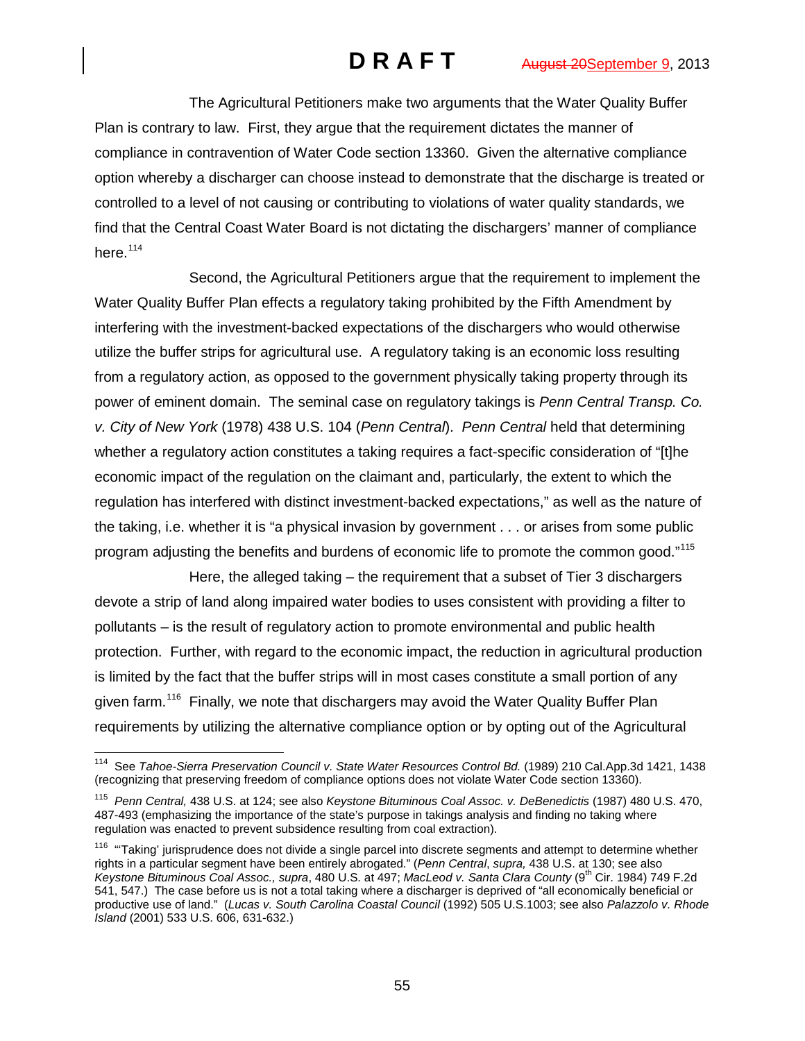The Agricultural Petitioners make two arguments that the Water Quality Buffer Plan is contrary to law. First, they argue that the requirement dictates the manner of compliance in contravention of Water Code section 13360. Given the alternative compliance option whereby a discharger can choose instead to demonstrate that the discharge is treated or controlled to a level of not causing or contributing to violations of water quality standards, we find that the Central Coast Water Board is not dictating the dischargers' manner of compliance here.[114]

Second, the Agricultural Petitioners argue that the requirement to implement the Water Quality Buffer Plan effects a regulatory taking prohibited by the Fifth Amendment by interfering with the investment-backed expectations of the dischargers who would otherwise utilize the buffer strips for agricultural use. A regulatory taking is an economic loss resulting from a regulatory action, as opposed to the government physically taking property through its power of eminent domain. The seminal case on regulatory takings is *Penn Central Transp. Co. v. City of New York* (1978) 438 U.S. 104 (*Penn Central*). *Penn Central* held that determining whether a regulatory action constitutes a taking requires a fact-specific consideration of "[t]he economic impact of the regulation on the claimant and, particularly, the extent to which the regulation has interfered with distinct investment-backed expectations," as well as the nature of the taking, i.e. whether it is "a physical invasion by government . . . or arises from some public program adjusting the benefits and burdens of economic life to promote the common good."[115]

Here, the alleged taking – the requirement that a subset of Tier 3 dischargers devote a strip of land along impaired water bodies to uses consistent with providing a filter to pollutants – is the result of regulatory action to promote environmental and public health protection. Further, with regard to the economic impact, the reduction in agricultural production is limited by the fact that the buffer strips will in most cases constitute a small portion of any given farm.[116] Finally, we note that dischargers may avoid the Water Quality Buffer Plan requirements by utilizing the alternative compliance option or by opting out of the Agricultural

---

[114] See *Tahoe-Sierra Preservation Council v. State Water Resources Control Bd.* (1989) 210 Cal.App.3d 1421, 1438 (recognizing that preserving freedom of compliance options does not violate Water Code section 13360).

[115] *Penn Central,* 438 U.S. at 124; see also *Keystone Bituminous Coal Assoc. v. DeBenedictis* (1987) 480 U.S. 470, 487-493 (emphasizing the importance of the state's purpose in takings analysis and finding no taking where regulation was enacted to prevent subsidence resulting from coal extraction).

[116] "'Taking' jurisprudence does not divide a single parcel into discrete segments and attempt to determine whether rights in a particular segment have been entirely abrogated." (*Penn Central*, *supra,* 438 U.S. at 130; see also *Keystone Bituminous Coal Assoc., supra*, 480 U.S. at 497; *MacLeod v. Santa Clara County* (9th Cir. 1984) 749 F.2d 541, 547.) The case before us is not a total taking where a discharger is deprived of "all economically beneficial or productive use of land." (*Lucas v. South Carolina Coastal Council* (1992) 505 U.S.1003; see also *Palazzolo v. Rhode Island* (2001) 533 U.S. 606, 631-632.)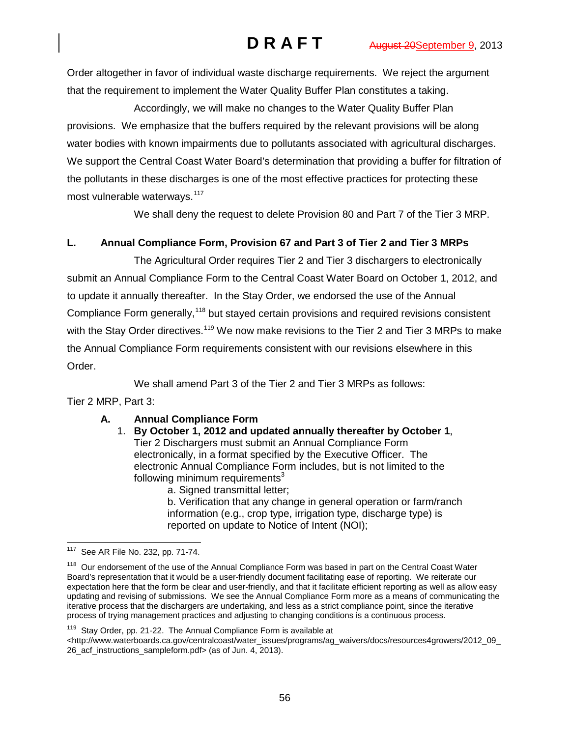Order altogether in favor of individual waste discharge requirements. We reject the argument that the requirement to implement the Water Quality Buffer Plan constitutes a taking.

Accordingly, we will make no changes to the Water Quality Buffer Plan provisions. We emphasize that the buffers required by the relevant provisions will be along water bodies with known impairments due to pollutants associated with agricultural discharges. We support the Central Coast Water Board's determination that providing a buffer for filtration of the pollutants in these discharges is one of the most effective practices for protecting these most vulnerable waterways.[117]

We shall deny the request to delete Provision 80 and Part 7 of the Tier 3 MRP.

## L. Annual Compliance Form, Provision 67 and Part 3 of Tier 2 and Tier 3 MRPs

The Agricultural Order requires Tier 2 and Tier 3 dischargers to electronically submit an Annual Compliance Form to the Central Coast Water Board on October 1, 2012, and to update it annually thereafter. In the Stay Order, we endorsed the use of the Annual Compliance Form generally,[118] but stayed certain provisions and required revisions consistent with the Stay Order directives.[119] We now make revisions to the Tier 2 and Tier 3 MRPs to make the Annual Compliance Form requirements consistent with our revisions elsewhere in this Order.

We shall amend Part 3 of the Tier 2 and Tier 3 MRPs as follows:

Tier 2 MRP, Part 3:

**A. Annual Compliance Form**

1. **By October 1, 2012 and updated annually thereafter by October 1**, Tier 2 Dischargers must submit an Annual Compliance Form electronically, in a format specified by the Executive Officer. The electronic Annual Compliance Form includes, but is not limited to the following minimum requirements[3]
   - a. Signed transmittal letter;
   - b. Verification that any change in general operation or farm/ranch information (e.g., crop type, irrigation type, discharge type) is reported on update to Notice of Intent (NOI);

---

[117] See AR File No. 232, pp. 71-74.

[118] Our endorsement of the use of the Annual Compliance Form was based in part on the Central Coast Water Board's representation that it would be a user-friendly document facilitating ease of reporting. We reiterate our expectation here that the form be clear and user-friendly, and that it facilitate efficient reporting as well as allow easy updating and revising of submissions. We see the Annual Compliance Form more as a means of communicating the iterative process that the dischargers are undertaking, and less as a strict compliance point, since the iterative process of trying management practices and adjusting to changing conditions is a continuous process.

[119] Stay Order, pp. 21-22. The Annual Compliance Form is available at <http://www.waterboards.ca.gov/centralcoast/water_issues/programs/ag_waivers/docs/resources4growers/2012_09_26_acf_instructions_sampleform.pdf> (as of Jun. 4, 2013).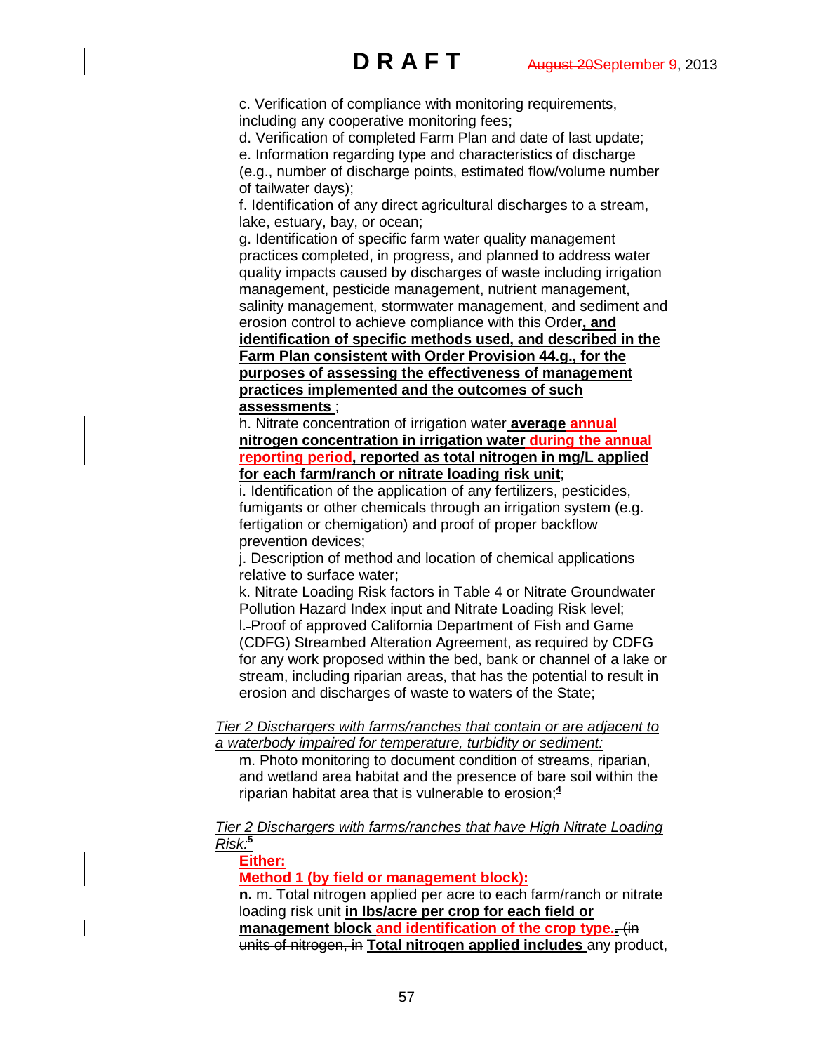# D R A F T

August 20September 9, 2013

c. Verification of compliance with monitoring requirements, including any cooperative monitoring fees;

d. Verification of completed Farm Plan and date of last update;

e. Information regarding type and characteristics of discharge (e.g., number of discharge points, estimated flow/volume-number of tailwater days);

f. Identification of any direct agricultural discharges to a stream, lake, estuary, bay, or ocean;

g. Identification of specific farm water quality management practices completed, in progress, and planned to address water quality impacts caused by discharges of waste including irrigation management, pesticide management, nutrient management, salinity management, stormwater management, and sediment and erosion control to achieve compliance with this Order**, and identification of specific methods used, and described in the Farm Plan consistent with Order Provision 44.g., for the purposes of assessing the effectiveness of management practices implemented and the outcomes of such assessments** ;

h. ~~Nitrate concentration of irrigation water~~ **average ~~annual~~ nitrogen concentration in irrigation water during the annual reporting period, reported as total nitrogen in mg/L applied for each farm/ranch or nitrate loading risk unit**;

i. Identification of the application of any fertilizers, pesticides, fumigants or other chemicals through an irrigation system (e.g. fertigation or chemigation) and proof of proper backflow prevention devices;

j. Description of method and location of chemical applications relative to surface water;

k. Nitrate Loading Risk factors in Table 4 or Nitrate Groundwater Pollution Hazard Index input and Nitrate Loading Risk level;

l. Proof of approved California Department of Fish and Game (CDFG) Streambed Alteration Agreement, as required by CDFG for any work proposed within the bed, bank or channel of a lake or stream, including riparian areas, that has the potential to result in erosion and discharges of waste to waters of the State;

*Tier 2 Dischargers with farms/ranches that contain or are adjacent to a waterbody impaired for temperature, turbidity or sediment:*

m. Photo monitoring to document condition of streams, riparian, and wetland area habitat and the presence of bare soil within the riparian habitat area that is vulnerable to erosion;[4]

*Tier 2 Dischargers with farms/ranches that have High Nitrate Loading Risk:*[5]

**Either:**

**Method 1 (by field or management block):**

**n.** ~~m.~~ Total nitrogen applied ~~per acre to each farm/ranch or nitrate loading risk unit~~ **in lbs/acre per crop for each field or management block and identification of the crop type.** ~~. (in units of nitrogen, in~~ **Total nitrogen applied includes** any product,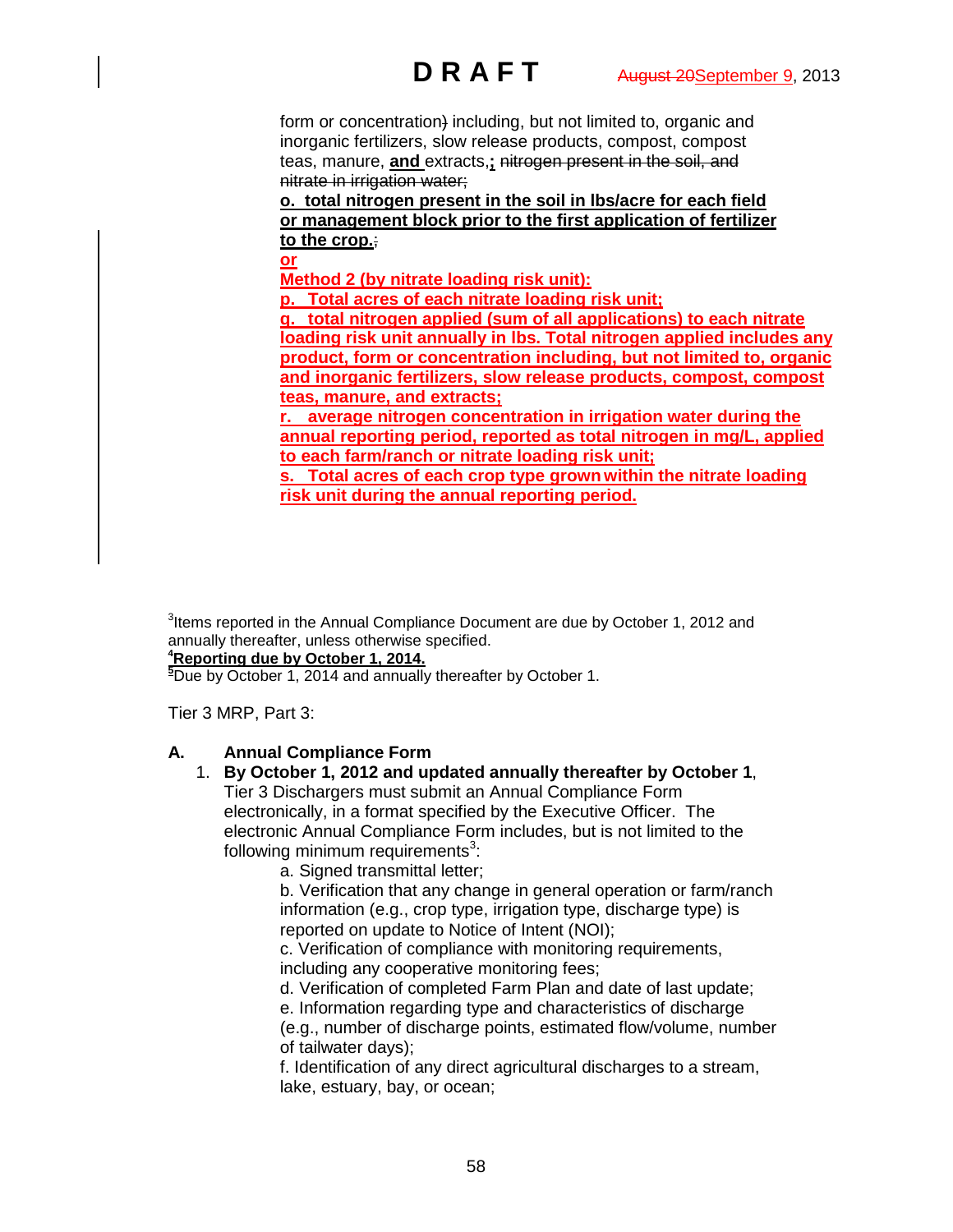form or concentration) including, but not limited to, organic and inorganic fertilizers, slow release products, compost, compost teas, manure, **and** extracts,; ~~nitrogen present in the soil, and nitrate in irrigation water;~~

**o. total nitrogen present in the soil in lbs/acre for each field or management block prior to the first application of fertilizer to the crop.**;

**or**

**Method 2 (by nitrate loading risk unit):**

**p. Total acres of each nitrate loading risk unit;**

**q. total nitrogen applied (sum of all applications) to each nitrate loading risk unit annually in lbs. Total nitrogen applied includes any product, form or concentration including, but not limited to, organic and inorganic fertilizers, slow release products, compost, compost teas, manure, and extracts;**

**r. average nitrogen concentration in irrigation water during the annual reporting period, reported as total nitrogen in mg/L, applied to each farm/ranch or nitrate loading risk unit;**

**s. Total acres of each crop type grown within the nitrate loading risk unit during the annual reporting period.**

[3] Items reported in the Annual Compliance Document are due by October 1, 2012 and annually thereafter, unless otherwise specified.

[4] **Reporting due by October 1, 2014.**

[5] Due by October 1, 2014 and annually thereafter by October 1.

Tier 3 MRP, Part 3:

## A. Annual Compliance Form

1. **By October 1, 2012 and updated annually thereafter by October 1**, Tier 3 Dischargers must submit an Annual Compliance Form electronically, in a format specified by the Executive Officer. The electronic Annual Compliance Form includes, but is not limited to the following minimum requirements[3]:

    a. Signed transmittal letter;

    b. Verification that any change in general operation or farm/ranch information (e.g., crop type, irrigation type, discharge type) is reported on update to Notice of Intent (NOI);

    c. Verification of compliance with monitoring requirements, including any cooperative monitoring fees;

    d. Verification of completed Farm Plan and date of last update;

    e. Information regarding type and characteristics of discharge (e.g., number of discharge points, estimated flow/volume, number of tailwater days);

    f. Identification of any direct agricultural discharges to a stream, lake, estuary, bay, or ocean;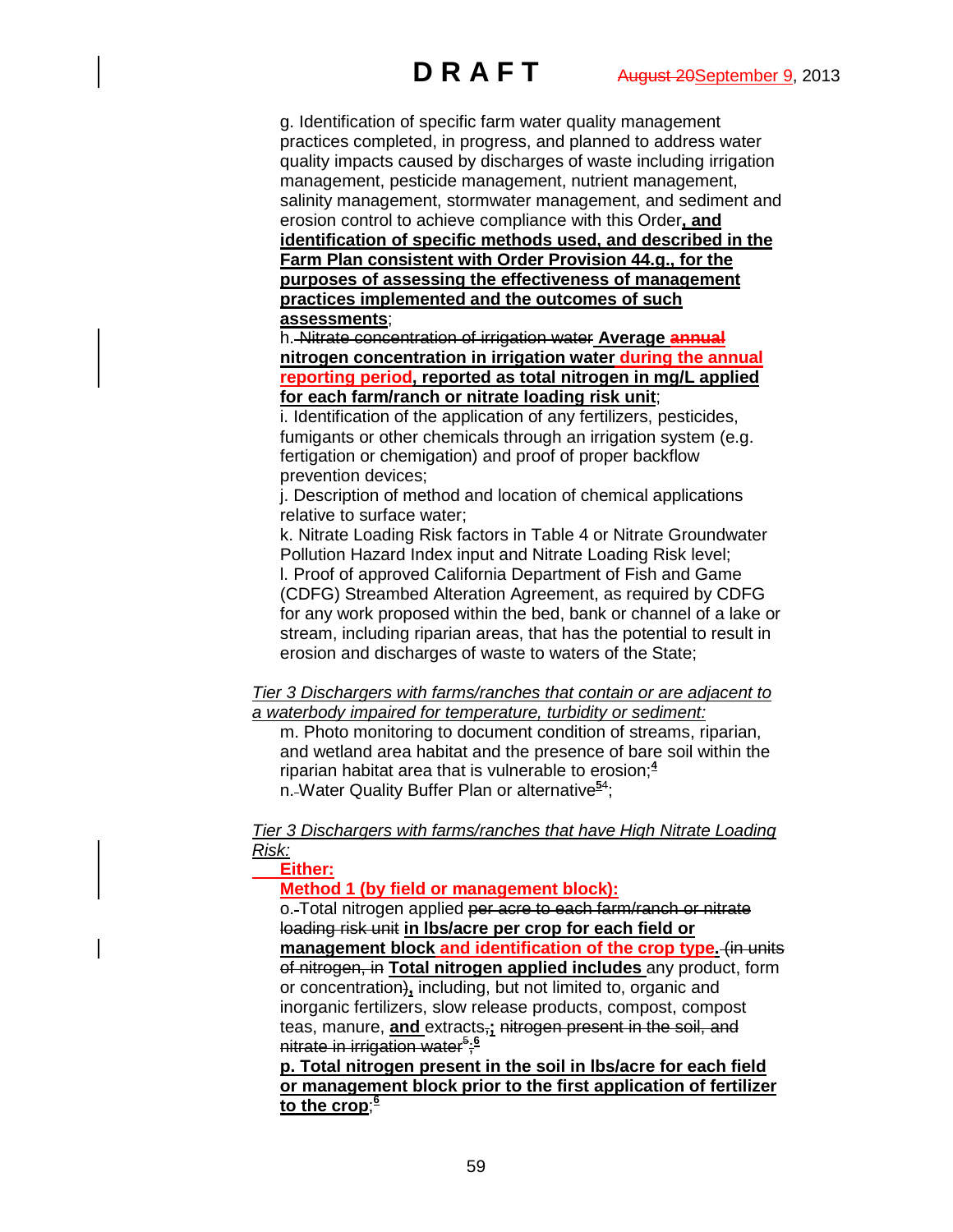g. Identification of specific farm water quality management practices completed, in progress, and planned to address water quality impacts caused by discharges of waste including irrigation management, pesticide management, nutrient management, salinity management, stormwater management, and sediment and erosion control to achieve compliance with this Order**, and identification of specific methods used, and described in the Farm Plan consistent with Order Provision 44.g., for the purposes of assessing the effectiveness of management practices implemented and the outcomes of such assessments**;

h. ~~Nitrate concentration of irrigation water~~ **Average ~~annual~~ nitrogen concentration in irrigation water during the annual reporting period, reported as total nitrogen in mg/L applied for each farm/ranch or nitrate loading risk unit**;

i. Identification of the application of any fertilizers, pesticides, fumigants or other chemicals through an irrigation system (e.g. fertigation or chemigation) and proof of proper backflow prevention devices;

j. Description of method and location of chemical applications relative to surface water;

k. Nitrate Loading Risk factors in Table 4 or Nitrate Groundwater Pollution Hazard Index input and Nitrate Loading Risk level;

l. Proof of approved California Department of Fish and Game (CDFG) Streambed Alteration Agreement, as required by CDFG for any work proposed within the bed, bank or channel of a lake or stream, including riparian areas, that has the potential to result in erosion and discharges of waste to waters of the State;

*Tier 3 Dischargers with farms/ranches that contain or are adjacent to a waterbody impaired for temperature, turbidity or sediment:*

m. Photo monitoring to document condition of streams, riparian, and wetland area habitat and the presence of bare soil within the riparian habitat area that is vulnerable to erosion;[4]

n. Water Quality Buffer Plan or alternative[~~5~~4];

*Tier 3 Dischargers with farms/ranches that have High Nitrate Loading Risk:*

**Either:**

**Method 1 (by field or management block):**

o. Total nitrogen applied ~~per acre to each farm/ranch or nitrate loading risk unit~~ **in lbs/acre per crop for each field or management block and identification of the crop type.** ~~(in units of nitrogen, in~~ **Total nitrogen applied includes** any product, form or concentration~~)~~**,** including, but not limited to, organic and inorganic fertilizers, slow release products, compost, compost teas, manure, **and** extracts~~,~~**;** ~~nitrogen present in the soil, and nitrate in irrigation water[5]~~;[6]

**p. Total nitrogen present in the soil in lbs/acre for each field or management block prior to the first application of fertilizer to the crop**;[6]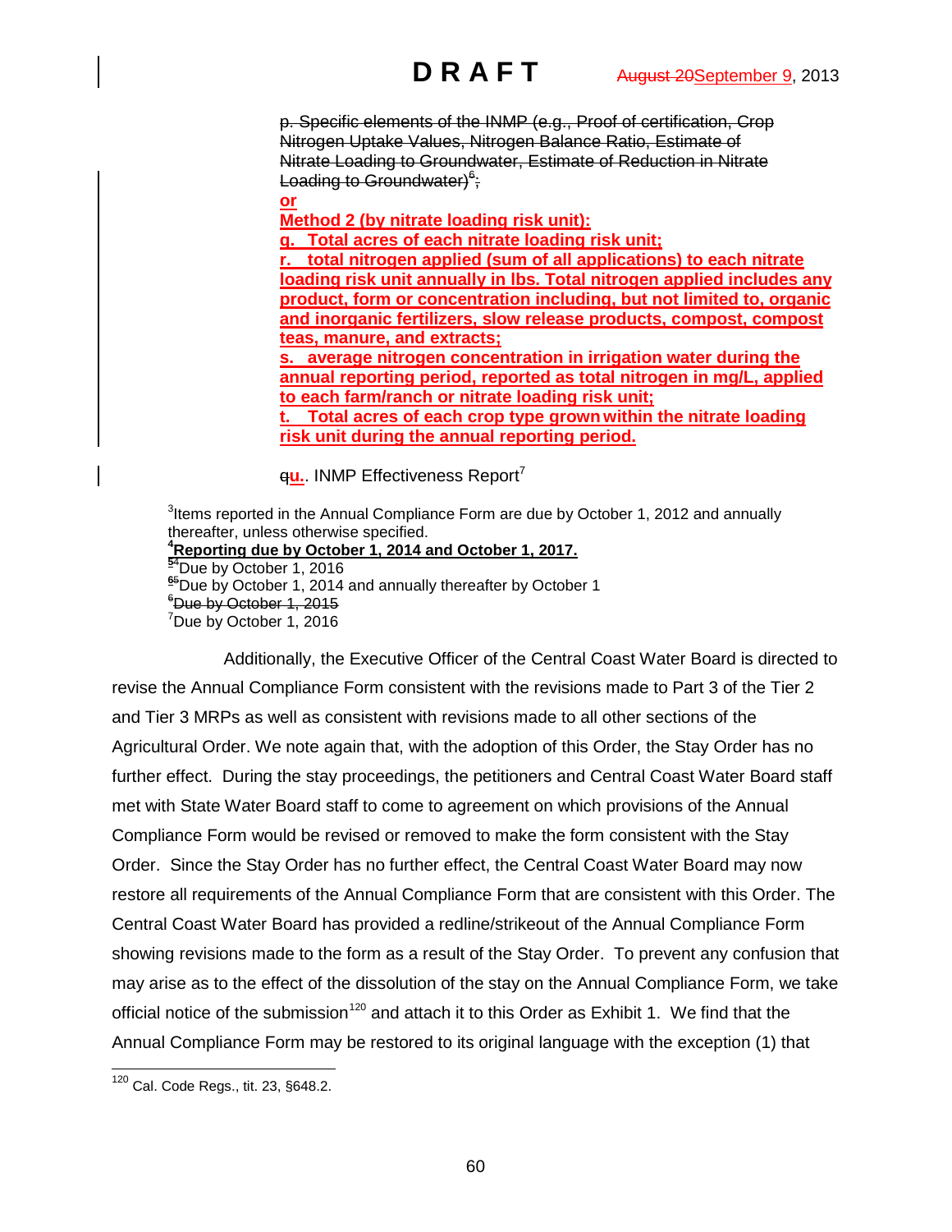~~p. Specific elements of the INMP (e.g., Proof of certification, Crop Nitrogen Uptake Values, Nitrogen Balance Ratio, Estimate of Nitrate Loading to Groundwater, Estimate of Reduction in Nitrate Loading to Groundwater)[6];~~

**or**

**Method 2 (by nitrate loading risk unit):**

**q. Total acres of each nitrate loading risk unit;**

**r. total nitrogen applied (sum of all applications) to each nitrate loading risk unit annually in lbs. Total nitrogen applied includes any product, form or concentration including, but not limited to, organic and inorganic fertilizers, slow release products, compost, compost teas, manure, and extracts;**

**s. average nitrogen concentration in irrigation water during the annual reporting period, reported as total nitrogen in mg/L, applied to each farm/ranch or nitrate loading risk unit;**

**t. Total acres of each crop type grown within the nitrate loading risk unit during the annual reporting period.**

~~q~~**u.**. INMP Effectiveness Report[7]

[3]Items reported in the Annual Compliance Form are due by October 1, 2012 and annually thereafter, unless otherwise specified.
**[4]Reporting due by October 1, 2014 and October 1, 2017.**
[~~5~~4]Due by October 1, 2016
[~~6~~5]Due by October 1, 2014 and annually thereafter by October 1
~~[6]Due by October 1, 2015~~
[7]Due by October 1, 2016

Additionally, the Executive Officer of the Central Coast Water Board is directed to revise the Annual Compliance Form consistent with the revisions made to Part 3 of the Tier 2 and Tier 3 MRPs as well as consistent with revisions made to all other sections of the Agricultural Order. We note again that, with the adoption of this Order, the Stay Order has no further effect. During the stay proceedings, the petitioners and Central Coast Water Board staff met with State Water Board staff to come to agreement on which provisions of the Annual Compliance Form would be revised or removed to make the form consistent with the Stay Order. Since the Stay Order has no further effect, the Central Coast Water Board may now restore all requirements of the Annual Compliance Form that are consistent with this Order. The Central Coast Water Board has provided a redline/strikeout of the Annual Compliance Form showing revisions made to the form as a result of the Stay Order. To prevent any confusion that may arise as to the effect of the dissolution of the stay on the Annual Compliance Form, we take official notice of the submission[120] and attach it to this Order as Exhibit 1. We find that the Annual Compliance Form may be restored to its original language with the exception (1) that

[120] Cal. Code Regs., tit. 23, §648.2.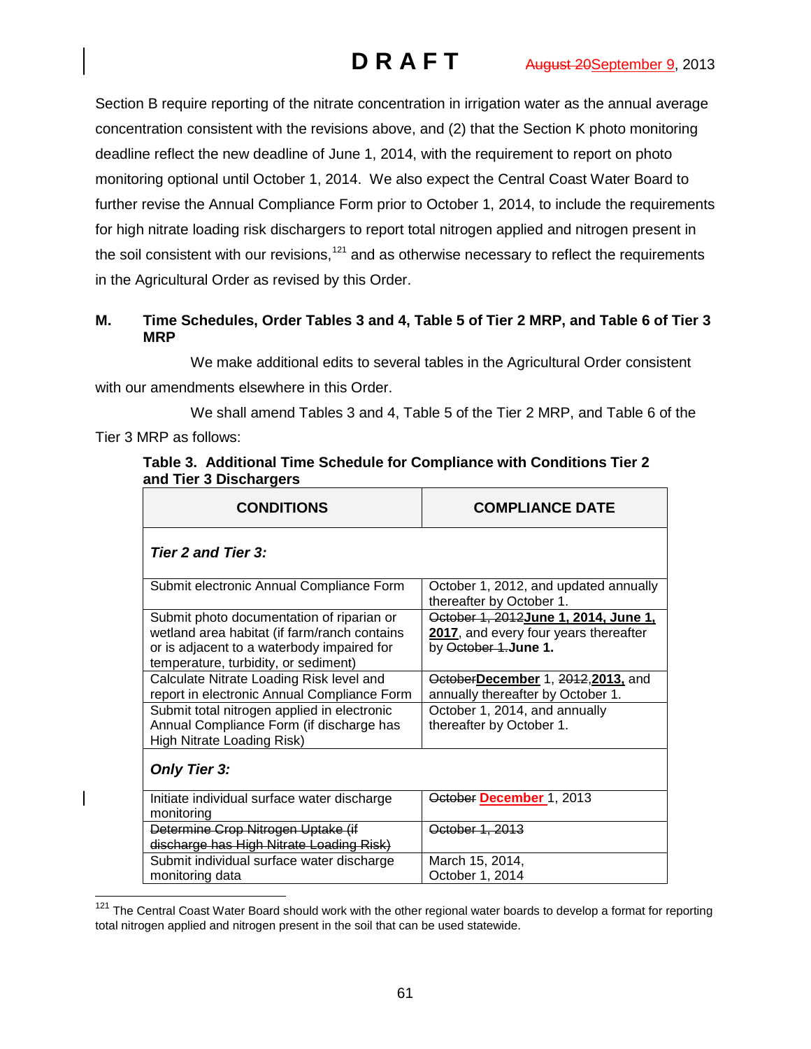Section B require reporting of the nitrate concentration in irrigation water as the annual average concentration consistent with the revisions above, and (2) that the Section K photo monitoring deadline reflect the new deadline of June 1, 2014, with the requirement to report on photo monitoring optional until October 1, 2014. We also expect the Central Coast Water Board to further revise the Annual Compliance Form prior to October 1, 2014, to include the requirements for high nitrate loading risk dischargers to report total nitrogen applied and nitrogen present in the soil consistent with our revisions,[121] and as otherwise necessary to reflect the requirements in the Agricultural Order as revised by this Order.

## M. Time Schedules, Order Tables 3 and 4, Table 5 of Tier 2 MRP, and Table 6 of Tier 3 MRP

We make additional edits to several tables in the Agricultural Order consistent with our amendments elsewhere in this Order.

We shall amend Tables 3 and 4, Table 5 of the Tier 2 MRP, and Table 6 of the Tier 3 MRP as follows:

**Table 3. Additional Time Schedule for Compliance with Conditions Tier 2 and Tier 3 Dischargers**

| CONDITIONS | COMPLIANCE DATE |
|---|---|
| ***Tier 2 and Tier 3:*** | |
| Submit electronic Annual Compliance Form | October 1, 2012, and updated annually thereafter by October 1. |
| Submit photo documentation of riparian or wetland area habitat (if farm/ranch contains or is adjacent to a waterbody impaired for temperature, turbidity, or sediment) | ~~October 1, 2012~~**June 1, 2014, June 1, 2017**, and every four years thereafter by ~~October 1.~~**June 1.** |
| Calculate Nitrate Loading Risk level and report in electronic Annual Compliance Form | ~~October~~**December** 1, ~~2012,~~**2013,** and annually thereafter by October 1. |
| Submit total nitrogen applied in electronic Annual Compliance Form (if discharge has High Nitrate Loading Risk) | October 1, 2014, and annually thereafter by October 1. |
| ***Only Tier 3:*** | |
| Initiate individual surface water discharge monitoring | ~~October~~ **December** 1, 2013 |
| ~~Determine Crop Nitrogen Uptake (if discharge has High Nitrate Loading Risk)~~ | ~~October 1, 2013~~ |
| Submit individual surface water discharge monitoring data | March 15, 2014, October 1, 2014 |

[121] The Central Coast Water Board should work with the other regional water boards to develop a format for reporting total nitrogen applied and nitrogen present in the soil that can be used statewide.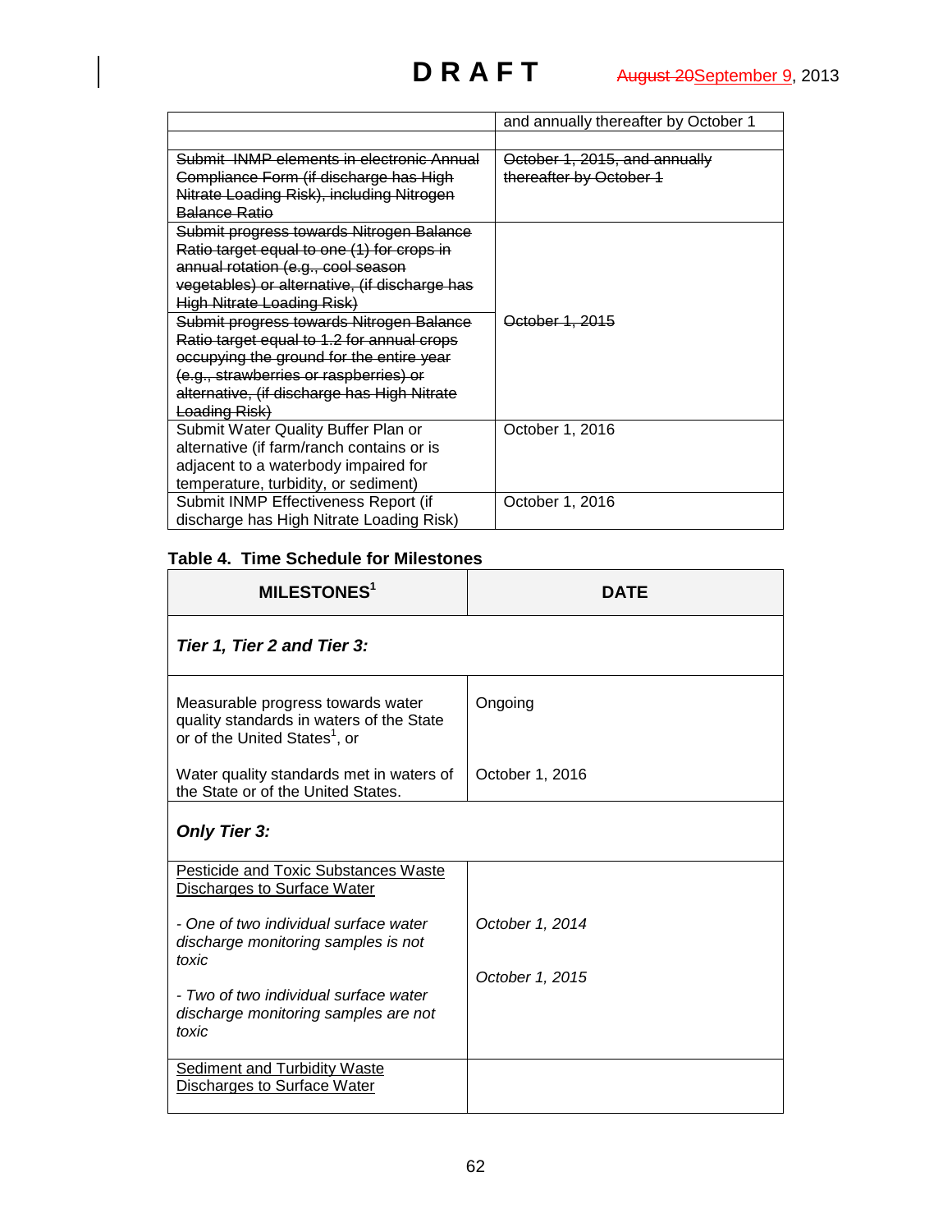| | and annually thereafter by October 1 |
|---|---|
| | |
| ~~Submit INMP elements in electronic Annual Compliance Form (if discharge has High Nitrate Loading Risk), including Nitrogen Balance Ratio~~ | ~~October 1, 2015, and annually thereafter by October 1~~ |
| ~~Submit progress towards Nitrogen Balance Ratio target equal to one (1) for crops in annual rotation (e.g., cool season vegetables) or alternative, (if discharge has High Nitrate Loading Risk)~~ | ~~October 1, 2015~~ |
| ~~Submit progress towards Nitrogen Balance Ratio target equal to 1.2 for annual crops occupying the ground for the entire year (e.g., strawberries or raspberries) or alternative, (if discharge has High Nitrate Loading Risk)~~ | |
| Submit Water Quality Buffer Plan or alternative (if farm/ranch contains or is adjacent to a waterbody impaired for temperature, turbidity, or sediment) | October 1, 2016 |
| Submit INMP Effectiveness Report (if discharge has High Nitrate Loading Risk) | October 1, 2016 |

**Table 4. Time Schedule for Milestones**

| MILESTONES[1] | DATE |
|---|---|
| ***Tier 1, Tier 2 and Tier 3:*** | |
| Measurable progress towards water quality standards in waters of the State or of the United States[1], or | Ongoing |
| Water quality standards met in waters of the State or of the United States. | October 1, 2016 |
| ***Only Tier 3:*** | |
| <u>Pesticide and Toxic Substances Waste Discharges to Surface Water</u> | |
| *- One of two individual surface water discharge monitoring samples is not toxic* | *October 1, 2014* |
| *- Two of two individual surface water discharge monitoring samples are not toxic* | *October 1, 2015* |
| <u>Sediment and Turbidity Waste Discharges to Surface Water</u> | |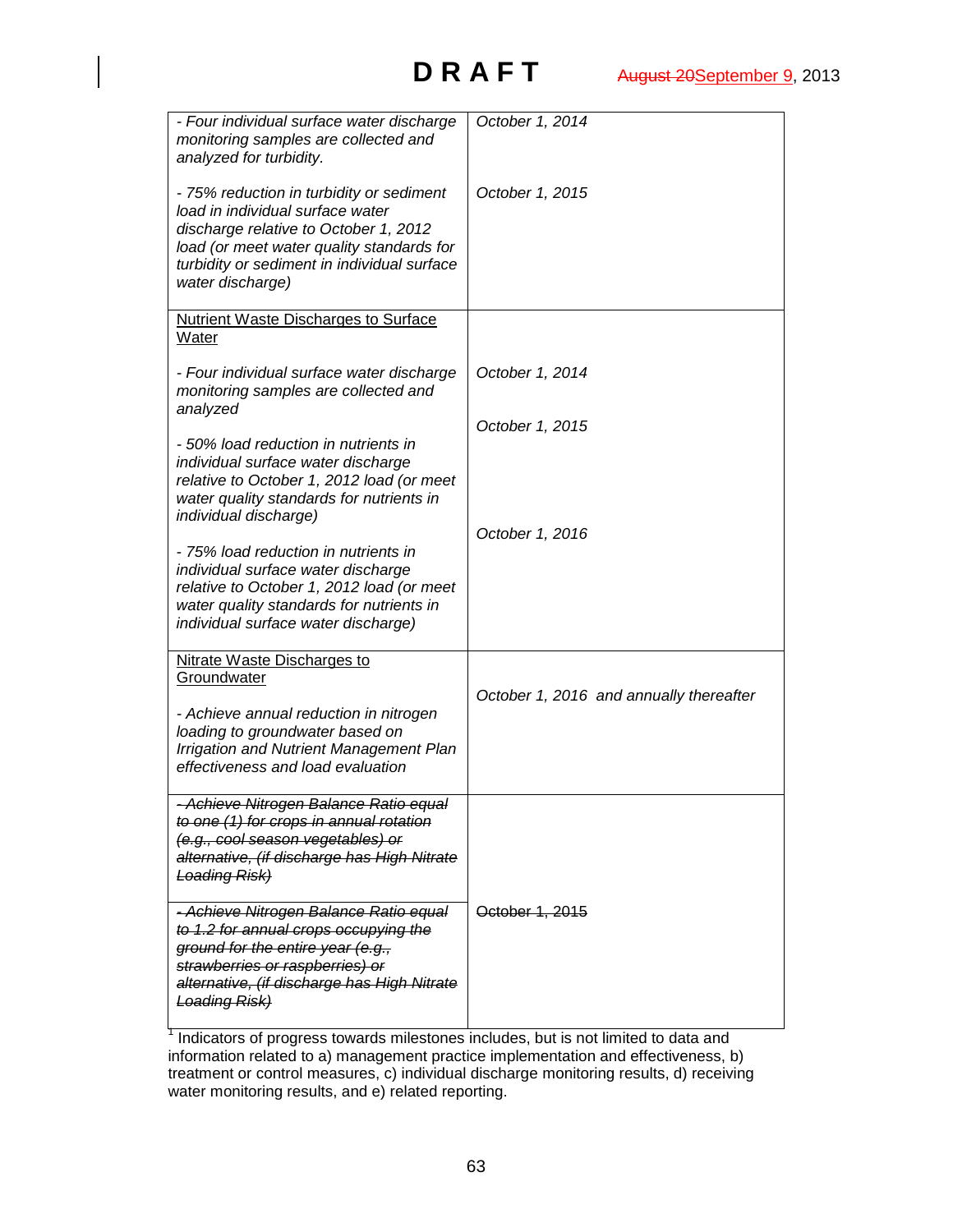| | |
|---|---|
| *- Four individual surface water discharge monitoring samples are collected and analyzed for turbidity.*<br><br>*- 75% reduction in turbidity or sediment load in individual surface water discharge relative to October 1, 2012 load (or meet water quality standards for turbidity or sediment in individual surface water discharge)* | *October 1, 2014*<br><br>*October 1, 2015* |
| <u>Nutrient Waste Discharges to Surface Water</u><br><br>*- Four individual surface water discharge monitoring samples are collected and analyzed*<br><br>*- 50% load reduction in nutrients in individual surface water discharge relative to October 1, 2012 load (or meet water quality standards for nutrients in individual discharge)*<br><br>*- 75% load reduction in nutrients in individual surface water discharge relative to October 1, 2012 load (or meet water quality standards for nutrients in individual surface water discharge)* | *October 1, 2014*<br><br>*October 1, 2015*<br><br>*October 1, 2016* |
| <u>Nitrate Waste Discharges to Groundwater</u><br><br>*- Achieve annual reduction in nitrogen loading to groundwater based on Irrigation and Nutrient Management Plan effectiveness and load evaluation* | *October 1, 2016 and annually thereafter* |
| ~~*- Achieve Nitrogen Balance Ratio equal to one (1) for crops in annual rotation (e.g., cool season vegetables) or alternative, (if discharge has High Nitrate Loading Risk)*~~ | |
| ~~*- Achieve Nitrogen Balance Ratio equal to 1.2 for annual crops occupying the ground for the entire year (e.g., strawberries or raspberries) or alternative, (if discharge has High Nitrate Loading Risk)*~~ | ~~October 1, 2015~~ |

[1] Indicators of progress towards milestones includes, but is not limited to data and information related to a) management practice implementation and effectiveness, b) treatment or control measures, c) individual discharge monitoring results, d) receiving water monitoring results, and e) related reporting.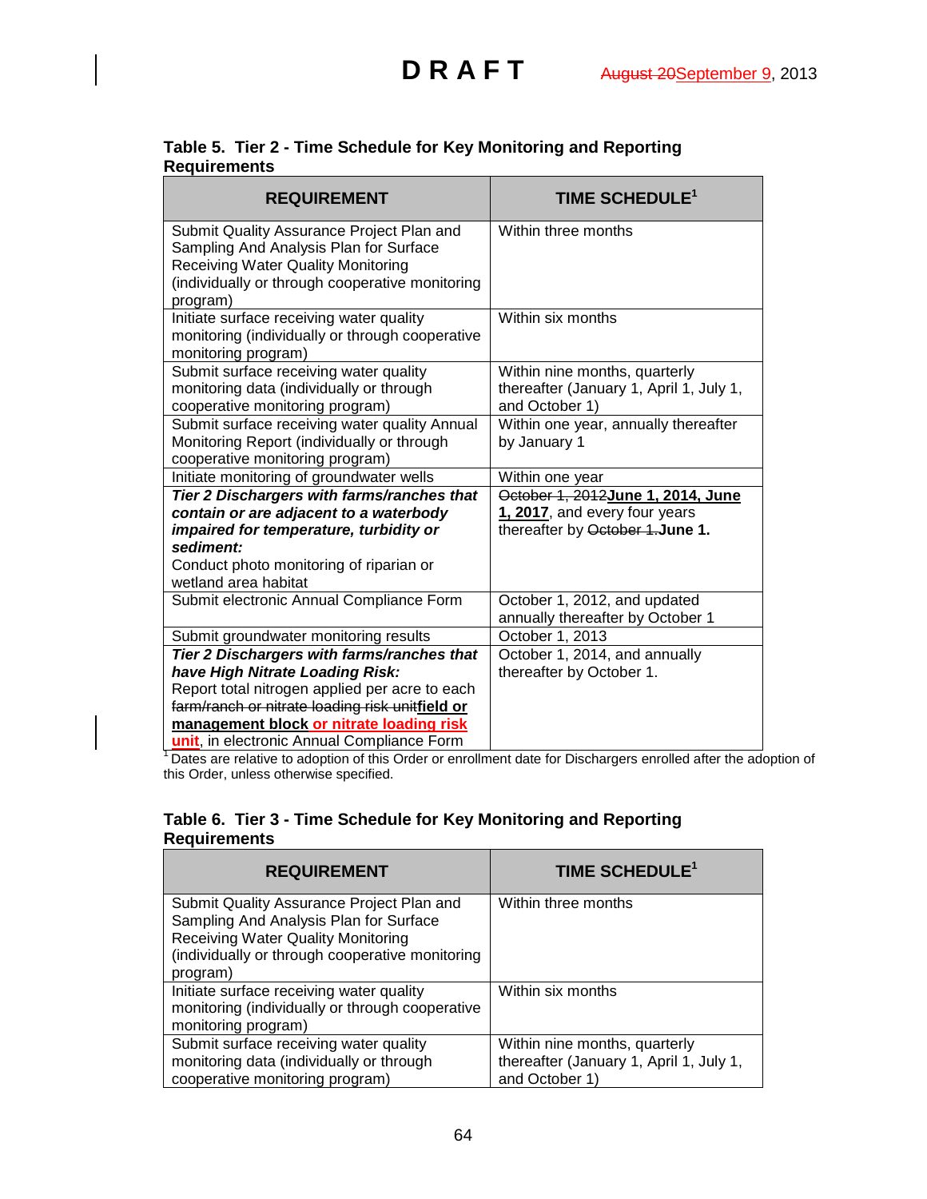**Table 5. Tier 2 - Time Schedule for Key Monitoring and Reporting Requirements**

| REQUIREMENT | TIME SCHEDULE[1] |
|---|---|
| Submit Quality Assurance Project Plan and Sampling And Analysis Plan for Surface Receiving Water Quality Monitoring (individually or through cooperative monitoring program) | Within three months |
| Initiate surface receiving water quality monitoring (individually or through cooperative monitoring program) | Within six months |
| Submit surface receiving water quality monitoring data (individually or through cooperative monitoring program) | Within nine months, quarterly thereafter (January 1, April 1, July 1, and October 1) |
| Submit surface receiving water quality Annual Monitoring Report (individually or through cooperative monitoring program) | Within one year, annually thereafter by January 1 |
| Initiate monitoring of groundwater wells | Within one year |
| ***Tier 2 Dischargers with farms/ranches that contain or are adjacent to a waterbody impaired for temperature, turbidity or sediment:*** Conduct photo monitoring of riparian or wetland area habitat | ~~October 1, 2012~~**June 1, 2014, June 1, 2017**, and every four years thereafter by ~~October 1.~~**June 1.** |
| Submit electronic Annual Compliance Form | October 1, 2012, and updated annually thereafter by October 1 |
| Submit groundwater monitoring results | October 1, 2013 |
| ***Tier 2 Dischargers with farms/ranches that have High Nitrate Loading Risk:*** Report total nitrogen applied per acre to each ~~farm/ranch or nitrate loading risk unit~~**field or management block or nitrate loading risk unit**, in electronic Annual Compliance Form | October 1, 2014, and annually thereafter by October 1. |

[1] Dates are relative to adoption of this Order or enrollment date for Dischargers enrolled after the adoption of this Order, unless otherwise specified.

**Table 6. Tier 3 - Time Schedule for Key Monitoring and Reporting Requirements**

| REQUIREMENT | TIME SCHEDULE[1] |
|---|---|
| Submit Quality Assurance Project Plan and Sampling And Analysis Plan for Surface Receiving Water Quality Monitoring (individually or through cooperative monitoring program) | Within three months |
| Initiate surface receiving water quality monitoring (individually or through cooperative monitoring program) | Within six months |
| Submit surface receiving water quality monitoring data (individually or through cooperative monitoring program) | Within nine months, quarterly thereafter (January 1, April 1, July 1, and October 1) |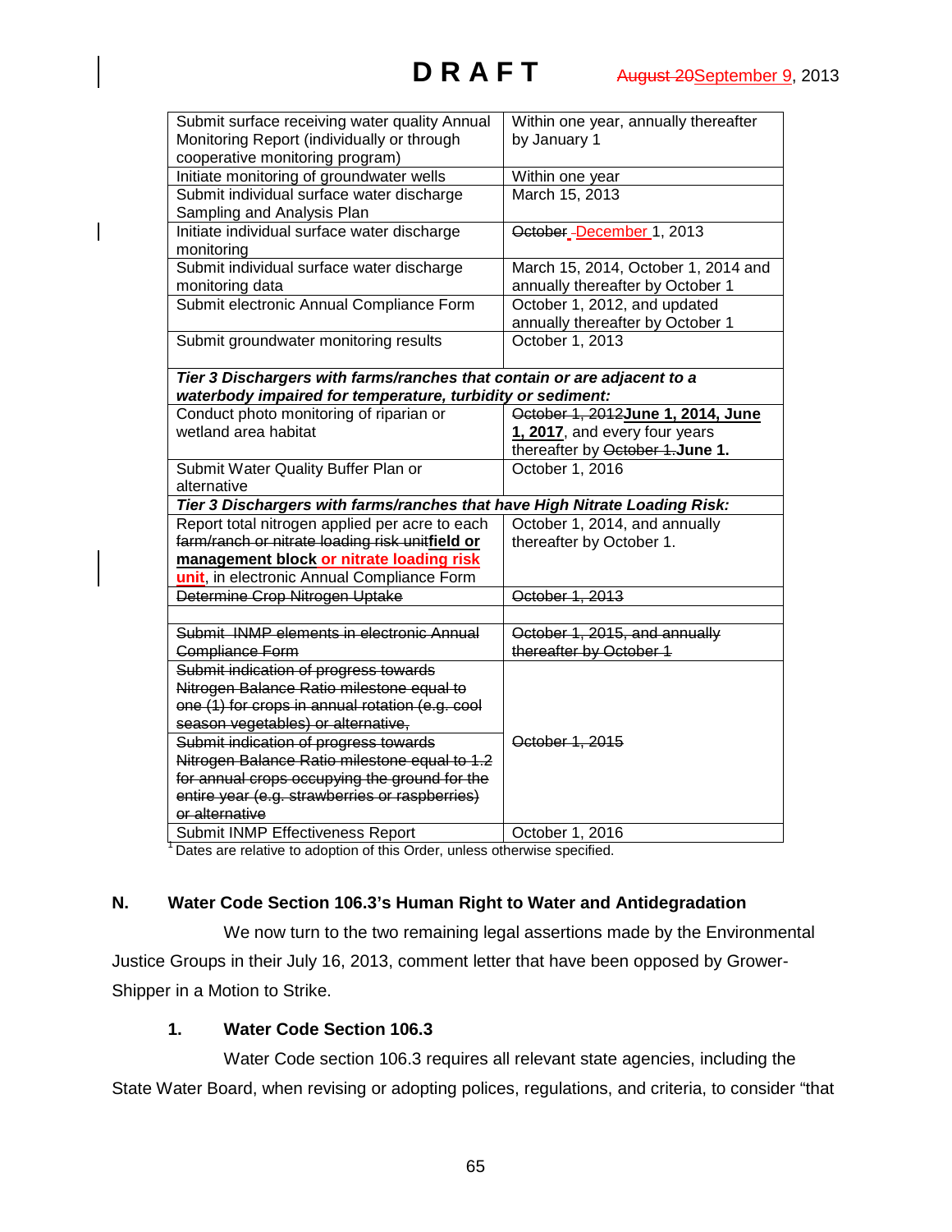| | |
|---|---|
| Submit surface receiving water quality Annual Monitoring Report (individually or through cooperative monitoring program) | Within one year, annually thereafter by January 1 |
| Initiate monitoring of groundwater wells | Within one year |
| Submit individual surface water discharge Sampling and Analysis Plan | March 15, 2013 |
| Initiate individual surface water discharge monitoring | ~~October~~ December 1, 2013 |
| Submit individual surface water discharge monitoring data | March 15, 2014, October 1, 2014 and annually thereafter by October 1 |
| Submit electronic Annual Compliance Form | October 1, 2012, and updated annually thereafter by October 1 |
| Submit groundwater monitoring results | October 1, 2013 |
| ***Tier 3 Dischargers with farms/ranches that contain or are adjacent to a waterbody impaired for temperature, turbidity or sediment:*** | |
| Conduct photo monitoring of riparian or wetland area habitat | ~~October 1, 2012~~**June 1, 2014, June 1, 2017**, and every four years thereafter by ~~October 1.~~**June 1.** |
| Submit Water Quality Buffer Plan or alternative | October 1, 2016 |
| ***Tier 3 Dischargers with farms/ranches that have High Nitrate Loading Risk:*** | |
| Report total nitrogen applied per acre to each ~~farm/ranch or nitrate loading risk unit~~**field or management block or nitrate loading risk unit**, in electronic Annual Compliance Form | October 1, 2014, and annually thereafter by October 1. |
| ~~Determine Crop Nitrogen Uptake~~ | ~~October 1, 2013~~ |
| | |
| ~~Submit INMP elements in electronic Annual Compliance Form~~ | ~~October 1, 2015, and annually thereafter by October 1~~ |
| ~~Submit indication of progress towards Nitrogen Balance Ratio milestone equal to one (1) for crops in annual rotation (e.g. cool season vegetables) or alternative,~~ | ~~October 1, 2015~~ |
| ~~Submit indication of progress towards Nitrogen Balance Ratio milestone equal to 1.2 for annual crops occupying the ground for the entire year (e.g. strawberries or raspberries) or alternative~~ | |
| Submit INMP Effectiveness Report | October 1, 2016 |

[1] Dates are relative to adoption of this Order, unless otherwise specified.

## N. Water Code Section 106.3's Human Right to Water and Antidegradation

We now turn to the two remaining legal assertions made by the Environmental Justice Groups in their July 16, 2013, comment letter that have been opposed by Grower-Shipper in a Motion to Strike.

### 1. Water Code Section 106.3

Water Code section 106.3 requires all relevant state agencies, including the State Water Board, when revising or adopting polices, regulations, and criteria, to consider "that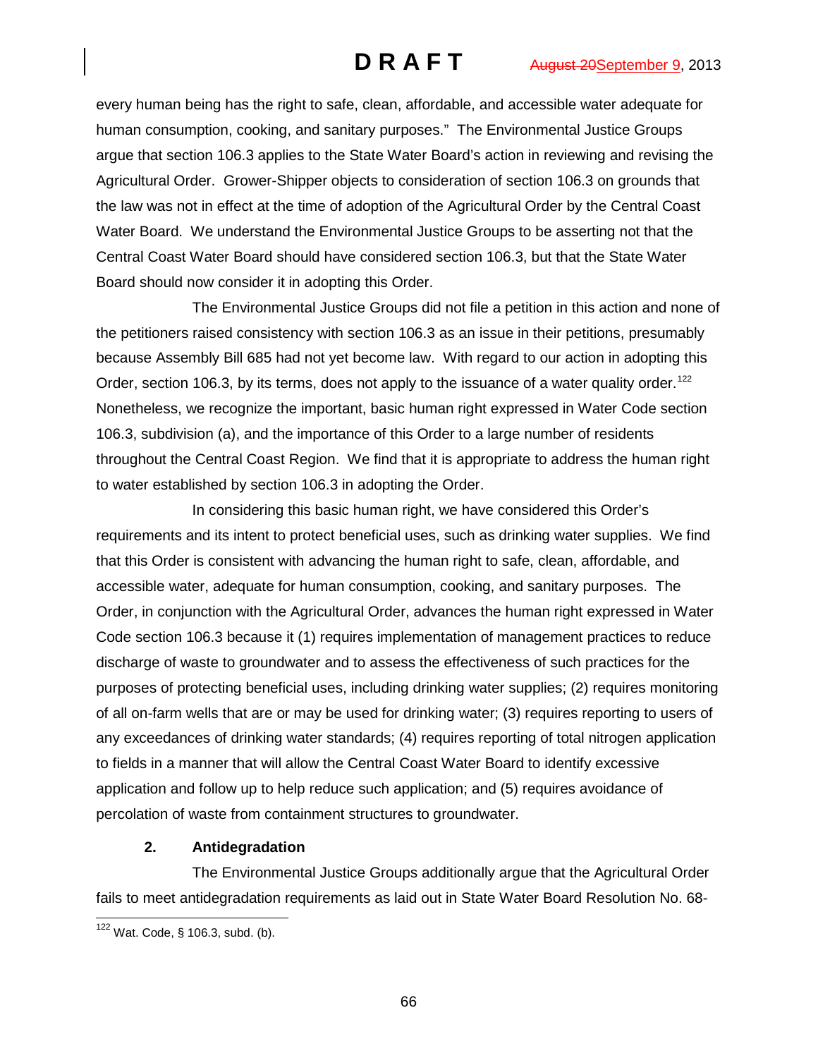every human being has the right to safe, clean, affordable, and accessible water adequate for human consumption, cooking, and sanitary purposes." The Environmental Justice Groups argue that section 106.3 applies to the State Water Board's action in reviewing and revising the Agricultural Order. Grower-Shipper objects to consideration of section 106.3 on grounds that the law was not in effect at the time of adoption of the Agricultural Order by the Central Coast Water Board. We understand the Environmental Justice Groups to be asserting not that the Central Coast Water Board should have considered section 106.3, but that the State Water Board should now consider it in adopting this Order.

The Environmental Justice Groups did not file a petition in this action and none of the petitioners raised consistency with section 106.3 as an issue in their petitions, presumably because Assembly Bill 685 had not yet become law. With regard to our action in adopting this Order, section 106.3, by its terms, does not apply to the issuance of a water quality order.[122] Nonetheless, we recognize the important, basic human right expressed in Water Code section 106.3, subdivision (a), and the importance of this Order to a large number of residents throughout the Central Coast Region. We find that it is appropriate to address the human right to water established by section 106.3 in adopting the Order.

In considering this basic human right, we have considered this Order's requirements and its intent to protect beneficial uses, such as drinking water supplies. We find that this Order is consistent with advancing the human right to safe, clean, affordable, and accessible water, adequate for human consumption, cooking, and sanitary purposes. The Order, in conjunction with the Agricultural Order, advances the human right expressed in Water Code section 106.3 because it (1) requires implementation of management practices to reduce discharge of waste to groundwater and to assess the effectiveness of such practices for the purposes of protecting beneficial uses, including drinking water supplies; (2) requires monitoring of all on-farm wells that are or may be used for drinking water; (3) requires reporting to users of any exceedances of drinking water standards; (4) requires reporting of total nitrogen application to fields in a manner that will allow the Central Coast Water Board to identify excessive application and follow up to help reduce such application; and (5) requires avoidance of percolation of waste from containment structures to groundwater.

### 2. Antidegradation

The Environmental Justice Groups additionally argue that the Agricultural Order fails to meet antidegradation requirements as laid out in State Water Board Resolution No. 68-

---

[122] Wat. Code, § 106.3, subd. (b).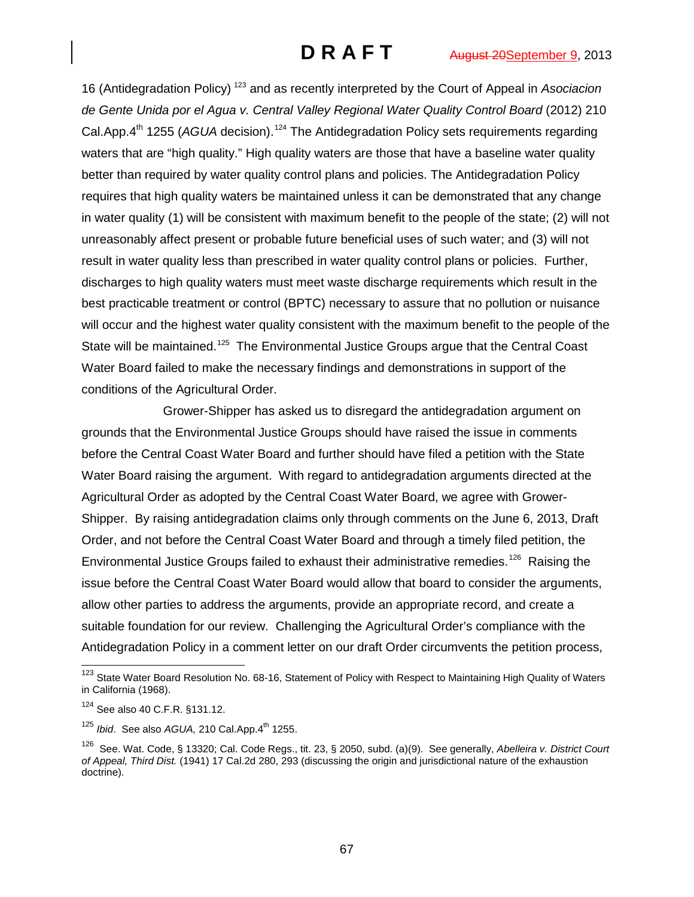16 (Antidegradation Policy) [123] and as recently interpreted by the Court of Appeal in *Asociacion de Gente Unida por el Agua v. Central Valley Regional Water Quality Control Board* (2012) 210 Cal.App.4th 1255 (*AGUA* decision).[124] The Antidegradation Policy sets requirements regarding waters that are "high quality." High quality waters are those that have a baseline water quality better than required by water quality control plans and policies. The Antidegradation Policy requires that high quality waters be maintained unless it can be demonstrated that any change in water quality (1) will be consistent with maximum benefit to the people of the state; (2) will not unreasonably affect present or probable future beneficial uses of such water; and (3) will not result in water quality less than prescribed in water quality control plans or policies. Further, discharges to high quality waters must meet waste discharge requirements which result in the best practicable treatment or control (BPTC) necessary to assure that no pollution or nuisance will occur and the highest water quality consistent with the maximum benefit to the people of the State will be maintained.[125] The Environmental Justice Groups argue that the Central Coast Water Board failed to make the necessary findings and demonstrations in support of the conditions of the Agricultural Order.

Grower-Shipper has asked us to disregard the antidegradation argument on grounds that the Environmental Justice Groups should have raised the issue in comments before the Central Coast Water Board and further should have filed a petition with the State Water Board raising the argument. With regard to antidegradation arguments directed at the Agricultural Order as adopted by the Central Coast Water Board, we agree with Grower-Shipper. By raising antidegradation claims only through comments on the June 6, 2013, Draft Order, and not before the Central Coast Water Board and through a timely filed petition, the Environmental Justice Groups failed to exhaust their administrative remedies.[126] Raising the issue before the Central Coast Water Board would allow that board to consider the arguments, allow other parties to address the arguments, provide an appropriate record, and create a suitable foundation for our review. Challenging the Agricultural Order's compliance with the Antidegradation Policy in a comment letter on our draft Order circumvents the petition process,

---

[123] State Water Board Resolution No. 68-16, Statement of Policy with Respect to Maintaining High Quality of Waters in California (1968).

[124] See also 40 C.F.R. §131.12.

[125] *Ibid*. See also *AGUA,* 210 Cal.App.4th 1255.

[126] See. Wat. Code, § 13320; Cal. Code Regs., tit. 23, § 2050, subd. (a)(9). See generally, *Abelleira v. District Court of Appeal, Third Dist.* (1941) 17 Cal.2d 280, 293 (discussing the origin and jurisdictional nature of the exhaustion doctrine).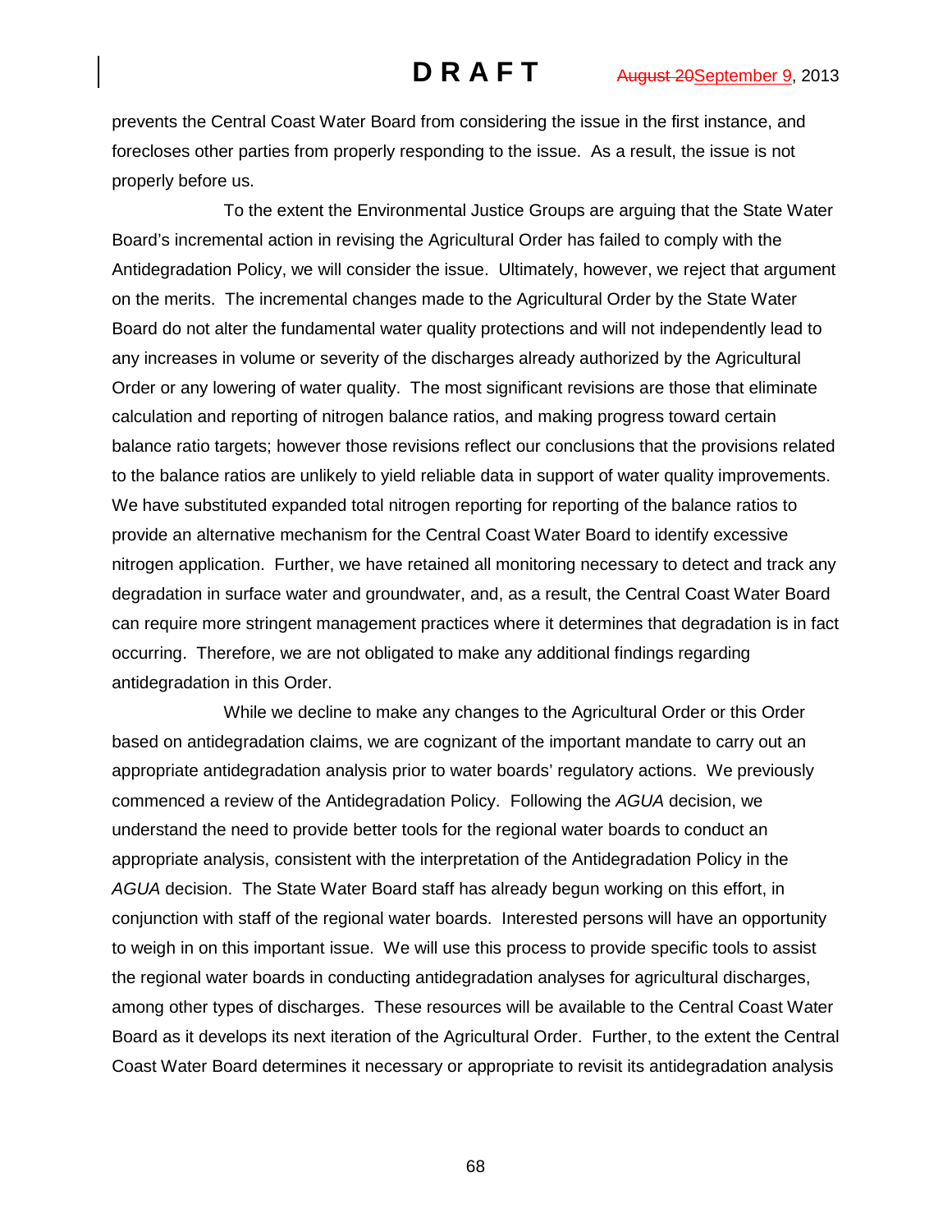prevents the Central Coast Water Board from considering the issue in the first instance, and forecloses other parties from properly responding to the issue. As a result, the issue is not properly before us.

To the extent the Environmental Justice Groups are arguing that the State Water Board's incremental action in revising the Agricultural Order has failed to comply with the Antidegradation Policy, we will consider the issue. Ultimately, however, we reject that argument on the merits. The incremental changes made to the Agricultural Order by the State Water Board do not alter the fundamental water quality protections and will not independently lead to any increases in volume or severity of the discharges already authorized by the Agricultural Order or any lowering of water quality. The most significant revisions are those that eliminate calculation and reporting of nitrogen balance ratios, and making progress toward certain balance ratio targets; however those revisions reflect our conclusions that the provisions related to the balance ratios are unlikely to yield reliable data in support of water quality improvements. We have substituted expanded total nitrogen reporting for reporting of the balance ratios to provide an alternative mechanism for the Central Coast Water Board to identify excessive nitrogen application. Further, we have retained all monitoring necessary to detect and track any degradation in surface water and groundwater, and, as a result, the Central Coast Water Board can require more stringent management practices where it determines that degradation is in fact occurring. Therefore, we are not obligated to make any additional findings regarding antidegradation in this Order.

While we decline to make any changes to the Agricultural Order or this Order based on antidegradation claims, we are cognizant of the important mandate to carry out an appropriate antidegradation analysis prior to water boards' regulatory actions. We previously commenced a review of the Antidegradation Policy. Following the *AGUA* decision, we understand the need to provide better tools for the regional water boards to conduct an appropriate analysis, consistent with the interpretation of the Antidegradation Policy in the *AGUA* decision. The State Water Board staff has already begun working on this effort, in conjunction with staff of the regional water boards. Interested persons will have an opportunity to weigh in on this important issue. We will use this process to provide specific tools to assist the regional water boards in conducting antidegradation analyses for agricultural discharges, among other types of discharges. These resources will be available to the Central Coast Water Board as it develops its next iteration of the Agricultural Order. Further, to the extent the Central Coast Water Board determines it necessary or appropriate to revisit its antidegradation analysis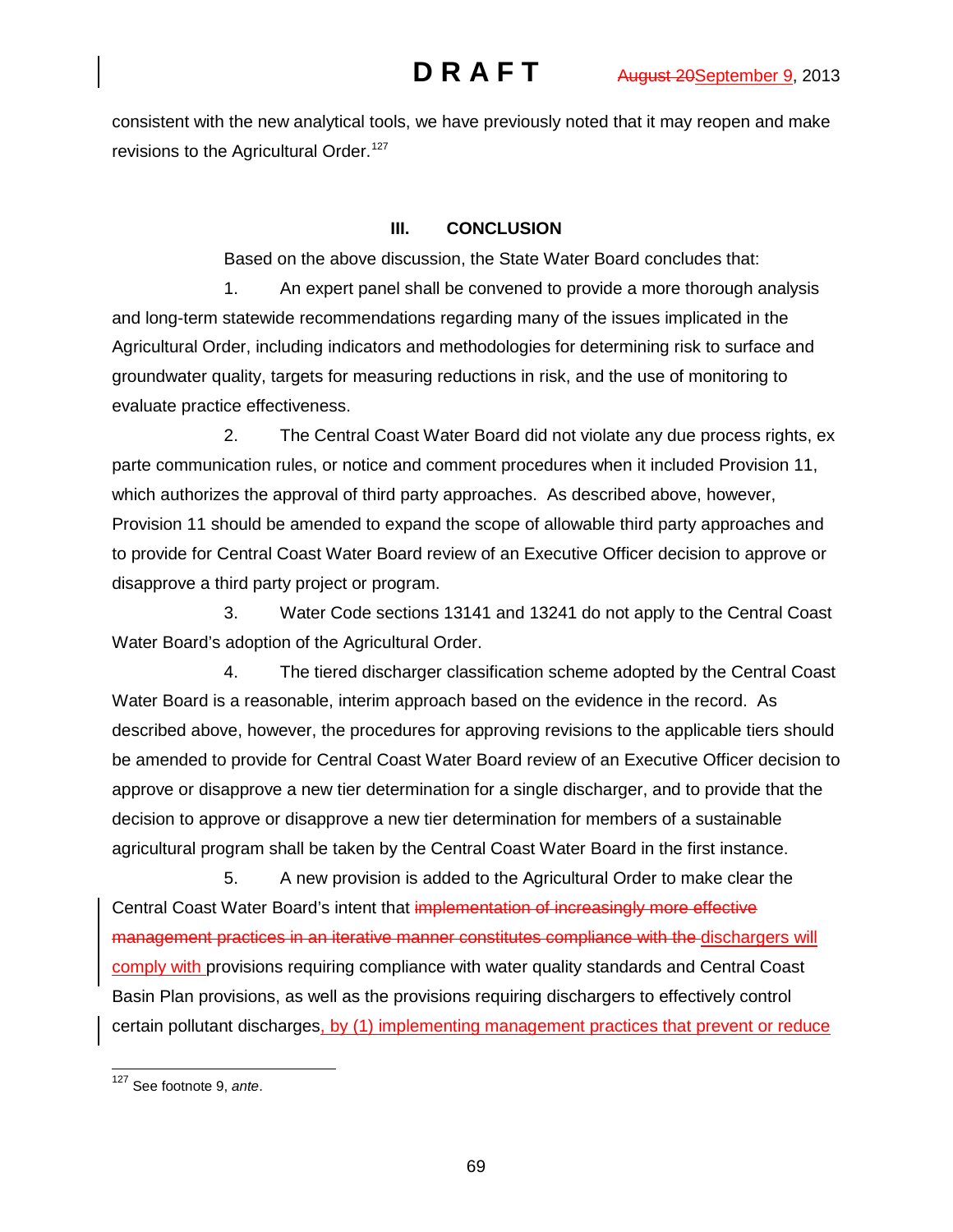consistent with the new analytical tools, we have previously noted that it may reopen and make revisions to the Agricultural Order.[127]

## III. CONCLUSION

Based on the above discussion, the State Water Board concludes that:

1. An expert panel shall be convened to provide a more thorough analysis and long-term statewide recommendations regarding many of the issues implicated in the Agricultural Order, including indicators and methodologies for determining risk to surface and groundwater quality, targets for measuring reductions in risk, and the use of monitoring to evaluate practice effectiveness.

2. The Central Coast Water Board did not violate any due process rights, ex parte communication rules, or notice and comment procedures when it included Provision 11, which authorizes the approval of third party approaches. As described above, however, Provision 11 should be amended to expand the scope of allowable third party approaches and to provide for Central Coast Water Board review of an Executive Officer decision to approve or disapprove a third party project or program.

3. Water Code sections 13141 and 13241 do not apply to the Central Coast Water Board's adoption of the Agricultural Order.

4. The tiered discharger classification scheme adopted by the Central Coast Water Board is a reasonable, interim approach based on the evidence in the record. As described above, however, the procedures for approving revisions to the applicable tiers should be amended to provide for Central Coast Water Board review of an Executive Officer decision to approve or disapprove a new tier determination for a single discharger, and to provide that the decision to approve or disapprove a new tier determination for members of a sustainable agricultural program shall be taken by the Central Coast Water Board in the first instance.

5. A new provision is added to the Agricultural Order to make clear the Central Coast Water Board's intent that ~~implementation of increasingly more effective management practices in an iterative manner constitutes compliance with the~~ dischargers will comply with provisions requiring compliance with water quality standards and Central Coast Basin Plan provisions, as well as the provisions requiring dischargers to effectively control certain pollutant discharges, by (1) implementing management practices that prevent or reduce

---

[127] See footnote 9, *ante*.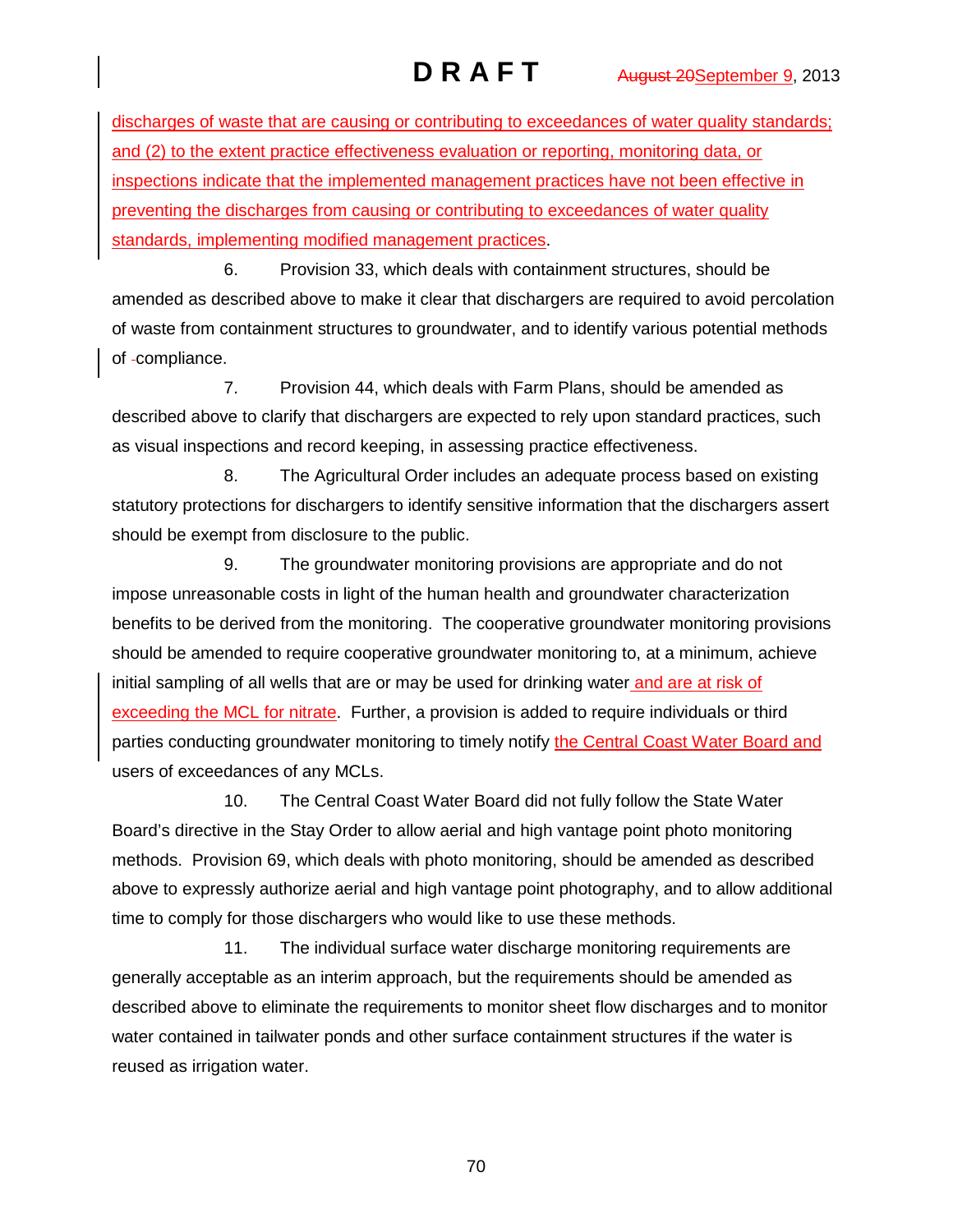discharges of waste that are causing or contributing to exceedances of water quality standards; and (2) to the extent practice effectiveness evaluation or reporting, monitoring data, or inspections indicate that the implemented management practices have not been effective in preventing the discharges from causing or contributing to exceedances of water quality standards, implementing modified management practices.

6. Provision 33, which deals with containment structures, should be amended as described above to make it clear that dischargers are required to avoid percolation of waste from containment structures to groundwater, and to identify various potential methods of compliance.

7. Provision 44, which deals with Farm Plans, should be amended as described above to clarify that dischargers are expected to rely upon standard practices, such as visual inspections and record keeping, in assessing practice effectiveness.

8. The Agricultural Order includes an adequate process based on existing statutory protections for dischargers to identify sensitive information that the dischargers assert should be exempt from disclosure to the public.

9. The groundwater monitoring provisions are appropriate and do not impose unreasonable costs in light of the human health and groundwater characterization benefits to be derived from the monitoring. The cooperative groundwater monitoring provisions should be amended to require cooperative groundwater monitoring to, at a minimum, achieve initial sampling of all wells that are or may be used for drinking water and are at risk of exceeding the MCL for nitrate. Further, a provision is added to require individuals or third parties conducting groundwater monitoring to timely notify the Central Coast Water Board and users of exceedances of any MCLs.

10. The Central Coast Water Board did not fully follow the State Water Board's directive in the Stay Order to allow aerial and high vantage point photo monitoring methods. Provision 69, which deals with photo monitoring, should be amended as described above to expressly authorize aerial and high vantage point photography, and to allow additional time to comply for those dischargers who would like to use these methods.

11. The individual surface water discharge monitoring requirements are generally acceptable as an interim approach, but the requirements should be amended as described above to eliminate the requirements to monitor sheet flow discharges and to monitor water contained in tailwater ponds and other surface containment structures if the water is reused as irrigation water.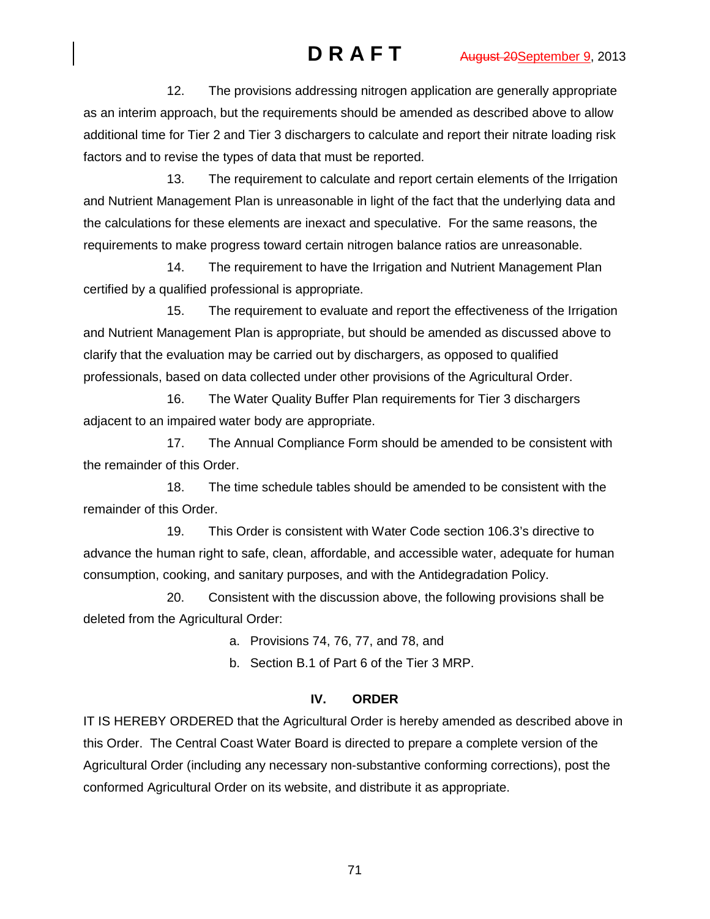12. The provisions addressing nitrogen application are generally appropriate as an interim approach, but the requirements should be amended as described above to allow additional time for Tier 2 and Tier 3 dischargers to calculate and report their nitrate loading risk factors and to revise the types of data that must be reported.

13. The requirement to calculate and report certain elements of the Irrigation and Nutrient Management Plan is unreasonable in light of the fact that the underlying data and the calculations for these elements are inexact and speculative. For the same reasons, the requirements to make progress toward certain nitrogen balance ratios are unreasonable.

14. The requirement to have the Irrigation and Nutrient Management Plan certified by a qualified professional is appropriate.

15. The requirement to evaluate and report the effectiveness of the Irrigation and Nutrient Management Plan is appropriate, but should be amended as discussed above to clarify that the evaluation may be carried out by dischargers, as opposed to qualified professionals, based on data collected under other provisions of the Agricultural Order.

16. The Water Quality Buffer Plan requirements for Tier 3 dischargers adjacent to an impaired water body are appropriate.

17. The Annual Compliance Form should be amended to be consistent with the remainder of this Order.

18. The time schedule tables should be amended to be consistent with the remainder of this Order.

19. This Order is consistent with Water Code section 106.3's directive to advance the human right to safe, clean, affordable, and accessible water, adequate for human consumption, cooking, and sanitary purposes, and with the Antidegradation Policy.

20. Consistent with the discussion above, the following provisions shall be deleted from the Agricultural Order:

a. Provisions 74, 76, 77, and 78, and

b. Section B.1 of Part 6 of the Tier 3 MRP.

## IV. ORDER

IT IS HEREBY ORDERED that the Agricultural Order is hereby amended as described above in this Order. The Central Coast Water Board is directed to prepare a complete version of the Agricultural Order (including any necessary non-substantive conforming corrections), post the conformed Agricultural Order on its website, and distribute it as appropriate.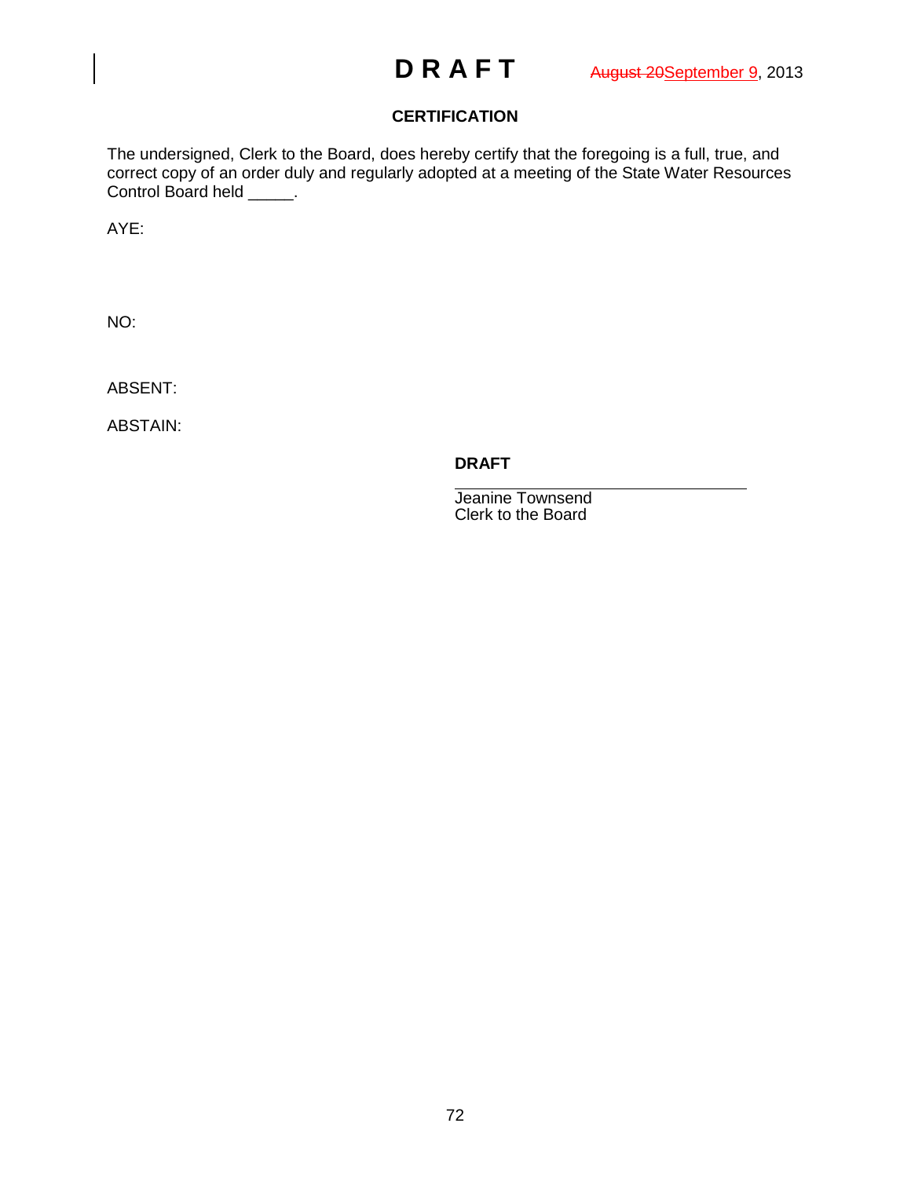# D R A F T

~~August 20~~September 9, 2013

## CERTIFICATION

The undersigned, Clerk to the Board, does hereby certify that the foregoing is a full, true, and correct copy of an order duly and regularly adopted at a meeting of the State Water Resources Control Board held _____.

AYE:

NO:

ABSENT:

ABSTAIN:

**DRAFT**

\_\_\_\_\_\_\_\_\_\_\_\_\_\_\_\_\_\_\_\_\_\_\_\_\_\_\_\_\_\_

Jeanine Townsend
Clerk to the Board